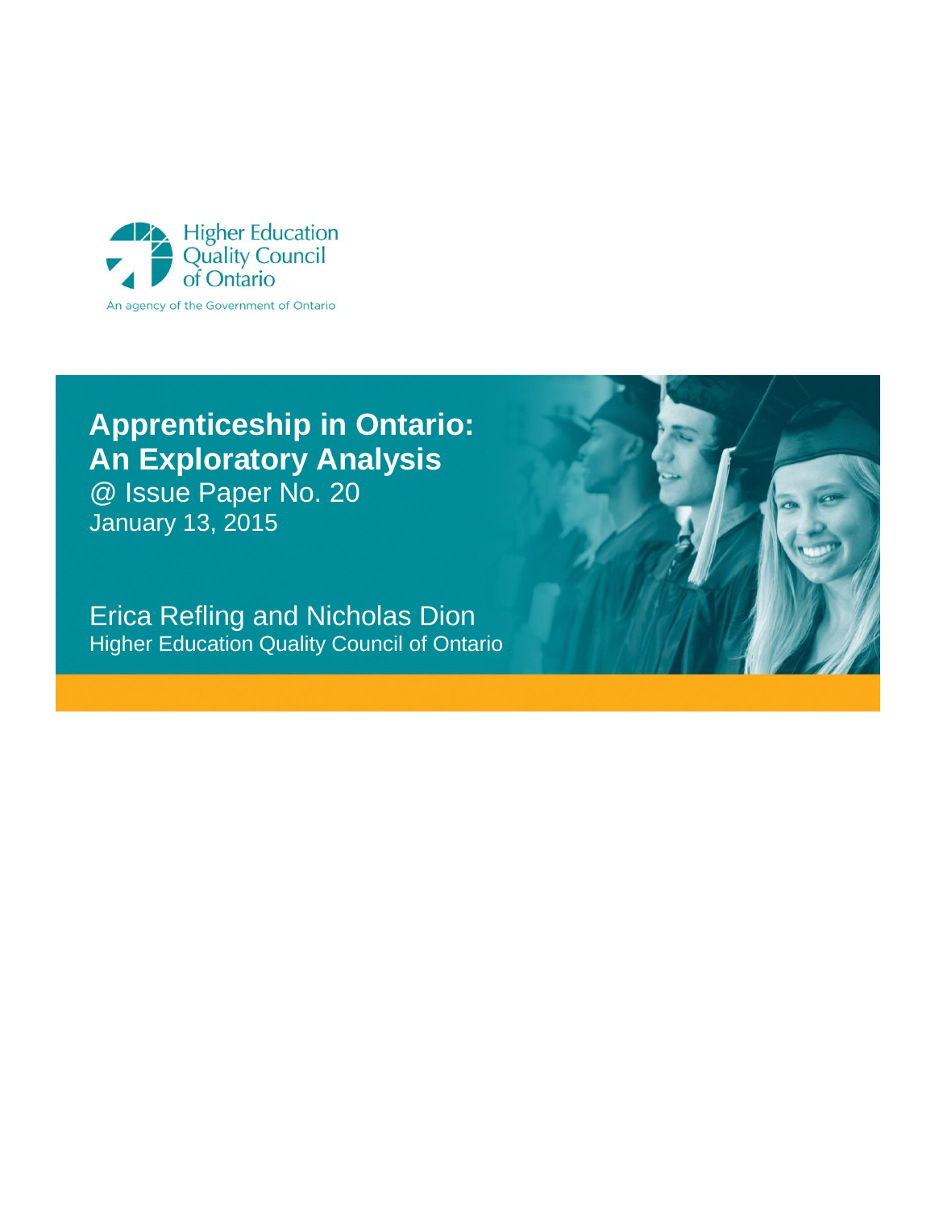Higher Education Quality Council of Ontario

An agency of the Government of Ontario

# Apprenticeship in Ontario: An Exploratory Analysis

@ Issue Paper No. 20

January 13, 2015

Erica Refling and Nicholas Dion

Higher Education Quality Council of Ontario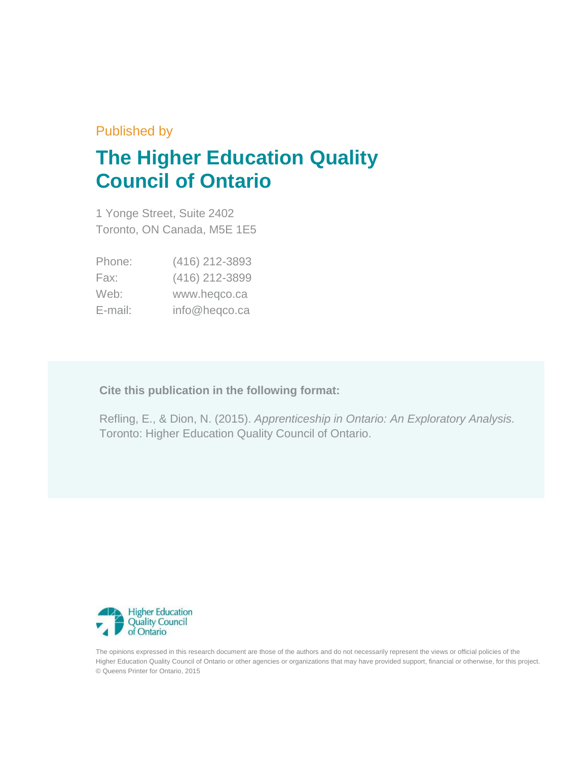Published by

# The Higher Education Quality Council of Ontario

1 Yonge Street, Suite 2402
Toronto, ON Canada, M5E 1E5

| | |
|---|---|
| Phone: | (416) 212-3893 |
| Fax: | (416) 212-3899 |
| Web: | www.heqco.ca |
| E-mail: | info@heqco.ca |

**Cite this publication in the following format:**

Refling, E., & Dion, N. (2015). *Apprenticeship in Ontario: An Exploratory Analysis.* Toronto: Higher Education Quality Council of Ontario.

Higher Education Quality Council of Ontario

The opinions expressed in this research document are those of the authors and do not necessarily represent the views or official policies of the Higher Education Quality Council of Ontario or other agencies or organizations that may have provided support, financial or otherwise, for this project.
© Queens Printer for Ontario, 2015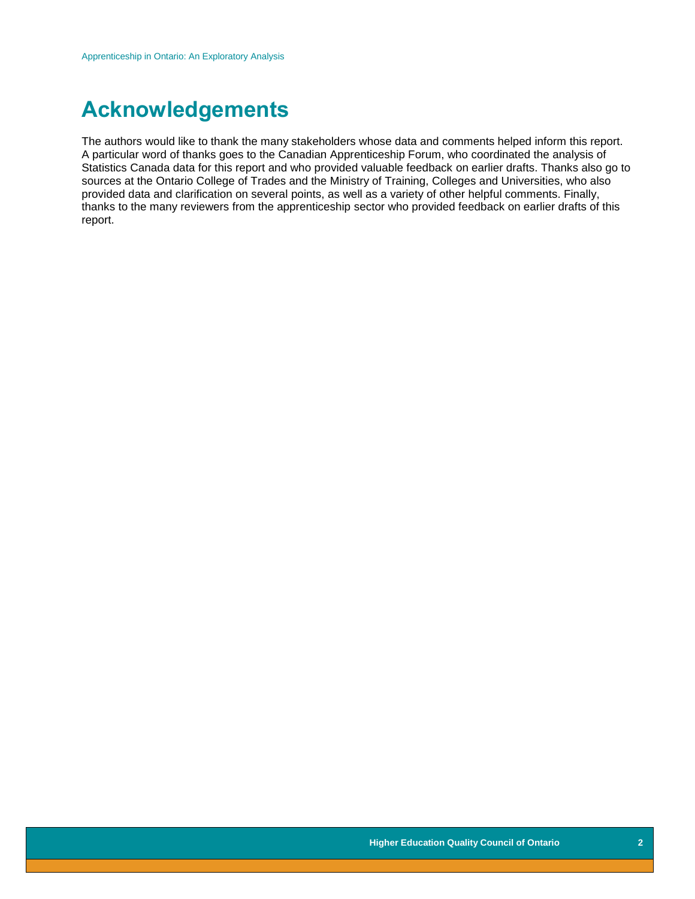# Acknowledgements

The authors would like to thank the many stakeholders whose data and comments helped inform this report. A particular word of thanks goes to the Canadian Apprenticeship Forum, who coordinated the analysis of Statistics Canada data for this report and who provided valuable feedback on earlier drafts. Thanks also go to sources at the Ontario College of Trades and the Ministry of Training, Colleges and Universities, who also provided data and clarification on several points, as well as a variety of other helpful comments. Finally, thanks to the many reviewers from the apprenticeship sector who provided feedback on earlier drafts of this report.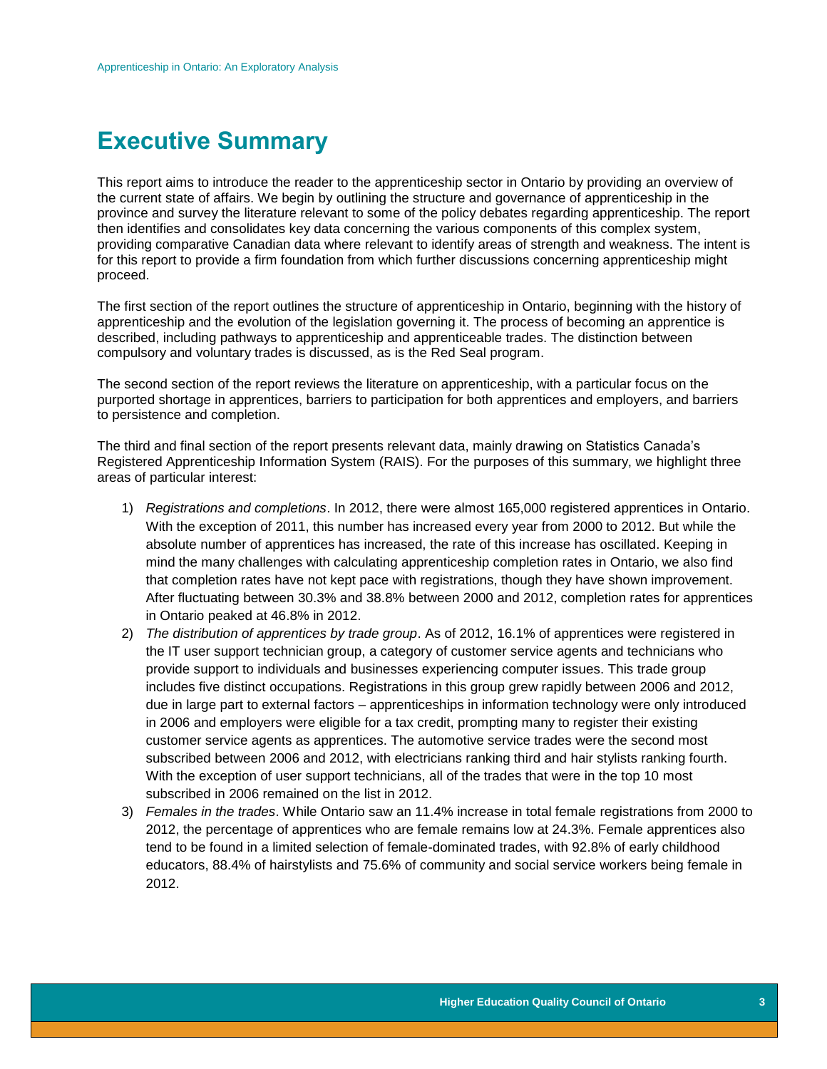# Executive Summary

This report aims to introduce the reader to the apprenticeship sector in Ontario by providing an overview of the current state of affairs. We begin by outlining the structure and governance of apprenticeship in the province and survey the literature relevant to some of the policy debates regarding apprenticeship. The report then identifies and consolidates key data concerning the various components of this complex system, providing comparative Canadian data where relevant to identify areas of strength and weakness. The intent is for this report to provide a firm foundation from which further discussions concerning apprenticeship might proceed.

The first section of the report outlines the structure of apprenticeship in Ontario, beginning with the history of apprenticeship and the evolution of the legislation governing it. The process of becoming an apprentice is described, including pathways to apprenticeship and apprenticeable trades. The distinction between compulsory and voluntary trades is discussed, as is the Red Seal program.

The second section of the report reviews the literature on apprenticeship, with a particular focus on the purported shortage in apprentices, barriers to participation for both apprentices and employers, and barriers to persistence and completion.

The third and final section of the report presents relevant data, mainly drawing on Statistics Canada's Registered Apprenticeship Information System (RAIS). For the purposes of this summary, we highlight three areas of particular interest:

1) *Registrations and completions*. In 2012, there were almost 165,000 registered apprentices in Ontario. With the exception of 2011, this number has increased every year from 2000 to 2012. But while the absolute number of apprentices has increased, the rate of this increase has oscillated. Keeping in mind the many challenges with calculating apprenticeship completion rates in Ontario, we also find that completion rates have not kept pace with registrations, though they have shown improvement. After fluctuating between 30.3% and 38.8% between 2000 and 2012, completion rates for apprentices in Ontario peaked at 46.8% in 2012.
2) *The distribution of apprentices by trade group*. As of 2012, 16.1% of apprentices were registered in the IT user support technician group, a category of customer service agents and technicians who provide support to individuals and businesses experiencing computer issues. This trade group includes five distinct occupations. Registrations in this group grew rapidly between 2006 and 2012, due in large part to external factors – apprenticeships in information technology were only introduced in 2006 and employers were eligible for a tax credit, prompting many to register their existing customer service agents as apprentices. The automotive service trades were the second most subscribed between 2006 and 2012, with electricians ranking third and hair stylists ranking fourth. With the exception of user support technicians, all of the trades that were in the top 10 most subscribed in 2006 remained on the list in 2012.
3) *Females in the trades*. While Ontario saw an 11.4% increase in total female registrations from 2000 to 2012, the percentage of apprentices who are female remains low at 24.3%. Female apprentices also tend to be found in a limited selection of female-dominated trades, with 92.8% of early childhood educators, 88.4% of hairstylists and 75.6% of community and social service workers being female in 2012.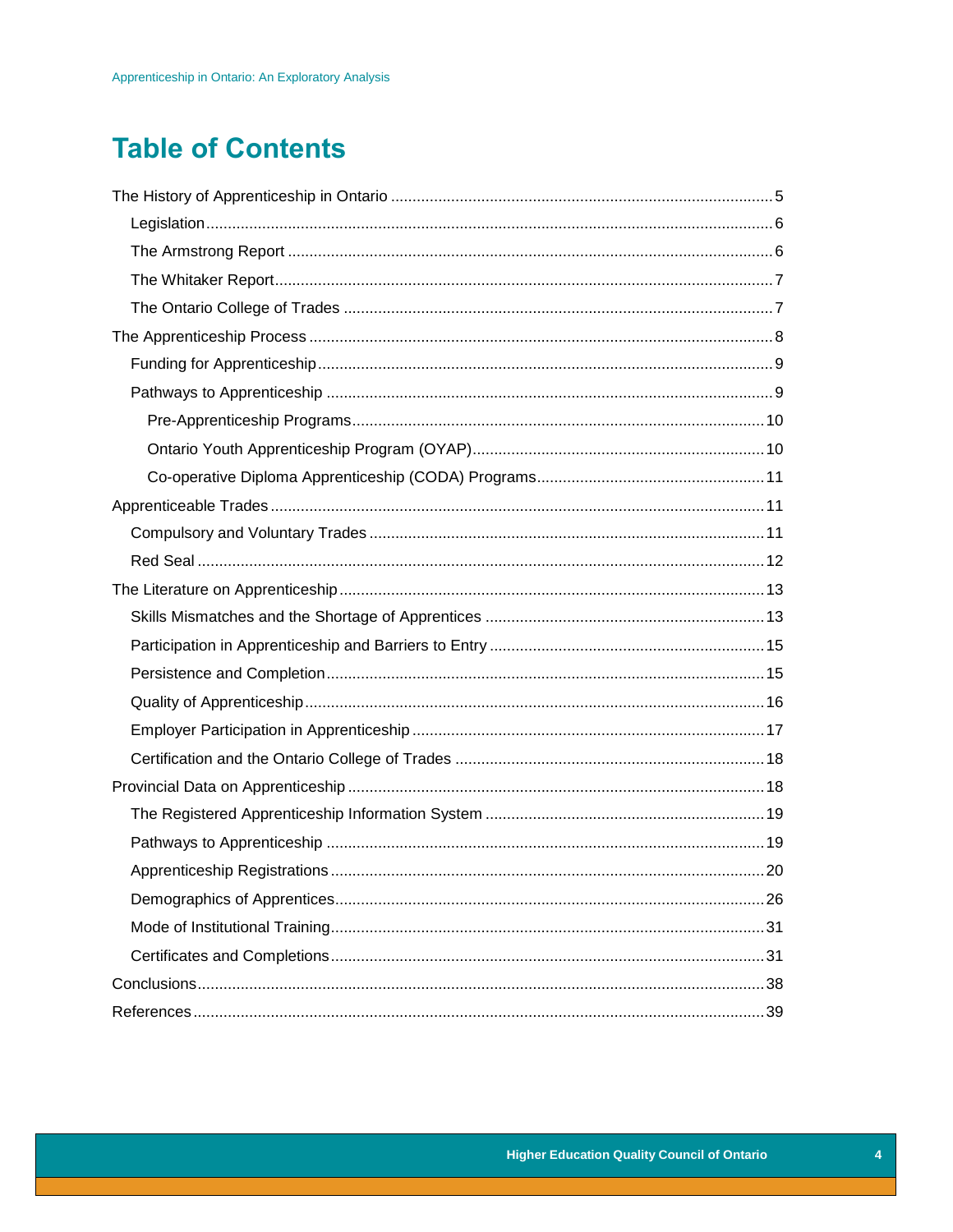# Table of Contents

- The History of Apprenticeship in Ontario ..... 5
  - Legislation ..... 6
  - The Armstrong Report ..... 6
  - The Whitaker Report ..... 7
  - The Ontario College of Trades ..... 7
- The Apprenticeship Process ..... 8
  - Funding for Apprenticeship ..... 9
  - Pathways to Apprenticeship ..... 9
    - Pre-Apprenticeship Programs ..... 10
    - Ontario Youth Apprenticeship Program (OYAP) ..... 10
    - Co-operative Diploma Apprenticeship (CODA) Programs ..... 11
- Apprenticeable Trades ..... 11
  - Compulsory and Voluntary Trades ..... 11
  - Red Seal ..... 12
- The Literature on Apprenticeship ..... 13
  - Skills Mismatches and the Shortage of Apprentices ..... 13
  - Participation in Apprenticeship and Barriers to Entry ..... 15
  - Persistence and Completion ..... 15
  - Quality of Apprenticeship ..... 16
  - Employer Participation in Apprenticeship ..... 17
  - Certification and the Ontario College of Trades ..... 18
- Provincial Data on Apprenticeship ..... 18
  - The Registered Apprenticeship Information System ..... 19
  - Pathways to Apprenticeship ..... 19
  - Apprenticeship Registrations ..... 20
  - Demographics of Apprentices ..... 26
  - Mode of Institutional Training ..... 31
  - Certificates and Completions ..... 31
- Conclusions ..... 38
- References ..... 39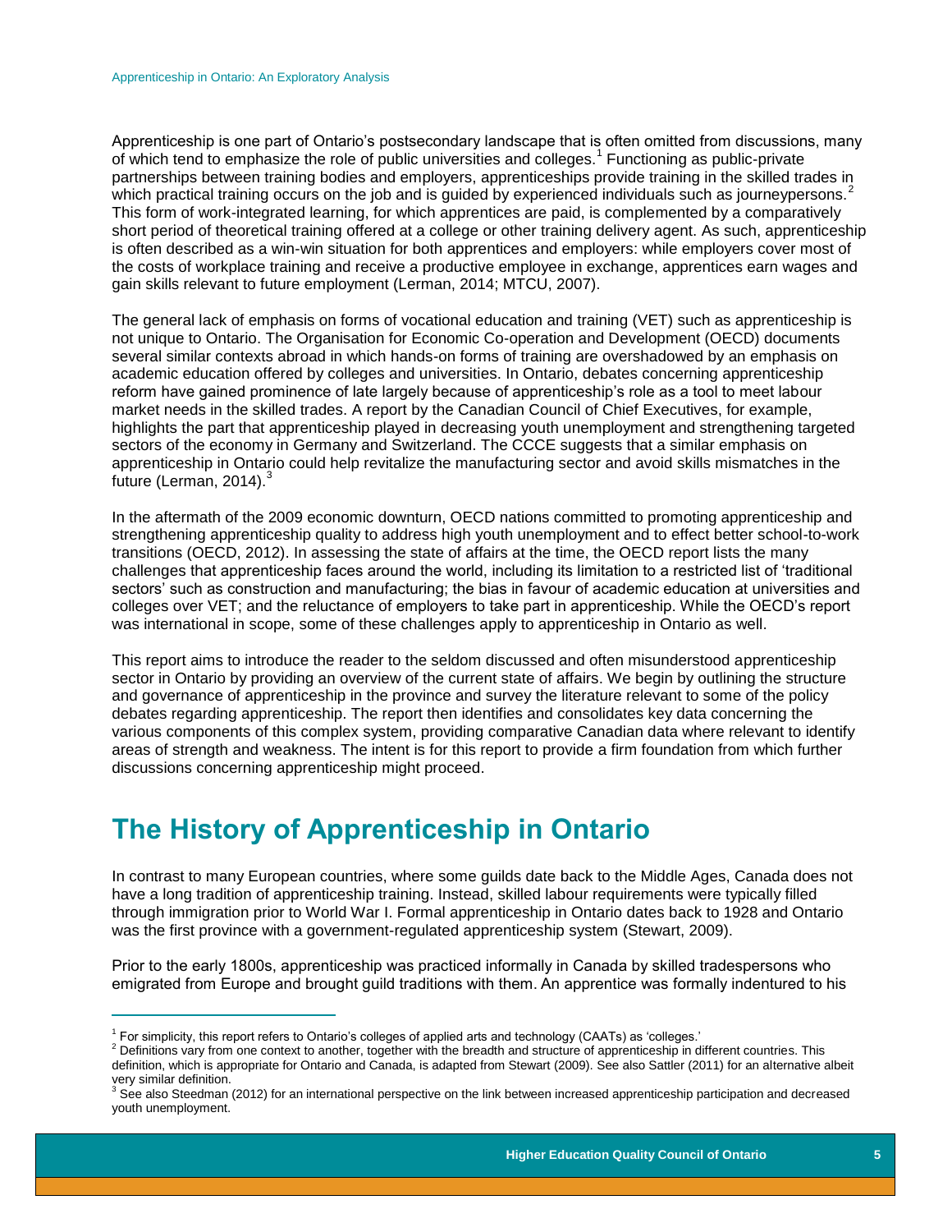Apprenticeship is one part of Ontario's postsecondary landscape that is often omitted from discussions, many of which tend to emphasize the role of public universities and colleges.[1] Functioning as public-private partnerships between training bodies and employers, apprenticeships provide training in the skilled trades in which practical training occurs on the job and is guided by experienced individuals such as journeypersons.[2] This form of work-integrated learning, for which apprentices are paid, is complemented by a comparatively short period of theoretical training offered at a college or other training delivery agent. As such, apprenticeship is often described as a win-win situation for both apprentices and employers: while employers cover most of the costs of workplace training and receive a productive employee in exchange, apprentices earn wages and gain skills relevant to future employment (Lerman, 2014; MTCU, 2007).

The general lack of emphasis on forms of vocational education and training (VET) such as apprenticeship is not unique to Ontario. The Organisation for Economic Co-operation and Development (OECD) documents several similar contexts abroad in which hands-on forms of training are overshadowed by an emphasis on academic education offered by colleges and universities. In Ontario, debates concerning apprenticeship reform have gained prominence of late largely because of apprenticeship's role as a tool to meet labour market needs in the skilled trades. A report by the Canadian Council of Chief Executives, for example, highlights the part that apprenticeship played in decreasing youth unemployment and strengthening targeted sectors of the economy in Germany and Switzerland. The CCCE suggests that a similar emphasis on apprenticeship in Ontario could help revitalize the manufacturing sector and avoid skills mismatches in the future (Lerman, 2014).[3]

In the aftermath of the 2009 economic downturn, OECD nations committed to promoting apprenticeship and strengthening apprenticeship quality to address high youth unemployment and to effect better school-to-work transitions (OECD, 2012). In assessing the state of affairs at the time, the OECD report lists the many challenges that apprenticeship faces around the world, including its limitation to a restricted list of 'traditional sectors' such as construction and manufacturing; the bias in favour of academic education at universities and colleges over VET; and the reluctance of employers to take part in apprenticeship. While the OECD's report was international in scope, some of these challenges apply to apprenticeship in Ontario as well.

This report aims to introduce the reader to the seldom discussed and often misunderstood apprenticeship sector in Ontario by providing an overview of the current state of affairs. We begin by outlining the structure and governance of apprenticeship in the province and survey the literature relevant to some of the policy debates regarding apprenticeship. The report then identifies and consolidates key data concerning the various components of this complex system, providing comparative Canadian data where relevant to identify areas of strength and weakness. The intent is for this report to provide a firm foundation from which further discussions concerning apprenticeship might proceed.

# The History of Apprenticeship in Ontario

In contrast to many European countries, where some guilds date back to the Middle Ages, Canada does not have a long tradition of apprenticeship training. Instead, skilled labour requirements were typically filled through immigration prior to World War I. Formal apprenticeship in Ontario dates back to 1928 and Ontario was the first province with a government-regulated apprenticeship system (Stewart, 2009).

Prior to the early 1800s, apprenticeship was practiced informally in Canada by skilled tradespersons who emigrated from Europe and brought guild traditions with them. An apprentice was formally indentured to his

---

[1] For simplicity, this report refers to Ontario's colleges of applied arts and technology (CAATs) as 'colleges.'

[2] Definitions vary from one context to another, together with the breadth and structure of apprenticeship in different countries. This definition, which is appropriate for Ontario and Canada, is adapted from Stewart (2009). See also Sattler (2011) for an alternative albeit very similar definition.

[3] See also Steedman (2012) for an international perspective on the link between increased apprenticeship participation and decreased youth unemployment.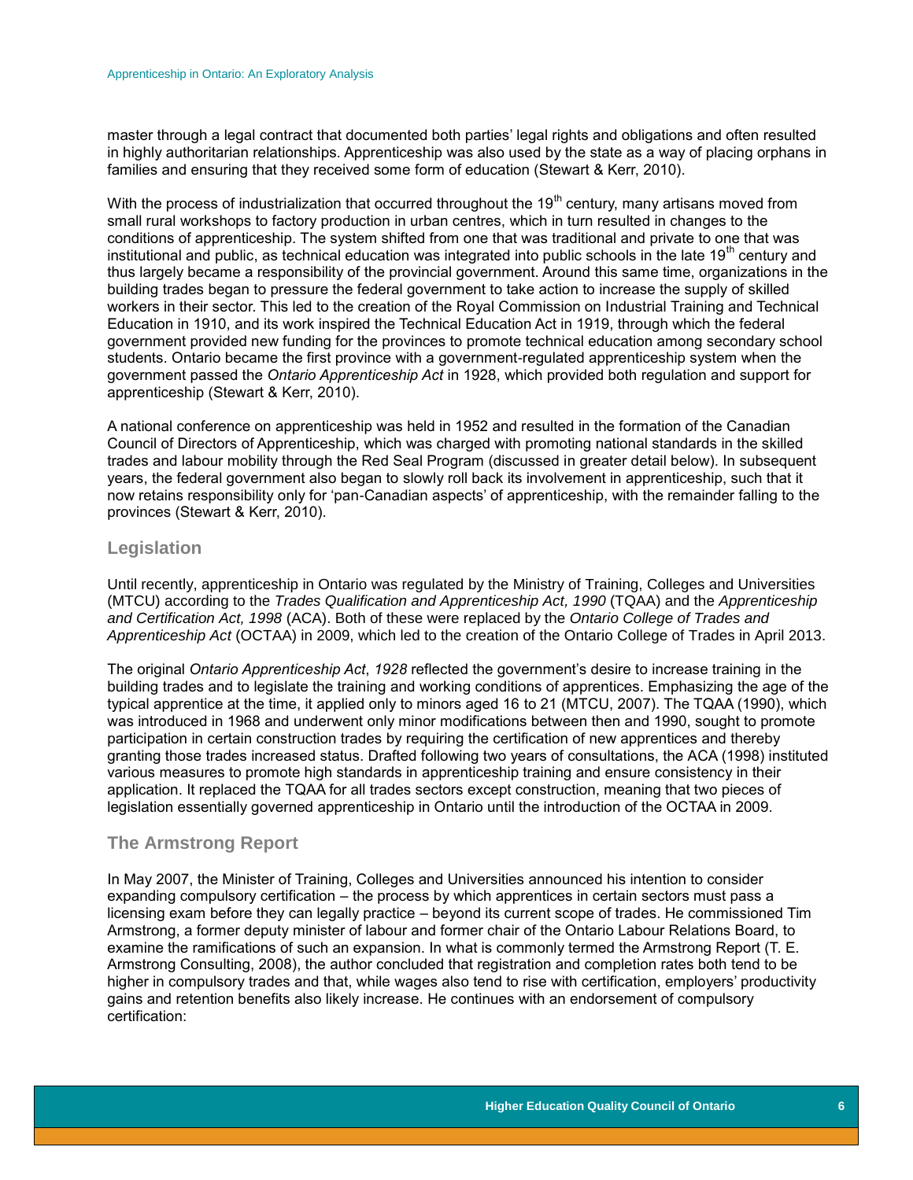master through a legal contract that documented both parties' legal rights and obligations and often resulted in highly authoritarian relationships. Apprenticeship was also used by the state as a way of placing orphans in families and ensuring that they received some form of education (Stewart & Kerr, 2010).

With the process of industrialization that occurred throughout the 19th century, many artisans moved from small rural workshops to factory production in urban centres, which in turn resulted in changes to the conditions of apprenticeship. The system shifted from one that was traditional and private to one that was institutional and public, as technical education was integrated into public schools in the late 19th century and thus largely became a responsibility of the provincial government. Around this same time, organizations in the building trades began to pressure the federal government to take action to increase the supply of skilled workers in their sector. This led to the creation of the Royal Commission on Industrial Training and Technical Education in 1910, and its work inspired the Technical Education Act in 1919, through which the federal government provided new funding for the provinces to promote technical education among secondary school students. Ontario became the first province with a government-regulated apprenticeship system when the government passed the *Ontario Apprenticeship Act* in 1928, which provided both regulation and support for apprenticeship (Stewart & Kerr, 2010).

A national conference on apprenticeship was held in 1952 and resulted in the formation of the Canadian Council of Directors of Apprenticeship, which was charged with promoting national standards in the skilled trades and labour mobility through the Red Seal Program (discussed in greater detail below). In subsequent years, the federal government also began to slowly roll back its involvement in apprenticeship, such that it now retains responsibility only for 'pan-Canadian aspects' of apprenticeship, with the remainder falling to the provinces (Stewart & Kerr, 2010).

## Legislation

Until recently, apprenticeship in Ontario was regulated by the Ministry of Training, Colleges and Universities (MTCU) according to the *Trades Qualification and Apprenticeship Act, 1990* (TQAA) and the *Apprenticeship and Certification Act, 1998* (ACA). Both of these were replaced by the *Ontario College of Trades and Apprenticeship Act* (OCTAA) in 2009, which led to the creation of the Ontario College of Trades in April 2013.

The original *Ontario Apprenticeship Act*, *1928* reflected the government's desire to increase training in the building trades and to legislate the training and working conditions of apprentices. Emphasizing the age of the typical apprentice at the time, it applied only to minors aged 16 to 21 (MTCU, 2007). The TQAA (1990), which was introduced in 1968 and underwent only minor modifications between then and 1990, sought to promote participation in certain construction trades by requiring the certification of new apprentices and thereby granting those trades increased status. Drafted following two years of consultations, the ACA (1998) instituted various measures to promote high standards in apprenticeship training and ensure consistency in their application. It replaced the TQAA for all trades sectors except construction, meaning that two pieces of legislation essentially governed apprenticeship in Ontario until the introduction of the OCTAA in 2009.

## The Armstrong Report

In May 2007, the Minister of Training, Colleges and Universities announced his intention to consider expanding compulsory certification – the process by which apprentices in certain sectors must pass a licensing exam before they can legally practice – beyond its current scope of trades. He commissioned Tim Armstrong, a former deputy minister of labour and former chair of the Ontario Labour Relations Board, to examine the ramifications of such an expansion. In what is commonly termed the Armstrong Report (T. E. Armstrong Consulting, 2008), the author concluded that registration and completion rates both tend to be higher in compulsory trades and that, while wages also tend to rise with certification, employers' productivity gains and retention benefits also likely increase. He continues with an endorsement of compulsory certification: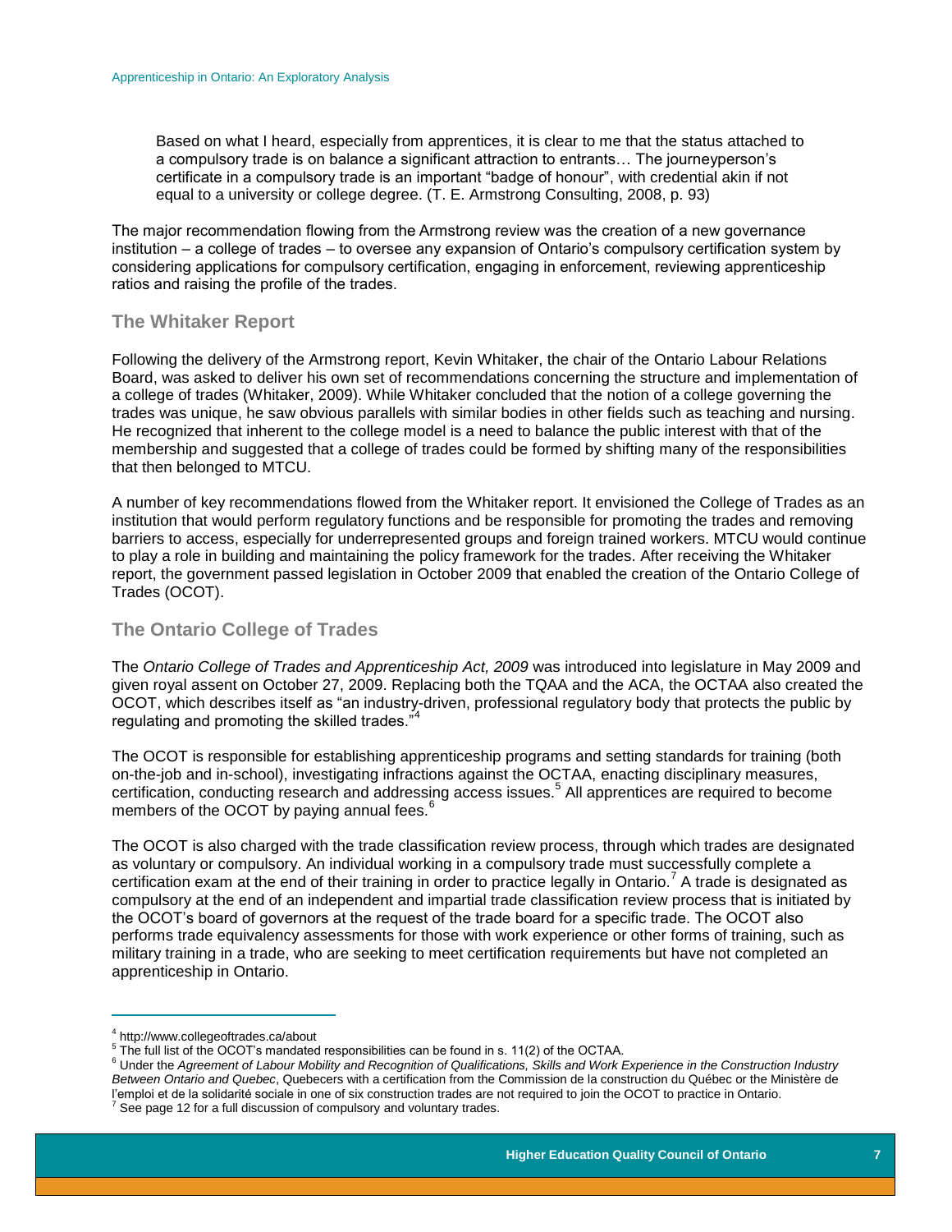> Based on what I heard, especially from apprentices, it is clear to me that the status attached to a compulsory trade is on balance a significant attraction to entrants… The journeyperson's certificate in a compulsory trade is an important "badge of honour", with credential akin if not equal to a university or college degree. (T. E. Armstrong Consulting, 2008, p. 93)

The major recommendation flowing from the Armstrong review was the creation of a new governance institution – a college of trades – to oversee any expansion of Ontario's compulsory certification system by considering applications for compulsory certification, engaging in enforcement, reviewing apprenticeship ratios and raising the profile of the trades.

### The Whitaker Report

Following the delivery of the Armstrong report, Kevin Whitaker, the chair of the Ontario Labour Relations Board, was asked to deliver his own set of recommendations concerning the structure and implementation of a college of trades (Whitaker, 2009). While Whitaker concluded that the notion of a college governing the trades was unique, he saw obvious parallels with similar bodies in other fields such as teaching and nursing. He recognized that inherent to the college model is a need to balance the public interest with that of the membership and suggested that a college of trades could be formed by shifting many of the responsibilities that then belonged to MTCU.

A number of key recommendations flowed from the Whitaker report. It envisioned the College of Trades as an institution that would perform regulatory functions and be responsible for promoting the trades and removing barriers to access, especially for underrepresented groups and foreign trained workers. MTCU would continue to play a role in building and maintaining the policy framework for the trades. After receiving the Whitaker report, the government passed legislation in October 2009 that enabled the creation of the Ontario College of Trades (OCOT).

### The Ontario College of Trades

The *Ontario College of Trades and Apprenticeship Act, 2009* was introduced into legislature in May 2009 and given royal assent on October 27, 2009. Replacing both the TQAA and the ACA, the OCTAA also created the OCOT, which describes itself as "an industry-driven, professional regulatory body that protects the public by regulating and promoting the skilled trades."[4]

The OCOT is responsible for establishing apprenticeship programs and setting standards for training (both on-the-job and in-school), investigating infractions against the OCTAA, enacting disciplinary measures, certification, conducting research and addressing access issues.[5] All apprentices are required to become members of the OCOT by paying annual fees.[6]

The OCOT is also charged with the trade classification review process, through which trades are designated as voluntary or compulsory. An individual working in a compulsory trade must successfully complete a certification exam at the end of their training in order to practice legally in Ontario.[7] A trade is designated as compulsory at the end of an independent and impartial trade classification review process that is initiated by the OCOT's board of governors at the request of the trade board for a specific trade. The OCOT also performs trade equivalency assessments for those with work experience or other forms of training, such as military training in a trade, who are seeking to meet certification requirements but have not completed an apprenticeship in Ontario.

---

[4] http://www.collegeoftrades.ca/about

[5] The full list of the OCOT's mandated responsibilities can be found in s. 11(2) of the OCTAA.

[6] Under the *Agreement of Labour Mobility and Recognition of Qualifications, Skills and Work Experience in the Construction Industry Between Ontario and Quebec*, Quebecers with a certification from the Commission de la construction du Québec or the Ministère de l'emploi et de la solidarité sociale in one of six construction trades are not required to join the OCOT to practice in Ontario.

[7] See page 12 for a full discussion of compulsory and voluntary trades.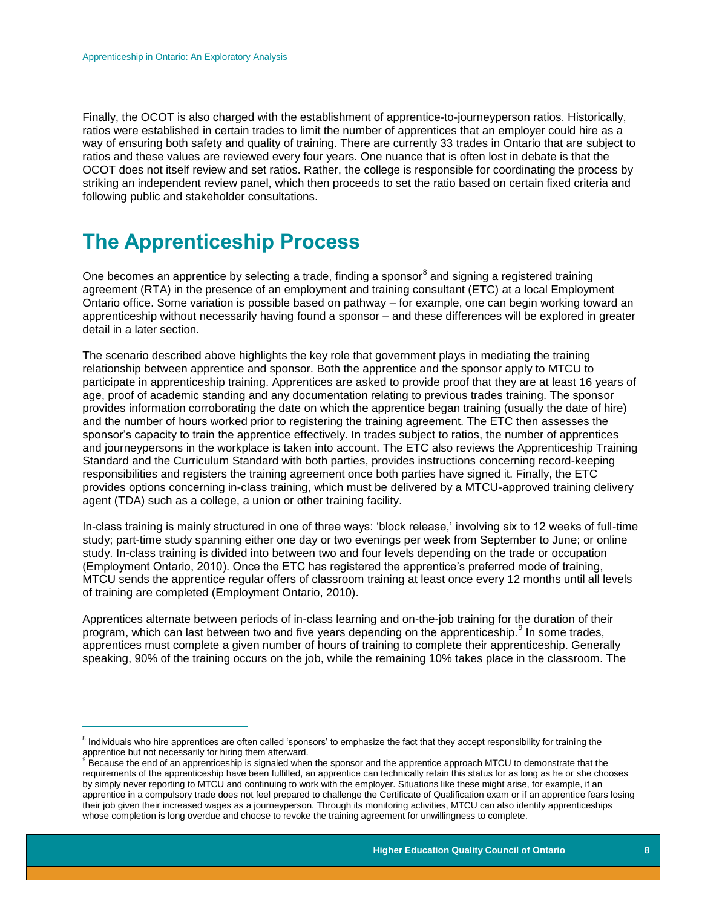Finally, the OCOT is also charged with the establishment of apprentice-to-journeyperson ratios. Historically, ratios were established in certain trades to limit the number of apprentices that an employer could hire as a way of ensuring both safety and quality of training. There are currently 33 trades in Ontario that are subject to ratios and these values are reviewed every four years. One nuance that is often lost in debate is that the OCOT does not itself review and set ratios. Rather, the college is responsible for coordinating the process by striking an independent review panel, which then proceeds to set the ratio based on certain fixed criteria and following public and stakeholder consultations.

# The Apprenticeship Process

One becomes an apprentice by selecting a trade, finding a sponsor[8] and signing a registered training agreement (RTA) in the presence of an employment and training consultant (ETC) at a local Employment Ontario office. Some variation is possible based on pathway – for example, one can begin working toward an apprenticeship without necessarily having found a sponsor – and these differences will be explored in greater detail in a later section.

The scenario described above highlights the key role that government plays in mediating the training relationship between apprentice and sponsor. Both the apprentice and the sponsor apply to MTCU to participate in apprenticeship training. Apprentices are asked to provide proof that they are at least 16 years of age, proof of academic standing and any documentation relating to previous trades training. The sponsor provides information corroborating the date on which the apprentice began training (usually the date of hire) and the number of hours worked prior to registering the training agreement. The ETC then assesses the sponsor's capacity to train the apprentice effectively. In trades subject to ratios, the number of apprentices and journeypersons in the workplace is taken into account. The ETC also reviews the Apprenticeship Training Standard and the Curriculum Standard with both parties, provides instructions concerning record-keeping responsibilities and registers the training agreement once both parties have signed it. Finally, the ETC provides options concerning in-class training, which must be delivered by a MTCU-approved training delivery agent (TDA) such as a college, a union or other training facility.

In-class training is mainly structured in one of three ways: 'block release,' involving six to 12 weeks of full-time study; part-time study spanning either one day or two evenings per week from September to June; or online study. In-class training is divided into between two and four levels depending on the trade or occupation (Employment Ontario, 2010). Once the ETC has registered the apprentice's preferred mode of training, MTCU sends the apprentice regular offers of classroom training at least once every 12 months until all levels of training are completed (Employment Ontario, 2010).

Apprentices alternate between periods of in-class learning and on-the-job training for the duration of their program, which can last between two and five years depending on the apprenticeship.[9] In some trades, apprentices must complete a given number of hours of training to complete their apprenticeship. Generally speaking, 90% of the training occurs on the job, while the remaining 10% takes place in the classroom. The

[8] Individuals who hire apprentices are often called 'sponsors' to emphasize the fact that they accept responsibility for training the apprentice but not necessarily for hiring them afterward.

[9] Because the end of an apprenticeship is signaled when the sponsor and the apprentice approach MTCU to demonstrate that the requirements of the apprenticeship have been fulfilled, an apprentice can technically retain this status for as long as he or she chooses by simply never reporting to MTCU and continuing to work with the employer. Situations like these might arise, for example, if an apprentice in a compulsory trade does not feel prepared to challenge the Certificate of Qualification exam or if an apprentice fears losing their job given their increased wages as a journeyperson. Through its monitoring activities, MTCU can also identify apprenticeships whose completion is long overdue and choose to revoke the training agreement for unwillingness to complete.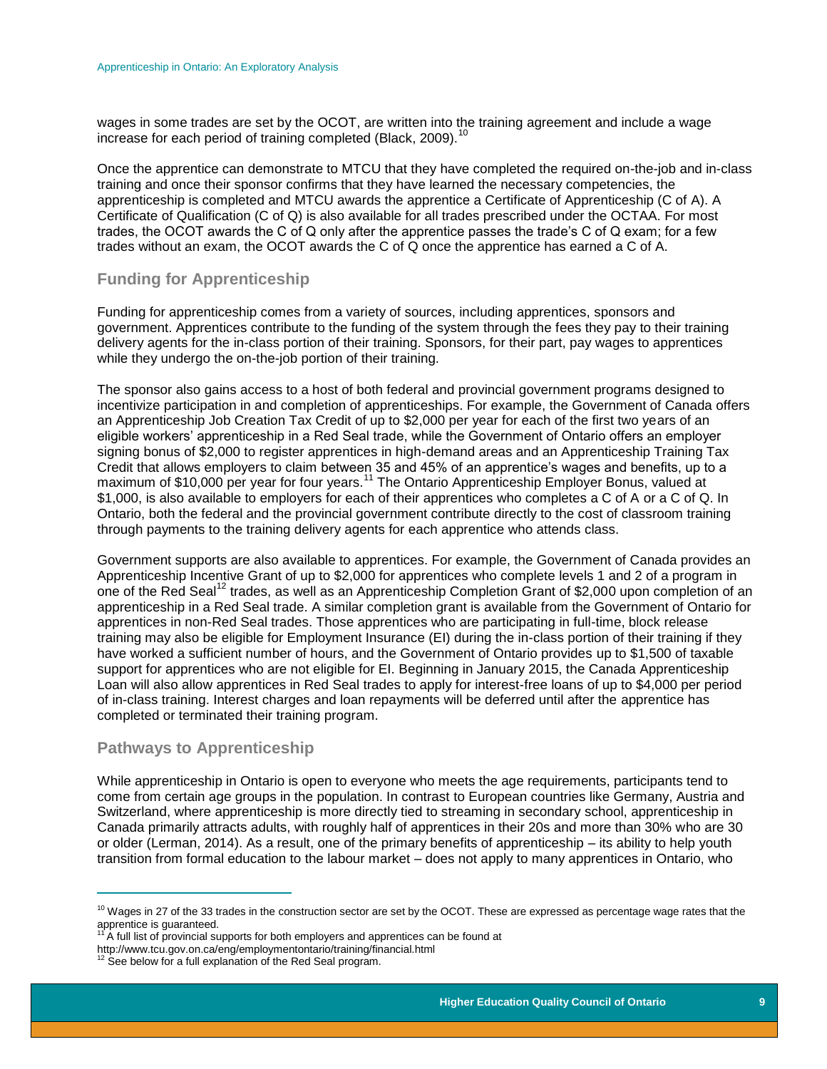wages in some trades are set by the OCOT, are written into the training agreement and include a wage increase for each period of training completed (Black, 2009).[10]

Once the apprentice can demonstrate to MTCU that they have completed the required on-the-job and in-class training and once their sponsor confirms that they have learned the necessary competencies, the apprenticeship is completed and MTCU awards the apprentice a Certificate of Apprenticeship (C of A). A Certificate of Qualification (C of Q) is also available for all trades prescribed under the OCTAA. For most trades, the OCOT awards the C of Q only after the apprentice passes the trade's C of Q exam; for a few trades without an exam, the OCOT awards the C of Q once the apprentice has earned a C of A.

## Funding for Apprenticeship

Funding for apprenticeship comes from a variety of sources, including apprentices, sponsors and government. Apprentices contribute to the funding of the system through the fees they pay to their training delivery agents for the in-class portion of their training. Sponsors, for their part, pay wages to apprentices while they undergo the on-the-job portion of their training.

The sponsor also gains access to a host of both federal and provincial government programs designed to incentivize participation in and completion of apprenticeships. For example, the Government of Canada offers an Apprenticeship Job Creation Tax Credit of up to $2,000 per year for each of the first two years of an eligible workers' apprenticeship in a Red Seal trade, while the Government of Ontario offers an employer signing bonus of $2,000 to register apprentices in high-demand areas and an Apprenticeship Training Tax Credit that allows employers to claim between 35 and 45% of an apprentice's wages and benefits, up to a maximum of $10,000 per year for four years.[11] The Ontario Apprenticeship Employer Bonus, valued at $1,000, is also available to employers for each of their apprentices who completes a C of A or a C of Q. In Ontario, both the federal and the provincial government contribute directly to the cost of classroom training through payments to the training delivery agents for each apprentice who attends class.

Government supports are also available to apprentices. For example, the Government of Canada provides an Apprenticeship Incentive Grant of up to $2,000 for apprentices who complete levels 1 and 2 of a program in one of the Red Seal[12] trades, as well as an Apprenticeship Completion Grant of $2,000 upon completion of an apprenticeship in a Red Seal trade. A similar completion grant is available from the Government of Ontario for apprentices in non-Red Seal trades. Those apprentices who are participating in full-time, block release training may also be eligible for Employment Insurance (EI) during the in-class portion of their training if they have worked a sufficient number of hours, and the Government of Ontario provides up to $1,500 of taxable support for apprentices who are not eligible for EI. Beginning in January 2015, the Canada Apprenticeship Loan will also allow apprentices in Red Seal trades to apply for interest-free loans of up to $4,000 per period of in-class training. Interest charges and loan repayments will be deferred until after the apprentice has completed or terminated their training program.

## Pathways to Apprenticeship

While apprenticeship in Ontario is open to everyone who meets the age requirements, participants tend to come from certain age groups in the population. In contrast to European countries like Germany, Austria and Switzerland, where apprenticeship is more directly tied to streaming in secondary school, apprenticeship in Canada primarily attracts adults, with roughly half of apprentices in their 20s and more than 30% who are 30 or older (Lerman, 2014). As a result, one of the primary benefits of apprenticeship – its ability to help youth transition from formal education to the labour market – does not apply to many apprentices in Ontario, who

---

[10] Wages in 27 of the 33 trades in the construction sector are set by the OCOT. These are expressed as percentage wage rates that the apprentice is guaranteed.

[11] A full list of provincial supports for both employers and apprentices can be found at http://www.tcu.gov.on.ca/eng/employmentontario/training/financial.html

[12] See below for a full explanation of the Red Seal program.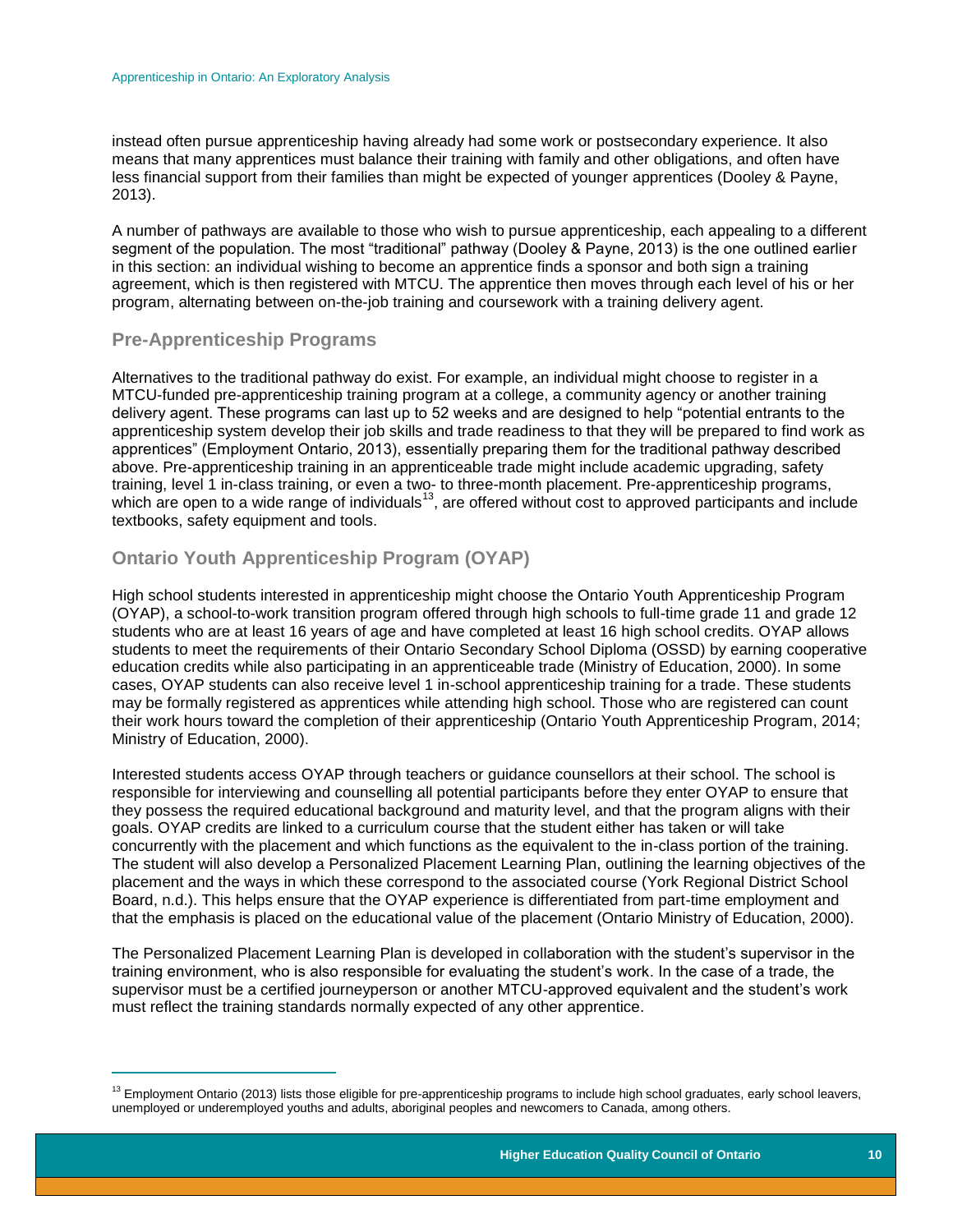instead often pursue apprenticeship having already had some work or postsecondary experience. It also means that many apprentices must balance their training with family and other obligations, and often have less financial support from their families than might be expected of younger apprentices (Dooley & Payne, 2013).

A number of pathways are available to those who wish to pursue apprenticeship, each appealing to a different segment of the population. The most "traditional" pathway (Dooley & Payne, 2013) is the one outlined earlier in this section: an individual wishing to become an apprentice finds a sponsor and both sign a training agreement, which is then registered with MTCU. The apprentice then moves through each level of his or her program, alternating between on-the-job training and coursework with a training delivery agent.

## Pre-Apprenticeship Programs

Alternatives to the traditional pathway do exist. For example, an individual might choose to register in a MTCU-funded pre-apprenticeship training program at a college, a community agency or another training delivery agent. These programs can last up to 52 weeks and are designed to help "potential entrants to the apprenticeship system develop their job skills and trade readiness to that they will be prepared to find work as apprentices" (Employment Ontario, 2013), essentially preparing them for the traditional pathway described above. Pre-apprenticeship training in an apprenticeable trade might include academic upgrading, safety training, level 1 in-class training, or even a two- to three-month placement. Pre-apprenticeship programs, which are open to a wide range of individuals[13], are offered without cost to approved participants and include textbooks, safety equipment and tools.

## Ontario Youth Apprenticeship Program (OYAP)

High school students interested in apprenticeship might choose the Ontario Youth Apprenticeship Program (OYAP), a school-to-work transition program offered through high schools to full-time grade 11 and grade 12 students who are at least 16 years of age and have completed at least 16 high school credits. OYAP allows students to meet the requirements of their Ontario Secondary School Diploma (OSSD) by earning cooperative education credits while also participating in an apprenticeable trade (Ministry of Education, 2000). In some cases, OYAP students can also receive level 1 in-school apprenticeship training for a trade. These students may be formally registered as apprentices while attending high school. Those who are registered can count their work hours toward the completion of their apprenticeship (Ontario Youth Apprenticeship Program, 2014; Ministry of Education, 2000).

Interested students access OYAP through teachers or guidance counsellors at their school. The school is responsible for interviewing and counselling all potential participants before they enter OYAP to ensure that they possess the required educational background and maturity level, and that the program aligns with their goals. OYAP credits are linked to a curriculum course that the student either has taken or will take concurrently with the placement and which functions as the equivalent to the in-class portion of the training. The student will also develop a Personalized Placement Learning Plan, outlining the learning objectives of the placement and the ways in which these correspond to the associated course (York Regional District School Board, n.d.). This helps ensure that the OYAP experience is differentiated from part-time employment and that the emphasis is placed on the educational value of the placement (Ontario Ministry of Education, 2000).

The Personalized Placement Learning Plan is developed in collaboration with the student's supervisor in the training environment, who is also responsible for evaluating the student's work. In the case of a trade, the supervisor must be a certified journeyperson or another MTCU-approved equivalent and the student's work must reflect the training standards normally expected of any other apprentice.

---

[13] Employment Ontario (2013) lists those eligible for pre-apprenticeship programs to include high school graduates, early school leavers, unemployed or underemployed youths and adults, aboriginal peoples and newcomers to Canada, among others.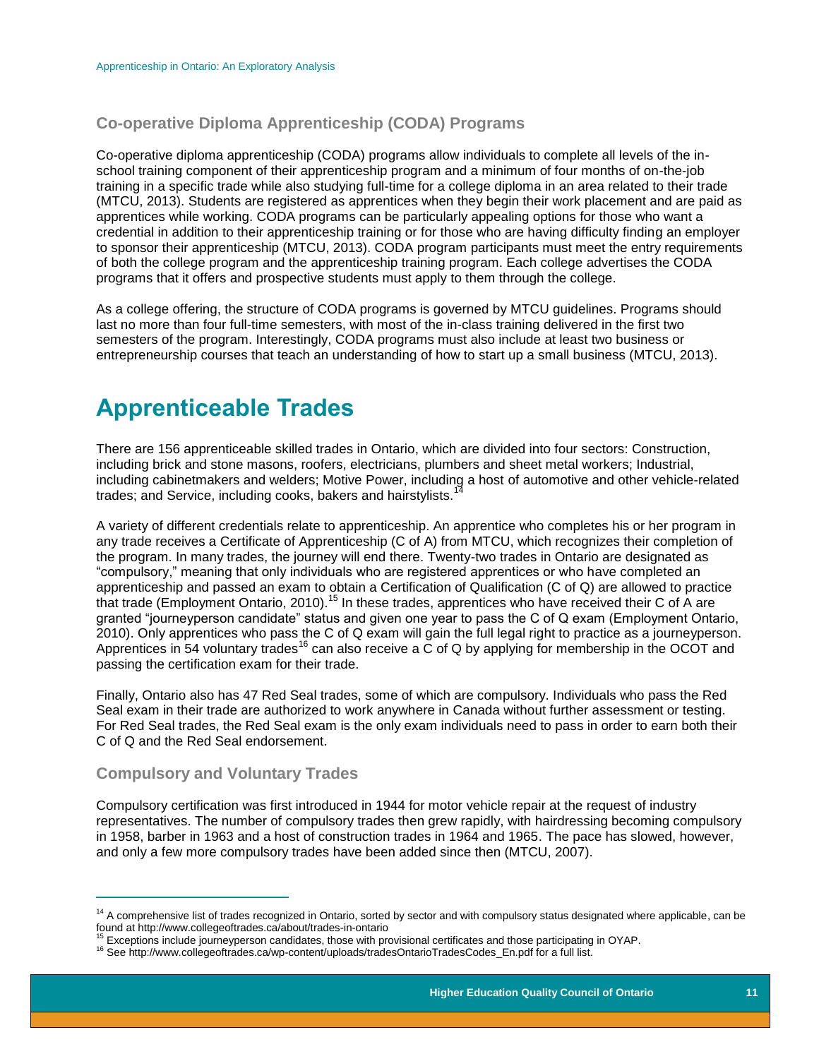### Co-operative Diploma Apprenticeship (CODA) Programs

Co-operative diploma apprenticeship (CODA) programs allow individuals to complete all levels of the in-school training component of their apprenticeship program and a minimum of four months of on-the-job training in a specific trade while also studying full-time for a college diploma in an area related to their trade (MTCU, 2013). Students are registered as apprentices when they begin their work placement and are paid as apprentices while working. CODA programs can be particularly appealing options for those who want a credential in addition to their apprenticeship training or for those who are having difficulty finding an employer to sponsor their apprenticeship (MTCU, 2013). CODA program participants must meet the entry requirements of both the college program and the apprenticeship training program. Each college advertises the CODA programs that it offers and prospective students must apply to them through the college.

As a college offering, the structure of CODA programs is governed by MTCU guidelines. Programs should last no more than four full-time semesters, with most of the in-class training delivered in the first two semesters of the program. Interestingly, CODA programs must also include at least two business or entrepreneurship courses that teach an understanding of how to start up a small business (MTCU, 2013).

# Apprenticeable Trades

There are 156 apprenticeable skilled trades in Ontario, which are divided into four sectors: Construction, including brick and stone masons, roofers, electricians, plumbers and sheet metal workers; Industrial, including cabinetmakers and welders; Motive Power, including a host of automotive and other vehicle-related trades; and Service, including cooks, bakers and hairstylists.[14]

A variety of different credentials relate to apprenticeship. An apprentice who completes his or her program in any trade receives a Certificate of Apprenticeship (C of A) from MTCU, which recognizes their completion of the program. In many trades, the journey will end there. Twenty-two trades in Ontario are designated as "compulsory," meaning that only individuals who are registered apprentices or who have completed an apprenticeship and passed an exam to obtain a Certification of Qualification (C of Q) are allowed to practice that trade (Employment Ontario, 2010).[15] In these trades, apprentices who have received their C of A are granted "journeyperson candidate" status and given one year to pass the C of Q exam (Employment Ontario, 2010). Only apprentices who pass the C of Q exam will gain the full legal right to practice as a journeyperson. Apprentices in 54 voluntary trades[16] can also receive a C of Q by applying for membership in the OCOT and passing the certification exam for their trade.

Finally, Ontario also has 47 Red Seal trades, some of which are compulsory. Individuals who pass the Red Seal exam in their trade are authorized to work anywhere in Canada without further assessment or testing. For Red Seal trades, the Red Seal exam is the only exam individuals need to pass in order to earn both their C of Q and the Red Seal endorsement.

### Compulsory and Voluntary Trades

Compulsory certification was first introduced in 1944 for motor vehicle repair at the request of industry representatives. The number of compulsory trades then grew rapidly, with hairdressing becoming compulsory in 1958, barber in 1963 and a host of construction trades in 1964 and 1965. The pace has slowed, however, and only a few more compulsory trades have been added since then (MTCU, 2007).

---

[14] A comprehensive list of trades recognized in Ontario, sorted by sector and with compulsory status designated where applicable, can be found at http://www.collegeoftrades.ca/about/trades-in-ontario

[15] Exceptions include journeyperson candidates, those with provisional certificates and those participating in OYAP.

[16] See http://www.collegeoftrades.ca/wp-content/uploads/tradesOntarioTradesCodes_En.pdf for a full list.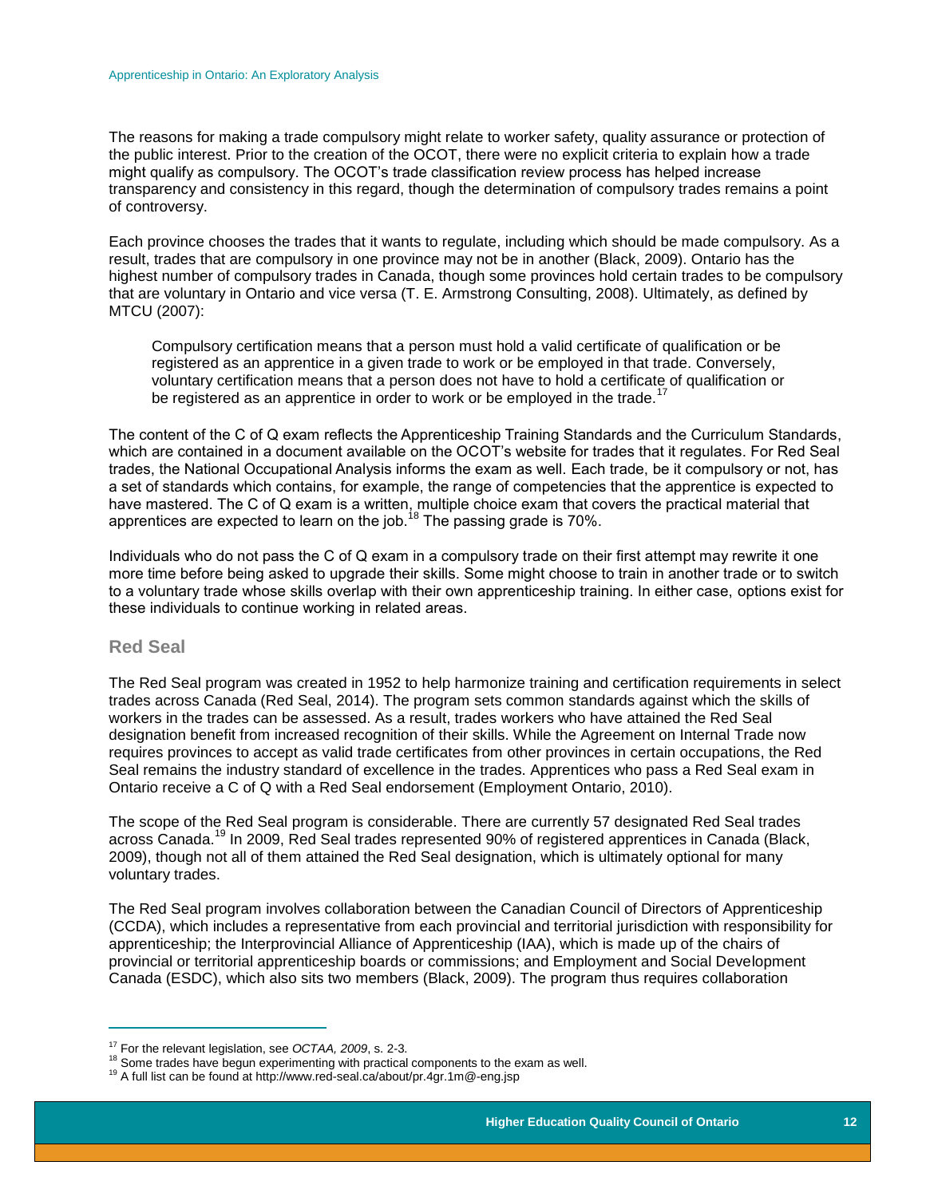The reasons for making a trade compulsory might relate to worker safety, quality assurance or protection of the public interest. Prior to the creation of the OCOT, there were no explicit criteria to explain how a trade might qualify as compulsory. The OCOT's trade classification review process has helped increase transparency and consistency in this regard, though the determination of compulsory trades remains a point of controversy.

Each province chooses the trades that it wants to regulate, including which should be made compulsory. As a result, trades that are compulsory in one province may not be in another (Black, 2009). Ontario has the highest number of compulsory trades in Canada, though some provinces hold certain trades to be compulsory that are voluntary in Ontario and vice versa (T. E. Armstrong Consulting, 2008). Ultimately, as defined by MTCU (2007):

> Compulsory certification means that a person must hold a valid certificate of qualification or be registered as an apprentice in a given trade to work or be employed in that trade. Conversely, voluntary certification means that a person does not have to hold a certificate of qualification or be registered as an apprentice in order to work or be employed in the trade.[17]

The content of the C of Q exam reflects the Apprenticeship Training Standards and the Curriculum Standards, which are contained in a document available on the OCOT's website for trades that it regulates. For Red Seal trades, the National Occupational Analysis informs the exam as well. Each trade, be it compulsory or not, has a set of standards which contains, for example, the range of competencies that the apprentice is expected to have mastered. The C of Q exam is a written, multiple choice exam that covers the practical material that apprentices are expected to learn on the job.[18] The passing grade is 70%.

Individuals who do not pass the C of Q exam in a compulsory trade on their first attempt may rewrite it one more time before being asked to upgrade their skills. Some might choose to train in another trade or to switch to a voluntary trade whose skills overlap with their own apprenticeship training. In either case, options exist for these individuals to continue working in related areas.

## Red Seal

The Red Seal program was created in 1952 to help harmonize training and certification requirements in select trades across Canada (Red Seal, 2014). The program sets common standards against which the skills of workers in the trades can be assessed. As a result, trades workers who have attained the Red Seal designation benefit from increased recognition of their skills. While the Agreement on Internal Trade now requires provinces to accept as valid trade certificates from other provinces in certain occupations, the Red Seal remains the industry standard of excellence in the trades. Apprentices who pass a Red Seal exam in Ontario receive a C of Q with a Red Seal endorsement (Employment Ontario, 2010).

The scope of the Red Seal program is considerable. There are currently 57 designated Red Seal trades across Canada.[19] In 2009, Red Seal trades represented 90% of registered apprentices in Canada (Black, 2009), though not all of them attained the Red Seal designation, which is ultimately optional for many voluntary trades.

The Red Seal program involves collaboration between the Canadian Council of Directors of Apprenticeship (CCDA), which includes a representative from each provincial and territorial jurisdiction with responsibility for apprenticeship; the Interprovincial Alliance of Apprenticeship (IAA), which is made up of the chairs of provincial or territorial apprenticeship boards or commissions; and Employment and Social Development Canada (ESDC), which also sits two members (Black, 2009). The program thus requires collaboration

---

[17] For the relevant legislation, see *OCTAA, 2009*, s. 2-3.

[18] Some trades have begun experimenting with practical components to the exam as well.

[19] A full list can be found at http://www.red-seal.ca/about/pr.4gr.1m@-eng.jsp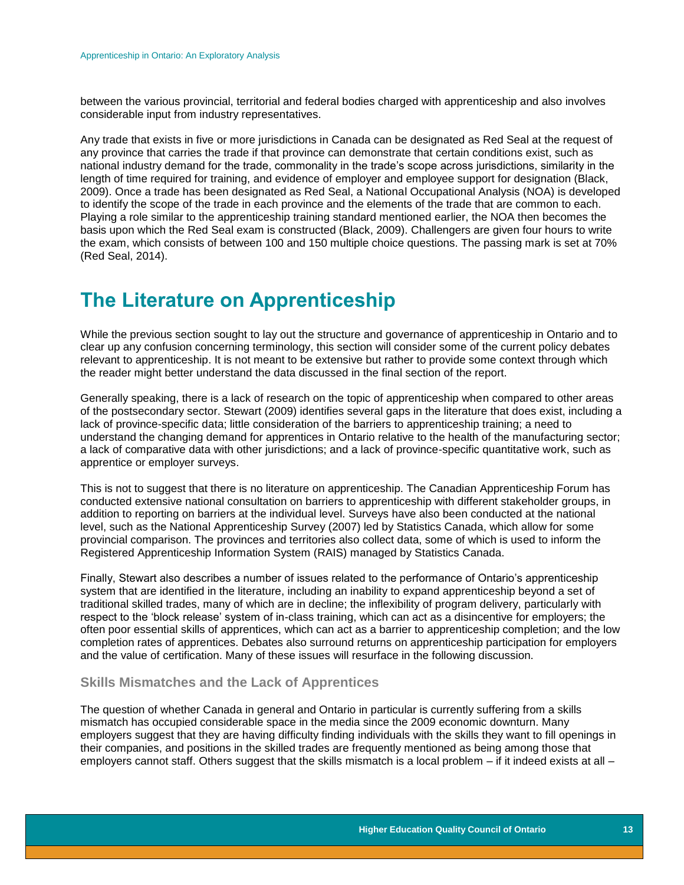between the various provincial, territorial and federal bodies charged with apprenticeship and also involves considerable input from industry representatives.

Any trade that exists in five or more jurisdictions in Canada can be designated as Red Seal at the request of any province that carries the trade if that province can demonstrate that certain conditions exist, such as national industry demand for the trade, commonality in the trade's scope across jurisdictions, similarity in the length of time required for training, and evidence of employer and employee support for designation (Black, 2009). Once a trade has been designated as Red Seal, a National Occupational Analysis (NOA) is developed to identify the scope of the trade in each province and the elements of the trade that are common to each. Playing a role similar to the apprenticeship training standard mentioned earlier, the NOA then becomes the basis upon which the Red Seal exam is constructed (Black, 2009). Challengers are given four hours to write the exam, which consists of between 100 and 150 multiple choice questions. The passing mark is set at 70% (Red Seal, 2014).

# The Literature on Apprenticeship

While the previous section sought to lay out the structure and governance of apprenticeship in Ontario and to clear up any confusion concerning terminology, this section will consider some of the current policy debates relevant to apprenticeship. It is not meant to be extensive but rather to provide some context through which the reader might better understand the data discussed in the final section of the report.

Generally speaking, there is a lack of research on the topic of apprenticeship when compared to other areas of the postsecondary sector. Stewart (2009) identifies several gaps in the literature that does exist, including a lack of province-specific data; little consideration of the barriers to apprenticeship training; a need to understand the changing demand for apprentices in Ontario relative to the health of the manufacturing sector; a lack of comparative data with other jurisdictions; and a lack of province-specific quantitative work, such as apprentice or employer surveys.

This is not to suggest that there is no literature on apprenticeship. The Canadian Apprenticeship Forum has conducted extensive national consultation on barriers to apprenticeship with different stakeholder groups, in addition to reporting on barriers at the individual level. Surveys have also been conducted at the national level, such as the National Apprenticeship Survey (2007) led by Statistics Canada, which allow for some provincial comparison. The provinces and territories also collect data, some of which is used to inform the Registered Apprenticeship Information System (RAIS) managed by Statistics Canada.

Finally, Stewart also describes a number of issues related to the performance of Ontario's apprenticeship system that are identified in the literature, including an inability to expand apprenticeship beyond a set of traditional skilled trades, many of which are in decline; the inflexibility of program delivery, particularly with respect to the 'block release' system of in-class training, which can act as a disincentive for employers; the often poor essential skills of apprentices, which can act as a barrier to apprenticeship completion; and the low completion rates of apprentices. Debates also surround returns on apprenticeship participation for employers and the value of certification. Many of these issues will resurface in the following discussion.

## Skills Mismatches and the Lack of Apprentices

The question of whether Canada in general and Ontario in particular is currently suffering from a skills mismatch has occupied considerable space in the media since the 2009 economic downturn. Many employers suggest that they are having difficulty finding individuals with the skills they want to fill openings in their companies, and positions in the skilled trades are frequently mentioned as being among those that employers cannot staff. Others suggest that the skills mismatch is a local problem – if it indeed exists at all –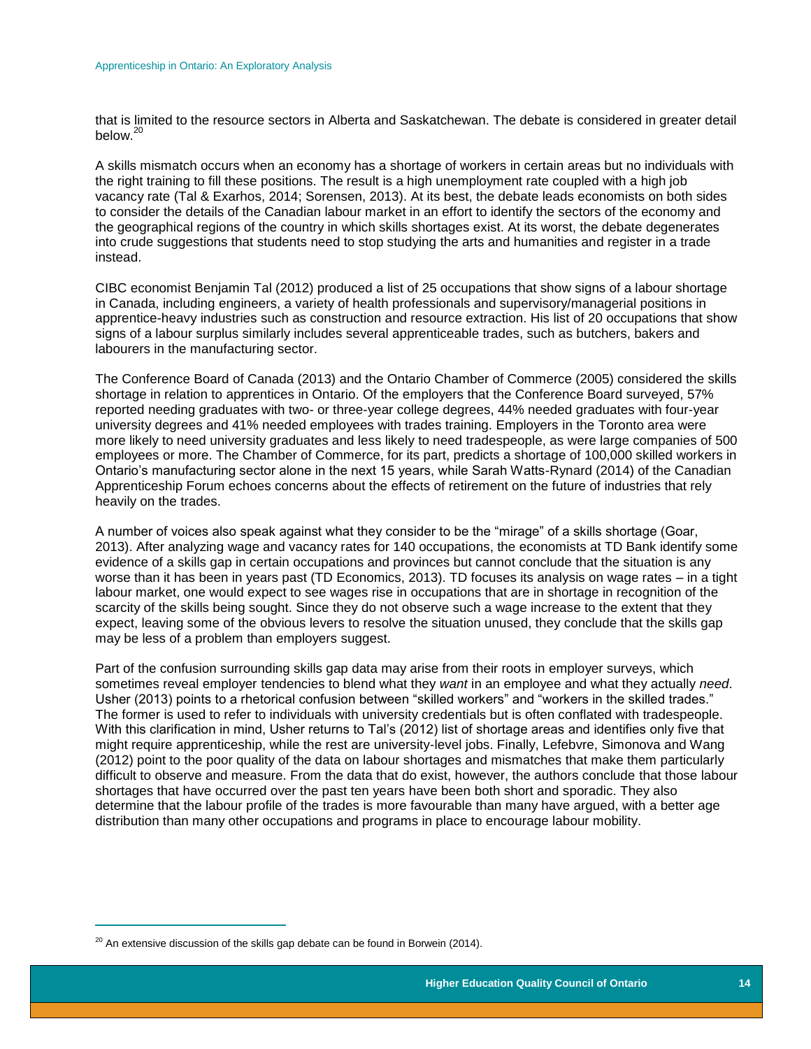that is limited to the resource sectors in Alberta and Saskatchewan. The debate is considered in greater detail below.[20]

A skills mismatch occurs when an economy has a shortage of workers in certain areas but no individuals with the right training to fill these positions. The result is a high unemployment rate coupled with a high job vacancy rate (Tal & Exarhos, 2014; Sorensen, 2013). At its best, the debate leads economists on both sides to consider the details of the Canadian labour market in an effort to identify the sectors of the economy and the geographical regions of the country in which skills shortages exist. At its worst, the debate degenerates into crude suggestions that students need to stop studying the arts and humanities and register in a trade instead.

CIBC economist Benjamin Tal (2012) produced a list of 25 occupations that show signs of a labour shortage in Canada, including engineers, a variety of health professionals and supervisory/managerial positions in apprentice-heavy industries such as construction and resource extraction. His list of 20 occupations that show signs of a labour surplus similarly includes several apprenticeable trades, such as butchers, bakers and labourers in the manufacturing sector.

The Conference Board of Canada (2013) and the Ontario Chamber of Commerce (2005) considered the skills shortage in relation to apprentices in Ontario. Of the employers that the Conference Board surveyed, 57% reported needing graduates with two- or three-year college degrees, 44% needed graduates with four-year university degrees and 41% needed employees with trades training. Employers in the Toronto area were more likely to need university graduates and less likely to need tradespeople, as were large companies of 500 employees or more. The Chamber of Commerce, for its part, predicts a shortage of 100,000 skilled workers in Ontario's manufacturing sector alone in the next 15 years, while Sarah Watts-Rynard (2014) of the Canadian Apprenticeship Forum echoes concerns about the effects of retirement on the future of industries that rely heavily on the trades.

A number of voices also speak against what they consider to be the "mirage" of a skills shortage (Goar, 2013). After analyzing wage and vacancy rates for 140 occupations, the economists at TD Bank identify some evidence of a skills gap in certain occupations and provinces but cannot conclude that the situation is any worse than it has been in years past (TD Economics, 2013). TD focuses its analysis on wage rates – in a tight labour market, one would expect to see wages rise in occupations that are in shortage in recognition of the scarcity of the skills being sought. Since they do not observe such a wage increase to the extent that they expect, leaving some of the obvious levers to resolve the situation unused, they conclude that the skills gap may be less of a problem than employers suggest.

Part of the confusion surrounding skills gap data may arise from their roots in employer surveys, which sometimes reveal employer tendencies to blend what they *want* in an employee and what they actually *need*. Usher (2013) points to a rhetorical confusion between "skilled workers" and "workers in the skilled trades." The former is used to refer to individuals with university credentials but is often conflated with tradespeople. With this clarification in mind, Usher returns to Tal's (2012) list of shortage areas and identifies only five that might require apprenticeship, while the rest are university-level jobs. Finally, Lefebvre, Simonova and Wang (2012) point to the poor quality of the data on labour shortages and mismatches that make them particularly difficult to observe and measure. From the data that do exist, however, the authors conclude that those labour shortages that have occurred over the past ten years have been both short and sporadic. They also determine that the labour profile of the trades is more favourable than many have argued, with a better age distribution than many other occupations and programs in place to encourage labour mobility.

[20] An extensive discussion of the skills gap debate can be found in Borwein (2014).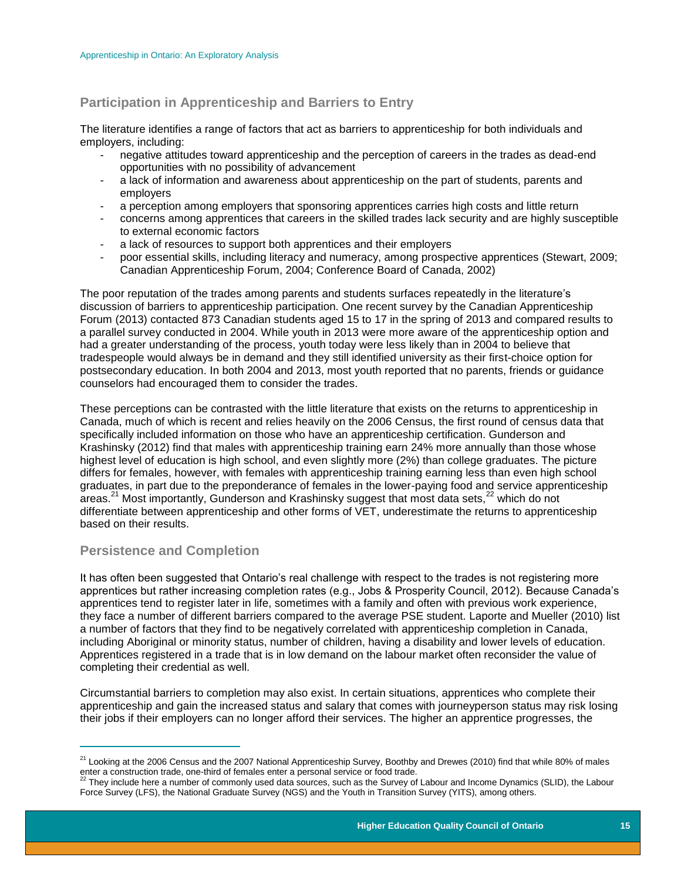## Participation in Apprenticeship and Barriers to Entry

The literature identifies a range of factors that act as barriers to apprenticeship for both individuals and employers, including:

- negative attitudes toward apprenticeship and the perception of careers in the trades as dead-end opportunities with no possibility of advancement
- a lack of information and awareness about apprenticeship on the part of students, parents and employers
- a perception among employers that sponsoring apprentices carries high costs and little return
- concerns among apprentices that careers in the skilled trades lack security and are highly susceptible to external economic factors
- a lack of resources to support both apprentices and their employers
- poor essential skills, including literacy and numeracy, among prospective apprentices (Stewart, 2009; Canadian Apprenticeship Forum, 2004; Conference Board of Canada, 2002)

The poor reputation of the trades among parents and students surfaces repeatedly in the literature's discussion of barriers to apprenticeship participation. One recent survey by the Canadian Apprenticeship Forum (2013) contacted 873 Canadian students aged 15 to 17 in the spring of 2013 and compared results to a parallel survey conducted in 2004. While youth in 2013 were more aware of the apprenticeship option and had a greater understanding of the process, youth today were less likely than in 2004 to believe that tradespeople would always be in demand and they still identified university as their first-choice option for postsecondary education. In both 2004 and 2013, most youth reported that no parents, friends or guidance counselors had encouraged them to consider the trades.

These perceptions can be contrasted with the little literature that exists on the returns to apprenticeship in Canada, much of which is recent and relies heavily on the 2006 Census, the first round of census data that specifically included information on those who have an apprenticeship certification. Gunderson and Krashinsky (2012) find that males with apprenticeship training earn 24% more annually than those whose highest level of education is high school, and even slightly more (2%) than college graduates. The picture differs for females, however, with females with apprenticeship training earning less than even high school graduates, in part due to the preponderance of females in the lower-paying food and service apprenticeship areas.[21] Most importantly, Gunderson and Krashinsky suggest that most data sets,[22] which do not differentiate between apprenticeship and other forms of VET, underestimate the returns to apprenticeship based on their results.

## Persistence and Completion

It has often been suggested that Ontario's real challenge with respect to the trades is not registering more apprentices but rather increasing completion rates (e.g., Jobs & Prosperity Council, 2012). Because Canada's apprentices tend to register later in life, sometimes with a family and often with previous work experience, they face a number of different barriers compared to the average PSE student. Laporte and Mueller (2010) list a number of factors that they find to be negatively correlated with apprenticeship completion in Canada, including Aboriginal or minority status, number of children, having a disability and lower levels of education. Apprentices registered in a trade that is in low demand on the labour market often reconsider the value of completing their credential as well.

Circumstantial barriers to completion may also exist. In certain situations, apprentices who complete their apprenticeship and gain the increased status and salary that comes with journeyperson status may risk losing their jobs if their employers can no longer afford their services. The higher an apprentice progresses, the

---

[21] Looking at the 2006 Census and the 2007 National Apprenticeship Survey, Boothby and Drewes (2010) find that while 80% of males enter a construction trade, one-third of females enter a personal service or food trade.

[22] They include here a number of commonly used data sources, such as the Survey of Labour and Income Dynamics (SLID), the Labour Force Survey (LFS), the National Graduate Survey (NGS) and the Youth in Transition Survey (YITS), among others.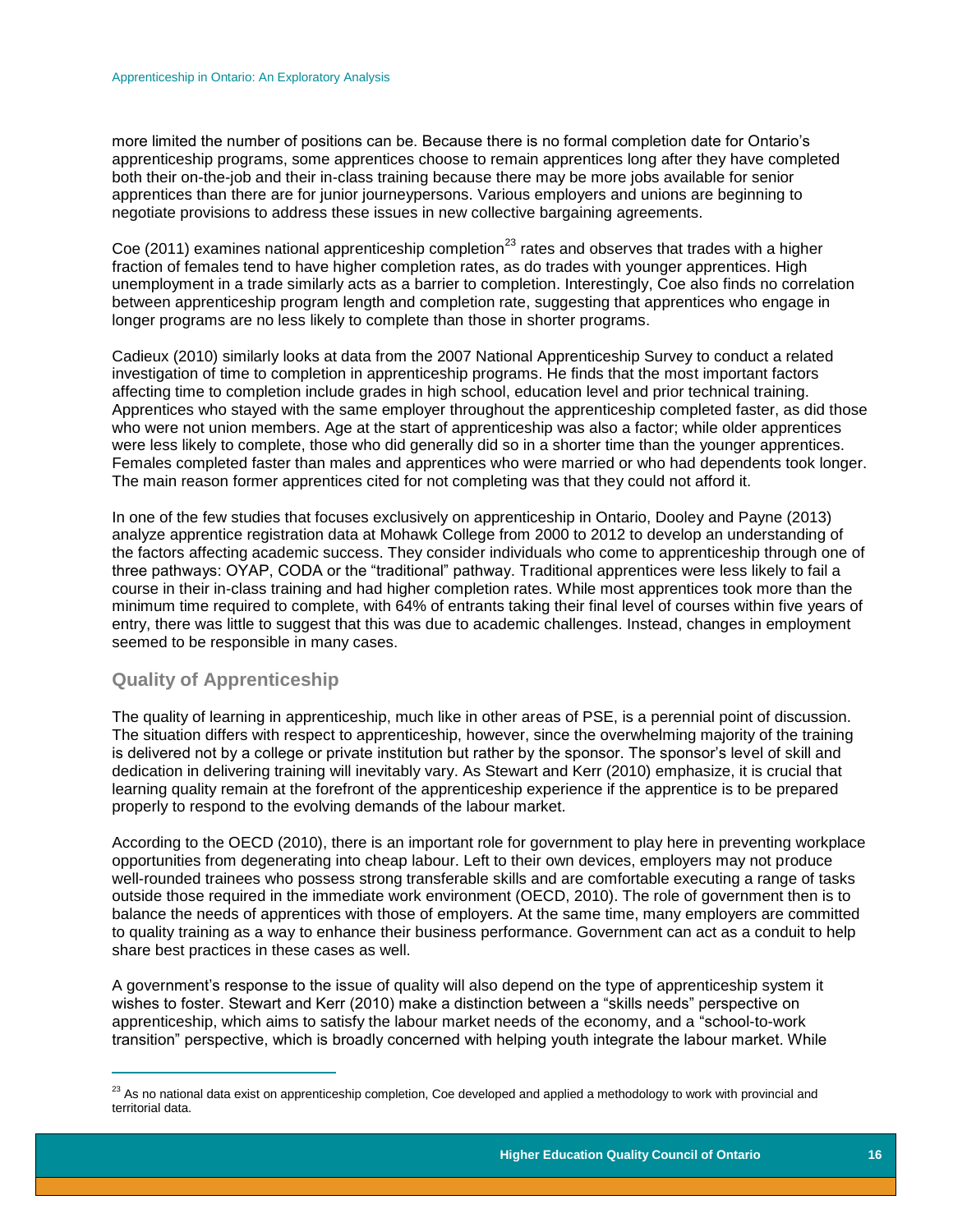more limited the number of positions can be. Because there is no formal completion date for Ontario's apprenticeship programs, some apprentices choose to remain apprentices long after they have completed both their on-the-job and their in-class training because there may be more jobs available for senior apprentices than there are for junior journeypersons. Various employers and unions are beginning to negotiate provisions to address these issues in new collective bargaining agreements.

Coe (2011) examines national apprenticeship completion[23] rates and observes that trades with a higher fraction of females tend to have higher completion rates, as do trades with younger apprentices. High unemployment in a trade similarly acts as a barrier to completion. Interestingly, Coe also finds no correlation between apprenticeship program length and completion rate, suggesting that apprentices who engage in longer programs are no less likely to complete than those in shorter programs.

Cadieux (2010) similarly looks at data from the 2007 National Apprenticeship Survey to conduct a related investigation of time to completion in apprenticeship programs. He finds that the most important factors affecting time to completion include grades in high school, education level and prior technical training. Apprentices who stayed with the same employer throughout the apprenticeship completed faster, as did those who were not union members. Age at the start of apprenticeship was also a factor; while older apprentices were less likely to complete, those who did generally did so in a shorter time than the younger apprentices. Females completed faster than males and apprentices who were married or who had dependents took longer. The main reason former apprentices cited for not completing was that they could not afford it.

In one of the few studies that focuses exclusively on apprenticeship in Ontario, Dooley and Payne (2013) analyze apprentice registration data at Mohawk College from 2000 to 2012 to develop an understanding of the factors affecting academic success. They consider individuals who come to apprenticeship through one of three pathways: OYAP, CODA or the "traditional" pathway. Traditional apprentices were less likely to fail a course in their in-class training and had higher completion rates. While most apprentices took more than the minimum time required to complete, with 64% of entrants taking their final level of courses within five years of entry, there was little to suggest that this was due to academic challenges. Instead, changes in employment seemed to be responsible in many cases.

## Quality of Apprenticeship

The quality of learning in apprenticeship, much like in other areas of PSE, is a perennial point of discussion. The situation differs with respect to apprenticeship, however, since the overwhelming majority of the training is delivered not by a college or private institution but rather by the sponsor. The sponsor's level of skill and dedication in delivering training will inevitably vary. As Stewart and Kerr (2010) emphasize, it is crucial that learning quality remain at the forefront of the apprenticeship experience if the apprentice is to be prepared properly to respond to the evolving demands of the labour market.

According to the OECD (2010), there is an important role for government to play here in preventing workplace opportunities from degenerating into cheap labour. Left to their own devices, employers may not produce well-rounded trainees who possess strong transferable skills and are comfortable executing a range of tasks outside those required in the immediate work environment (OECD, 2010). The role of government then is to balance the needs of apprentices with those of employers. At the same time, many employers are committed to quality training as a way to enhance their business performance. Government can act as a conduit to help share best practices in these cases as well.

A government's response to the issue of quality will also depend on the type of apprenticeship system it wishes to foster. Stewart and Kerr (2010) make a distinction between a "skills needs" perspective on apprenticeship, which aims to satisfy the labour market needs of the economy, and a "school-to-work transition" perspective, which is broadly concerned with helping youth integrate the labour market. While

[23] As no national data exist on apprenticeship completion, Coe developed and applied a methodology to work with provincial and territorial data.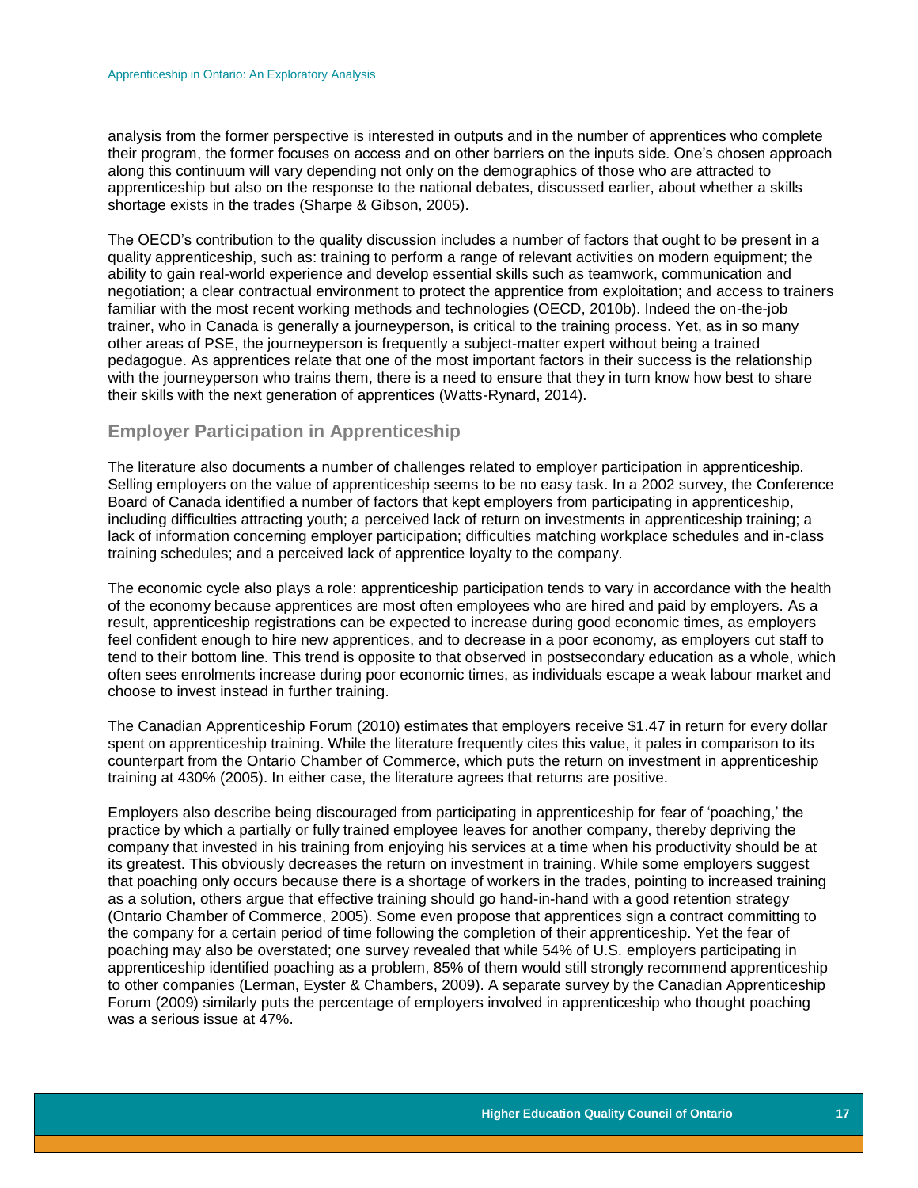analysis from the former perspective is interested in outputs and in the number of apprentices who complete their program, the former focuses on access and on other barriers on the inputs side. One's chosen approach along this continuum will vary depending not only on the demographics of those who are attracted to apprenticeship but also on the response to the national debates, discussed earlier, about whether a skills shortage exists in the trades (Sharpe & Gibson, 2005).

The OECD's contribution to the quality discussion includes a number of factors that ought to be present in a quality apprenticeship, such as: training to perform a range of relevant activities on modern equipment; the ability to gain real-world experience and develop essential skills such as teamwork, communication and negotiation; a clear contractual environment to protect the apprentice from exploitation; and access to trainers familiar with the most recent working methods and technologies (OECD, 2010b). Indeed the on-the-job trainer, who in Canada is generally a journeyperson, is critical to the training process. Yet, as in so many other areas of PSE, the journeyperson is frequently a subject-matter expert without being a trained pedagogue. As apprentices relate that one of the most important factors in their success is the relationship with the journeyperson who trains them, there is a need to ensure that they in turn know how best to share their skills with the next generation of apprentices (Watts-Rynard, 2014).

## Employer Participation in Apprenticeship

The literature also documents a number of challenges related to employer participation in apprenticeship. Selling employers on the value of apprenticeship seems to be no easy task. In a 2002 survey, the Conference Board of Canada identified a number of factors that kept employers from participating in apprenticeship, including difficulties attracting youth; a perceived lack of return on investments in apprenticeship training; a lack of information concerning employer participation; difficulties matching workplace schedules and in-class training schedules; and a perceived lack of apprentice loyalty to the company.

The economic cycle also plays a role: apprenticeship participation tends to vary in accordance with the health of the economy because apprentices are most often employees who are hired and paid by employers. As a result, apprenticeship registrations can be expected to increase during good economic times, as employers feel confident enough to hire new apprentices, and to decrease in a poor economy, as employers cut staff to tend to their bottom line. This trend is opposite to that observed in postsecondary education as a whole, which often sees enrolments increase during poor economic times, as individuals escape a weak labour market and choose to invest instead in further training.

The Canadian Apprenticeship Forum (2010) estimates that employers receive $1.47 in return for every dollar spent on apprenticeship training. While the literature frequently cites this value, it pales in comparison to its counterpart from the Ontario Chamber of Commerce, which puts the return on investment in apprenticeship training at 430% (2005). In either case, the literature agrees that returns are positive.

Employers also describe being discouraged from participating in apprenticeship for fear of 'poaching,' the practice by which a partially or fully trained employee leaves for another company, thereby depriving the company that invested in his training from enjoying his services at a time when his productivity should be at its greatest. This obviously decreases the return on investment in training. While some employers suggest that poaching only occurs because there is a shortage of workers in the trades, pointing to increased training as a solution, others argue that effective training should go hand-in-hand with a good retention strategy (Ontario Chamber of Commerce, 2005). Some even propose that apprentices sign a contract committing to the company for a certain period of time following the completion of their apprenticeship. Yet the fear of poaching may also be overstated; one survey revealed that while 54% of U.S. employers participating in apprenticeship identified poaching as a problem, 85% of them would still strongly recommend apprenticeship to other companies (Lerman, Eyster & Chambers, 2009). A separate survey by the Canadian Apprenticeship Forum (2009) similarly puts the percentage of employers involved in apprenticeship who thought poaching was a serious issue at 47%.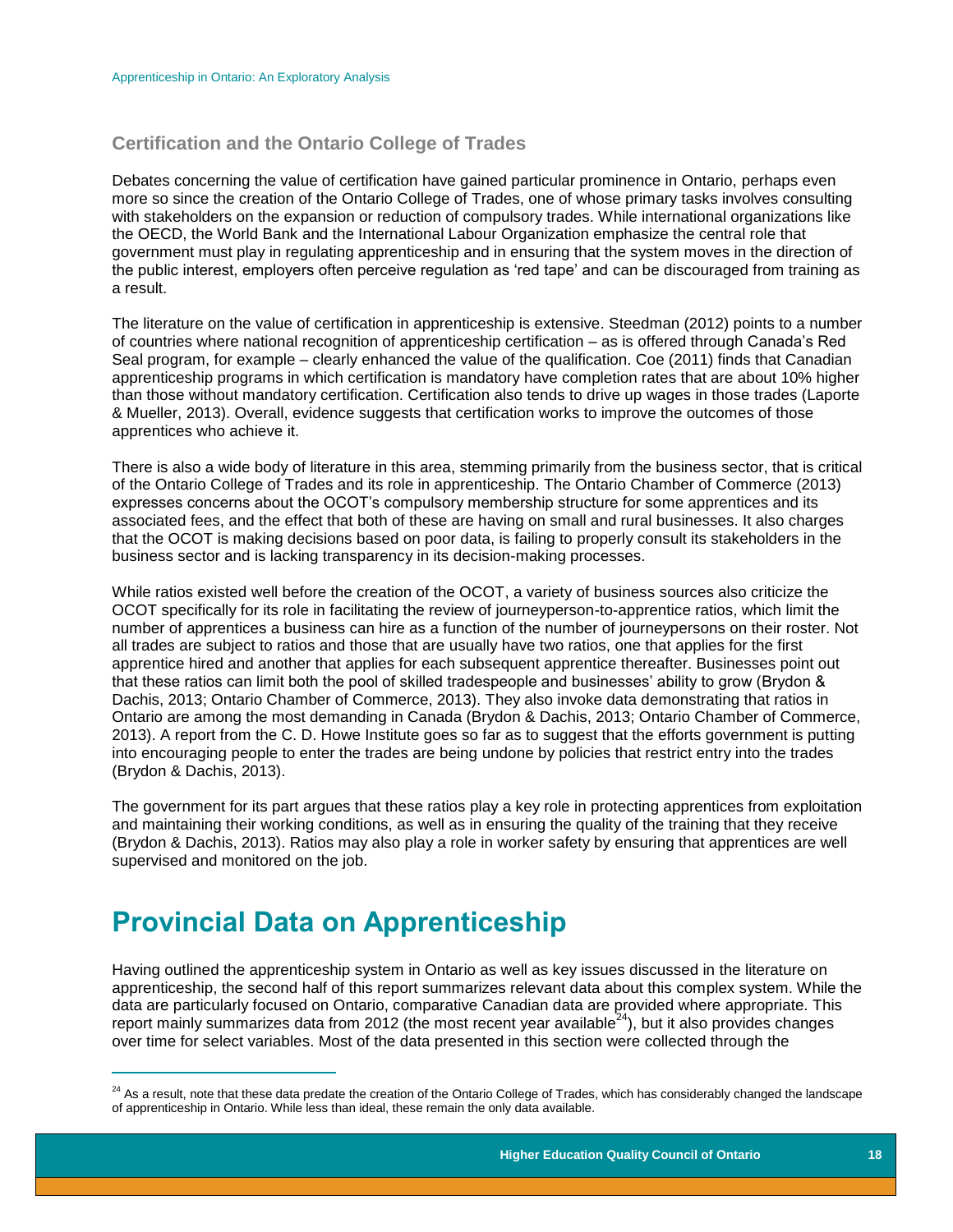### Certification and the Ontario College of Trades

Debates concerning the value of certification have gained particular prominence in Ontario, perhaps even more so since the creation of the Ontario College of Trades, one of whose primary tasks involves consulting with stakeholders on the expansion or reduction of compulsory trades. While international organizations like the OECD, the World Bank and the International Labour Organization emphasize the central role that government must play in regulating apprenticeship and in ensuring that the system moves in the direction of the public interest, employers often perceive regulation as 'red tape' and can be discouraged from training as a result.

The literature on the value of certification in apprenticeship is extensive. Steedman (2012) points to a number of countries where national recognition of apprenticeship certification – as is offered through Canada's Red Seal program, for example – clearly enhanced the value of the qualification. Coe (2011) finds that Canadian apprenticeship programs in which certification is mandatory have completion rates that are about 10% higher than those without mandatory certification. Certification also tends to drive up wages in those trades (Laporte & Mueller, 2013). Overall, evidence suggests that certification works to improve the outcomes of those apprentices who achieve it.

There is also a wide body of literature in this area, stemming primarily from the business sector, that is critical of the Ontario College of Trades and its role in apprenticeship. The Ontario Chamber of Commerce (2013) expresses concerns about the OCOT's compulsory membership structure for some apprentices and its associated fees, and the effect that both of these are having on small and rural businesses. It also charges that the OCOT is making decisions based on poor data, is failing to properly consult its stakeholders in the business sector and is lacking transparency in its decision-making processes.

While ratios existed well before the creation of the OCOT, a variety of business sources also criticize the OCOT specifically for its role in facilitating the review of journeyperson-to-apprentice ratios, which limit the number of apprentices a business can hire as a function of the number of journeypersons on their roster. Not all trades are subject to ratios and those that are usually have two ratios, one that applies for the first apprentice hired and another that applies for each subsequent apprentice thereafter. Businesses point out that these ratios can limit both the pool of skilled tradespeople and businesses' ability to grow (Brydon & Dachis, 2013; Ontario Chamber of Commerce, 2013). They also invoke data demonstrating that ratios in Ontario are among the most demanding in Canada (Brydon & Dachis, 2013; Ontario Chamber of Commerce, 2013). A report from the C. D. Howe Institute goes so far as to suggest that the efforts government is putting into encouraging people to enter the trades are being undone by policies that restrict entry into the trades (Brydon & Dachis, 2013).

The government for its part argues that these ratios play a key role in protecting apprentices from exploitation and maintaining their working conditions, as well as in ensuring the quality of the training that they receive (Brydon & Dachis, 2013). Ratios may also play a role in worker safety by ensuring that apprentices are well supervised and monitored on the job.

# Provincial Data on Apprenticeship

Having outlined the apprenticeship system in Ontario as well as key issues discussed in the literature on apprenticeship, the second half of this report summarizes relevant data about this complex system. While the data are particularly focused on Ontario, comparative Canadian data are provided where appropriate. This report mainly summarizes data from 2012 (the most recent year available[24]), but it also provides changes over time for select variables. Most of the data presented in this section were collected through the

[24] As a result, note that these data predate the creation of the Ontario College of Trades, which has considerably changed the landscape of apprenticeship in Ontario. While less than ideal, these remain the only data available.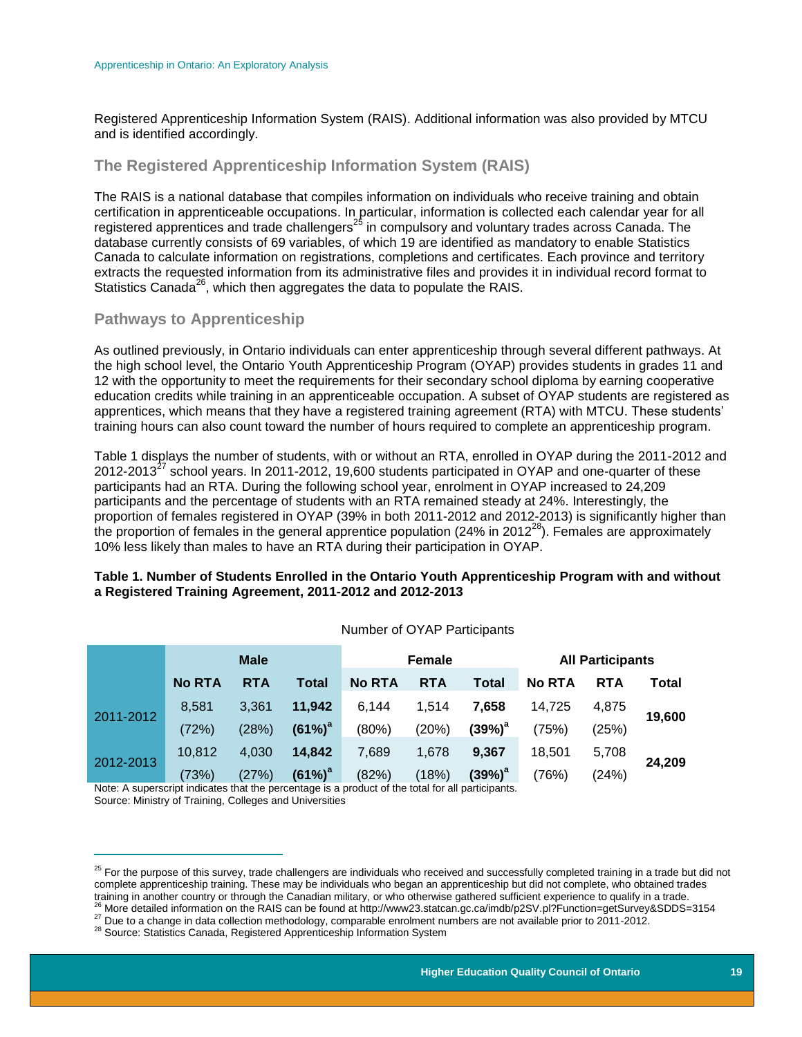Registered Apprenticeship Information System (RAIS). Additional information was also provided by MTCU and is identified accordingly.

## The Registered Apprenticeship Information System (RAIS)

The RAIS is a national database that compiles information on individuals who receive training and obtain certification in apprenticeable occupations. In particular, information is collected each calendar year for all registered apprentices and trade challengers[25] in compulsory and voluntary trades across Canada. The database currently consists of 69 variables, of which 19 are identified as mandatory to enable Statistics Canada to calculate information on registrations, completions and certificates. Each province and territory extracts the requested information from its administrative files and provides it in individual record format to Statistics Canada[26], which then aggregates the data to populate the RAIS.

## Pathways to Apprenticeship

As outlined previously, in Ontario individuals can enter apprenticeship through several different pathways. At the high school level, the Ontario Youth Apprenticeship Program (OYAP) provides students in grades 11 and 12 with the opportunity to meet the requirements for their secondary school diploma by earning cooperative education credits while training in an apprenticeable occupation. A subset of OYAP students are registered as apprentices, which means that they have a registered training agreement (RTA) with MTCU. These students' training hours can also count toward the number of hours required to complete an apprenticeship program.

Table 1 displays the number of students, with or without an RTA, enrolled in OYAP during the 2011-2012 and 2012-2013[27] school years. In 2011-2012, 19,600 students participated in OYAP and one-quarter of these participants had an RTA. During the following school year, enrolment in OYAP increased to 24,209 participants and the percentage of students with an RTA remained steady at 24%. Interestingly, the proportion of females registered in OYAP (39% in both 2011-2012 and 2012-2013) is significantly higher than the proportion of females in the general apprentice population (24% in 2012[28]). Females are approximately 10% less likely than males to have an RTA during their participation in OYAP.

**Table 1. Number of Students Enrolled in the Ontario Youth Apprenticeship Program with and without a Registered Training Agreement, 2011-2012 and 2012-2013**

Number of OYAP Participants

| | Male | | | Female | | | All Participants | | |
|---|---|---|---|---|---|---|---|---|---|
| | No RTA | RTA | Total | No RTA | RTA | Total | No RTA | RTA | Total |
| 2011-2012 | 8,581 | 3,361 | **11,942** | 6,144 | 1,514 | **7,658** | 14,725 | 4,875 | **19,600** |
| | (72%) | (28%) | **(61%)[a]** | (80%) | (20%) | **(39%)[a]** | (75%) | (25%) | |
| 2012-2013 | 10,812 | 4,030 | **14,842** | 7,689 | 1,678 | **9,367** | 18,501 | 5,708 | **24,209** |
| | (73%) | (27%) | **(61%)[a]** | (82%) | (18%) | **(39%)[a]** | (76%) | (24%) | |

Note: A superscript indicates that the percentage is a product of the total for all participants.
Source: Ministry of Training, Colleges and Universities

---

[25] For the purpose of this survey, trade challengers are individuals who received and successfully completed training in a trade but did not complete apprenticeship training. These may be individuals who began an apprenticeship but did not complete, who obtained trades training in another country or through the Canadian military, or who otherwise gathered sufficient experience to qualify in a trade.

[26] More detailed information on the RAIS can be found at http://www23.statcan.gc.ca/imdb/p2SV.pl?Function=getSurvey&SDDS=3154

[27] Due to a change in data collection methodology, comparable enrolment numbers are not available prior to 2011-2012.

[28] Source: Statistics Canada, Registered Apprenticeship Information System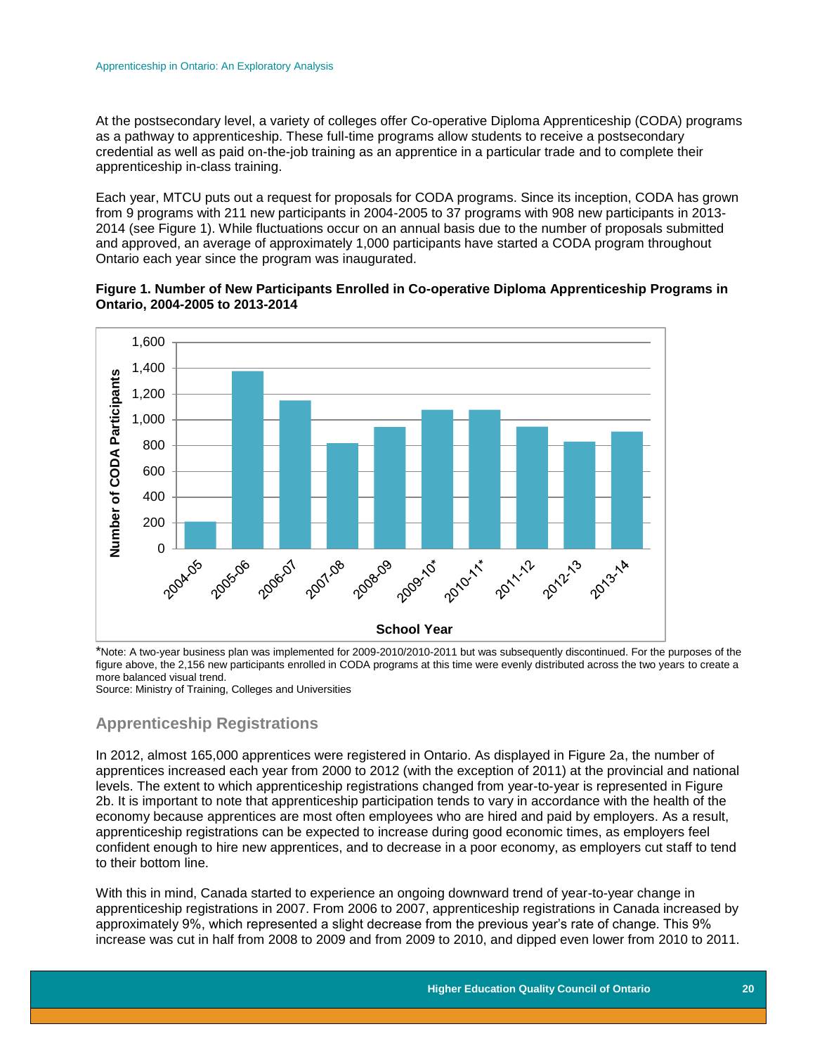At the postsecondary level, a variety of colleges offer Co-operative Diploma Apprenticeship (CODA) programs as a pathway to apprenticeship. These full-time programs allow students to receive a postsecondary credential as well as paid on-the-job training as an apprentice in a particular trade and to complete their apprenticeship in-class training.

Each year, MTCU puts out a request for proposals for CODA programs. Since its inception, CODA has grown from 9 programs with 211 new participants in 2004-2005 to 37 programs with 908 new participants in 2013-2014 (see Figure 1). While fluctuations occur on an annual basis due to the number of proposals submitted and approved, an average of approximately 1,000 participants have started a CODA program throughout Ontario each year since the program was inaugurated.

**Figure 1. Number of New Participants Enrolled in Co-operative Diploma Apprenticeship Programs in Ontario, 2004-2005 to 2013-2014**

*Note: A two-year business plan was implemented for 2009-2010/2010-2011 but was subsequently discontinued. For the purposes of the figure above, the 2,156 new participants enrolled in CODA programs at this time were evenly distributed across the two years to create a more balanced visual trend.
Source: Ministry of Training, Colleges and Universities

## Apprenticeship Registrations

In 2012, almost 165,000 apprentices were registered in Ontario. As displayed in Figure 2a, the number of apprentices increased each year from 2000 to 2012 (with the exception of 2011) at the provincial and national levels. The extent to which apprenticeship registrations changed from year-to-year is represented in Figure 2b. It is important to note that apprenticeship participation tends to vary in accordance with the health of the economy because apprentices are most often employees who are hired and paid by employers. As a result, apprenticeship registrations can be expected to increase during good economic times, as employers feel confident enough to hire new apprentices, and to decrease in a poor economy, as employers cut staff to tend to their bottom line.

With this in mind, Canada started to experience an ongoing downward trend of year-to-year change in apprenticeship registrations in 2007. From 2006 to 2007, apprenticeship registrations in Canada increased by approximately 9%, which represented a slight decrease from the previous year's rate of change. This 9% increase was cut in half from 2008 to 2009 and from 2009 to 2010, and dipped even lower from 2010 to 2011.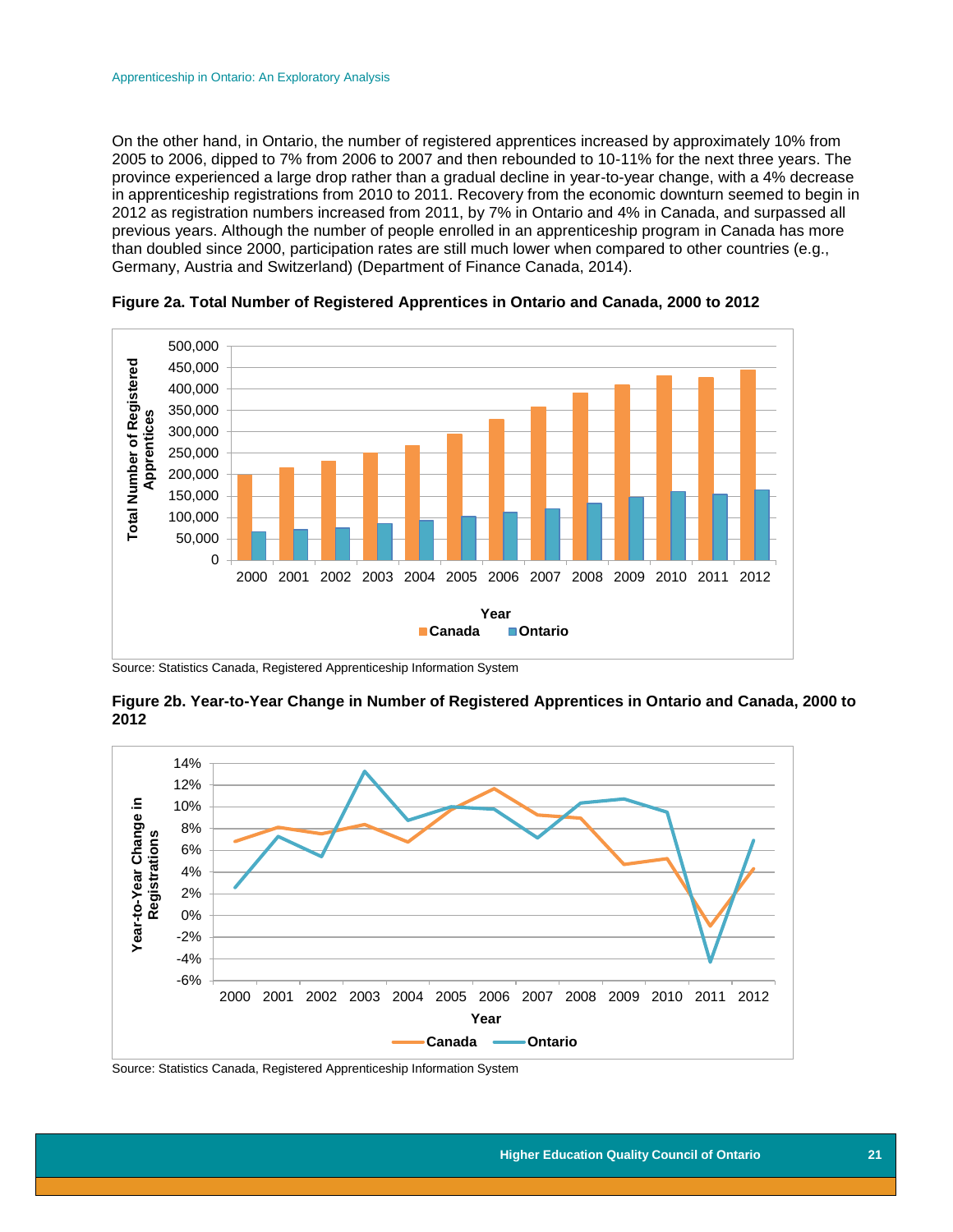On the other hand, in Ontario, the number of registered apprentices increased by approximately 10% from 2005 to 2006, dipped to 7% from 2006 to 2007 and then rebounded to 10-11% for the next three years. The province experienced a large drop rather than a gradual decline in year-to-year change, with a 4% decrease in apprenticeship registrations from 2010 to 2011. Recovery from the economic downturn seemed to begin in 2012 as registration numbers increased from 2011, by 7% in Ontario and 4% in Canada, and surpassed all previous years. Although the number of people enrolled in an apprenticeship program in Canada has more than doubled since 2000, participation rates are still much lower when compared to other countries (e.g., Germany, Austria and Switzerland) (Department of Finance Canada, 2014).

**Figure 2a. Total Number of Registered Apprentices in Ontario and Canada, 2000 to 2012**

Source: Statistics Canada, Registered Apprenticeship Information System

**Figure 2b. Year-to-Year Change in Number of Registered Apprentices in Ontario and Canada, 2000 to 2012**

Source: Statistics Canada, Registered Apprenticeship Information System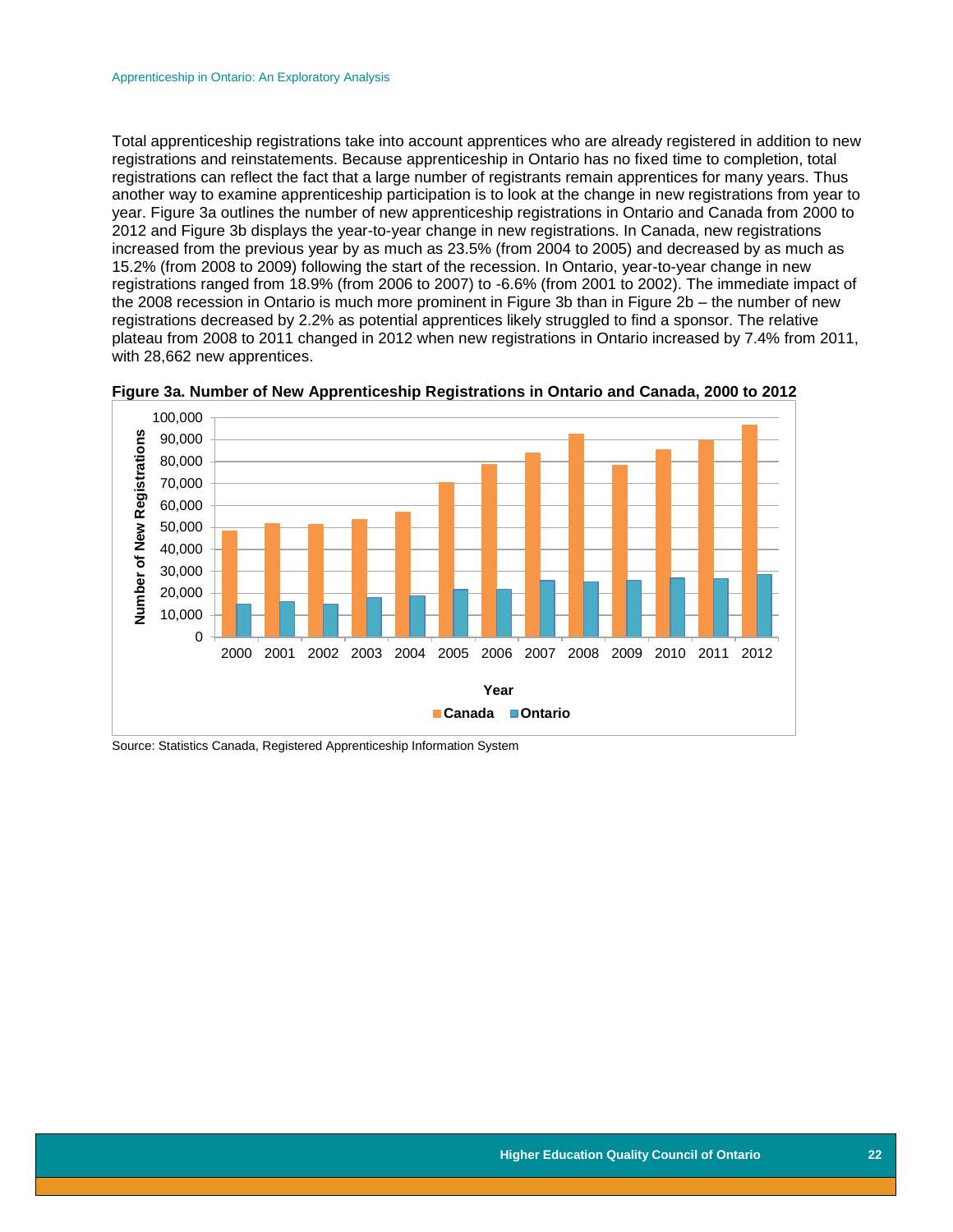Total apprenticeship registrations take into account apprentices who are already registered in addition to new registrations and reinstatements. Because apprenticeship in Ontario has no fixed time to completion, total registrations can reflect the fact that a large number of registrants remain apprentices for many years. Thus another way to examine apprenticeship participation is to look at the change in new registrations from year to year. Figure 3a outlines the number of new apprenticeship registrations in Ontario and Canada from 2000 to 2012 and Figure 3b displays the year-to-year change in new registrations. In Canada, new registrations increased from the previous year by as much as 23.5% (from 2004 to 2005) and decreased by as much as 15.2% (from 2008 to 2009) following the start of the recession. In Ontario, year-to-year change in new registrations ranged from 18.9% (from 2006 to 2007) to -6.6% (from 2001 to 2002). The immediate impact of the 2008 recession in Ontario is much more prominent in Figure 3b than in Figure 2b – the number of new registrations decreased by 2.2% as potential apprentices likely struggled to find a sponsor. The relative plateau from 2008 to 2011 changed in 2012 when new registrations in Ontario increased by 7.4% from 2011, with 28,662 new apprentices.

**Figure 3a. Number of New Apprenticeship Registrations in Ontario and Canada, 2000 to 2012**

Source: Statistics Canada, Registered Apprenticeship Information System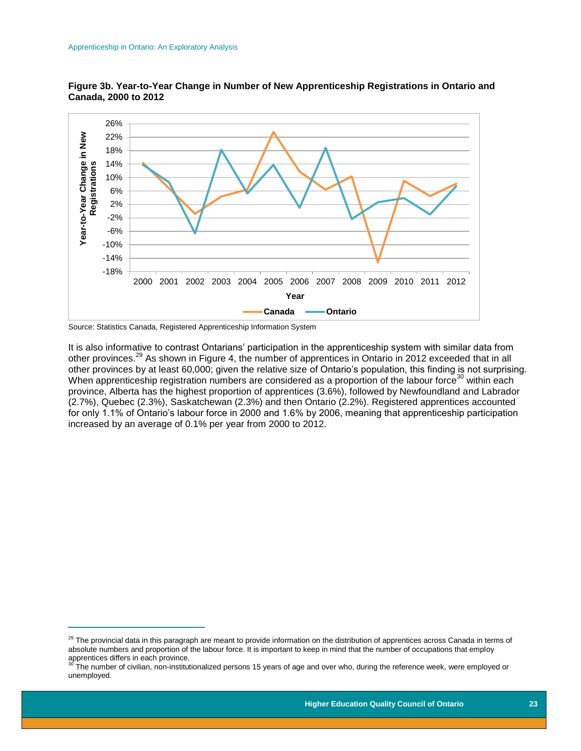**Figure 3b. Year-to-Year Change in Number of New Apprenticeship Registrations in Ontario and Canada, 2000 to 2012**

Source: Statistics Canada, Registered Apprenticeship Information System

It is also informative to contrast Ontarians' participation in the apprenticeship system with similar data from other provinces.[29] As shown in Figure 4, the number of apprentices in Ontario in 2012 exceeded that in all other provinces by at least 60,000; given the relative size of Ontario's population, this finding is not surprising. When apprenticeship registration numbers are considered as a proportion of the labour force[30] within each province, Alberta has the highest proportion of apprentices (3.6%), followed by Newfoundland and Labrador (2.7%), Quebec (2.3%), Saskatchewan (2.3%) and then Ontario (2.2%). Registered apprentices accounted for only 1.1% of Ontario's labour force in 2000 and 1.6% by 2006, meaning that apprenticeship participation increased by an average of 0.1% per year from 2000 to 2012.

---

[29] The provincial data in this paragraph are meant to provide information on the distribution of apprentices across Canada in terms of absolute numbers and proportion of the labour force. It is important to keep in mind that the number of occupations that employ apprentices differs in each province.

[30] The number of civilian, non-institutionalized persons 15 years of age and over who, during the reference week, were employed or unemployed.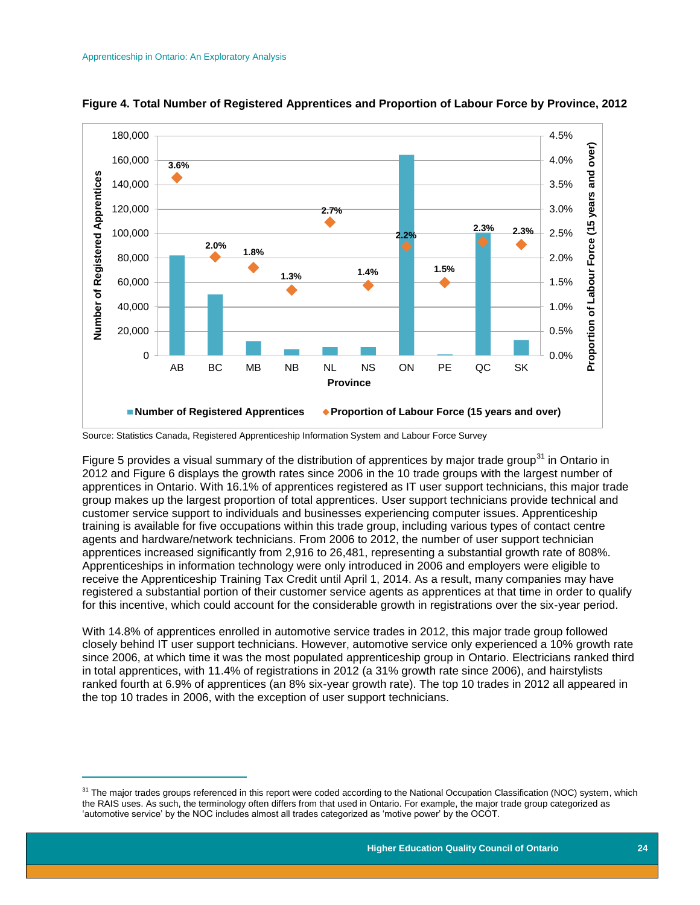**Figure 4. Total Number of Registered Apprentices and Proportion of Labour Force by Province, 2012**

| Province | Proportion of Labour Force (15 years and over) |
|---|---|
| AB | 3.6% |
| BC | 2.0% |
| MB | 1.8% |
| NB | 1.3% |
| NL | 2.7% |
| NS | 1.4% |
| ON | 2.2% |
| PE | 1.5% |
| QC | 2.3% |
| SK | 2.3% |

Source: Statistics Canada, Registered Apprenticeship Information System and Labour Force Survey

Figure 5 provides a visual summary of the distribution of apprentices by major trade group[31] in Ontario in 2012 and Figure 6 displays the growth rates since 2006 in the 10 trade groups with the largest number of apprentices in Ontario. With 16.1% of apprentices registered as IT user support technicians, this major trade group makes up the largest proportion of total apprentices. User support technicians provide technical and customer service support to individuals and businesses experiencing computer issues. Apprenticeship training is available for five occupations within this trade group, including various types of contact centre agents and hardware/network technicians. From 2006 to 2012, the number of user support technician apprentices increased significantly from 2,916 to 26,481, representing a substantial growth rate of 808%. Apprenticeships in information technology were only introduced in 2006 and employers were eligible to receive the Apprenticeship Training Tax Credit until April 1, 2014. As a result, many companies may have registered a substantial portion of their customer service agents as apprentices at that time in order to qualify for this incentive, which could account for the considerable growth in registrations over the six-year period.

With 14.8% of apprentices enrolled in automotive service trades in 2012, this major trade group followed closely behind IT user support technicians. However, automotive service only experienced a 10% growth rate since 2006, at which time it was the most populated apprenticeship group in Ontario. Electricians ranked third in total apprentices, with 11.4% of registrations in 2012 (a 31% growth rate since 2006), and hairstylists ranked fourth at 6.9% of apprentices (an 8% six-year growth rate). The top 10 trades in 2012 all appeared in the top 10 trades in 2006, with the exception of user support technicians.

---

[31] The major trades groups referenced in this report were coded according to the National Occupation Classification (NOC) system, which the RAIS uses. As such, the terminology often differs from that used in Ontario. For example, the major trade group categorized as 'automotive service' by the NOC includes almost all trades categorized as 'motive power' by the OCOT.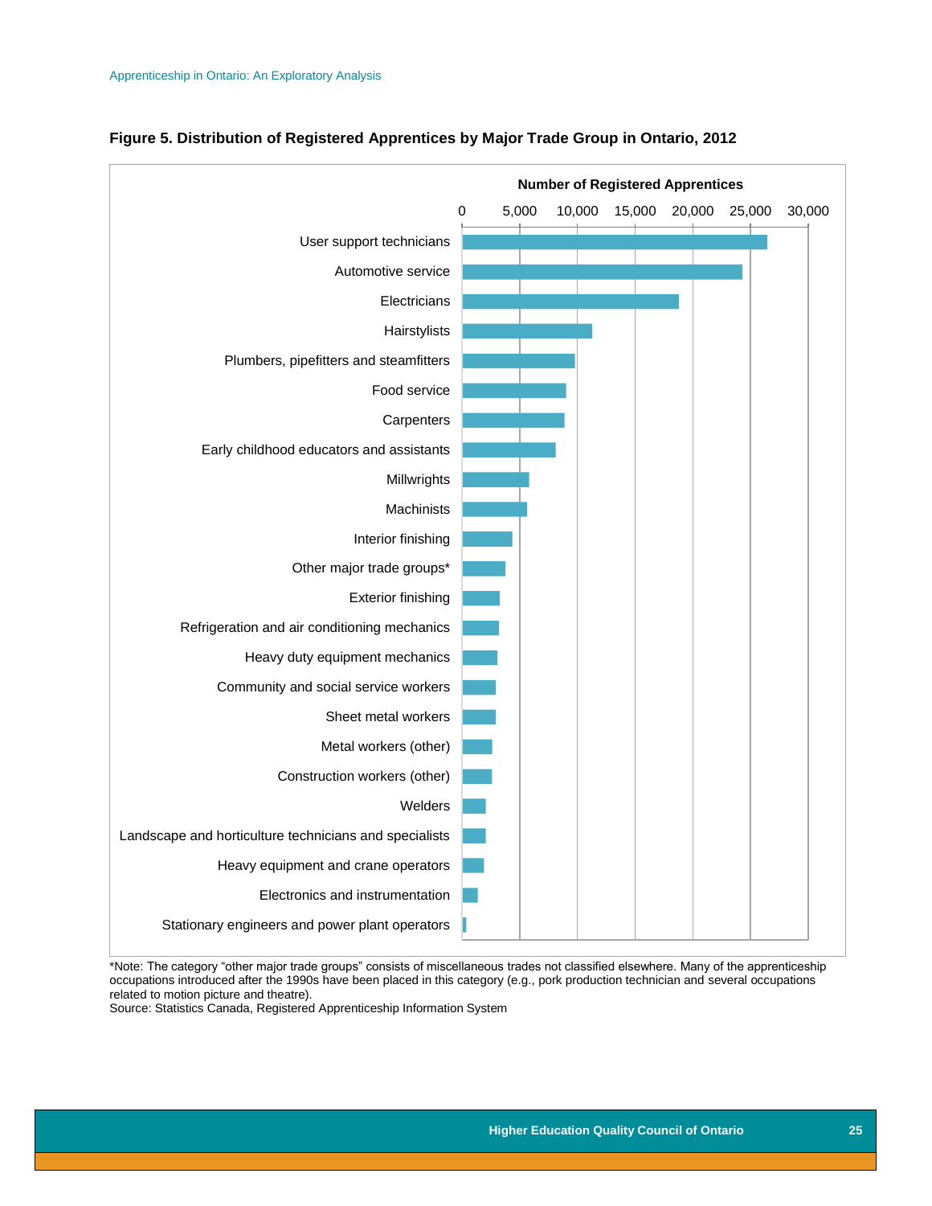**Figure 5. Distribution of Registered Apprentices by Major Trade Group in Ontario, 2012**

Number of Registered Apprentices

0 | 5,000 | 10,000 | 15,000 | 20,000 | 25,000 | 30,000

- User support technicians
- Automotive service
- Electricians
- Hairstylists
- Plumbers, pipefitters and steamfitters
- Food service
- Carpenters
- Early childhood educators and assistants
- Millwrights
- Machinists
- Interior finishing
- Other major trade groups*
- Exterior finishing
- Refrigeration and air conditioning mechanics
- Heavy duty equipment mechanics
- Community and social service workers
- Sheet metal workers
- Metal workers (other)
- Construction workers (other)
- Welders
- Landscape and horticulture technicians and specialists
- Heavy equipment and crane operators
- Electronics and instrumentation
- Stationary engineers and power plant operators

*Note: The category "other major trade groups" consists of miscellaneous trades not classified elsewhere. Many of the apprenticeship occupations introduced after the 1990s have been placed in this category (e.g., pork production technician and several occupations related to motion picture and theatre).
Source: Statistics Canada, Registered Apprenticeship Information System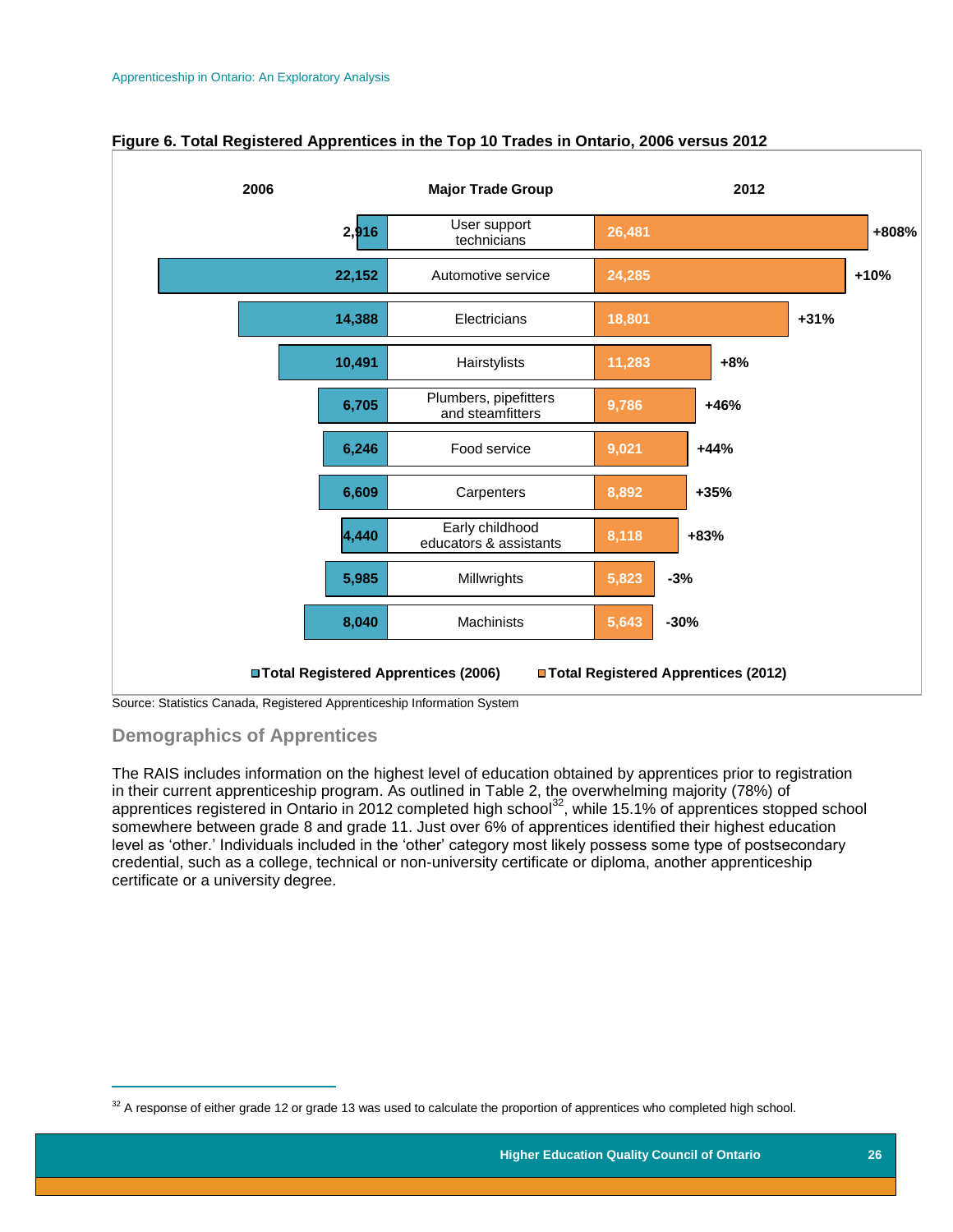**Figure 6. Total Registered Apprentices in the Top 10 Trades in Ontario, 2006 versus 2012**

| 2006 | Major Trade Group | 2012 | Change |
|---|---|---|---|
| 2,916 | User support technicians | 26,481 | +808% |
| 22,152 | Automotive service | 24,285 | +10% |
| 14,388 | Electricians | 18,801 | +31% |
| 10,491 | Hairstylists | 11,283 | +8% |
| 6,705 | Plumbers, pipefitters and steamfitters | 9,786 | +46% |
| 6,246 | Food service | 9,021 | +44% |
| 6,609 | Carpenters | 8,892 | +35% |
| 4,440 | Early childhood educators & assistants | 8,118 | +83% |
| 5,985 | Millwrights | 5,823 | -3% |
| 8,040 | Machinists | 5,643 | -30% |

Total Registered Apprentices (2006) | Total Registered Apprentices (2012)

Source: Statistics Canada, Registered Apprenticeship Information System

## Demographics of Apprentices

The RAIS includes information on the highest level of education obtained by apprentices prior to registration in their current apprenticeship program. As outlined in Table 2, the overwhelming majority (78%) of apprentices registered in Ontario in 2012 completed high school[32], while 15.1% of apprentices stopped school somewhere between grade 8 and grade 11. Just over 6% of apprentices identified their highest education level as 'other.' Individuals included in the 'other' category most likely possess some type of postsecondary credential, such as a college, technical or non-university certificate or diploma, another apprenticeship certificate or a university degree.

[32] A response of either grade 12 or grade 13 was used to calculate the proportion of apprentices who completed high school.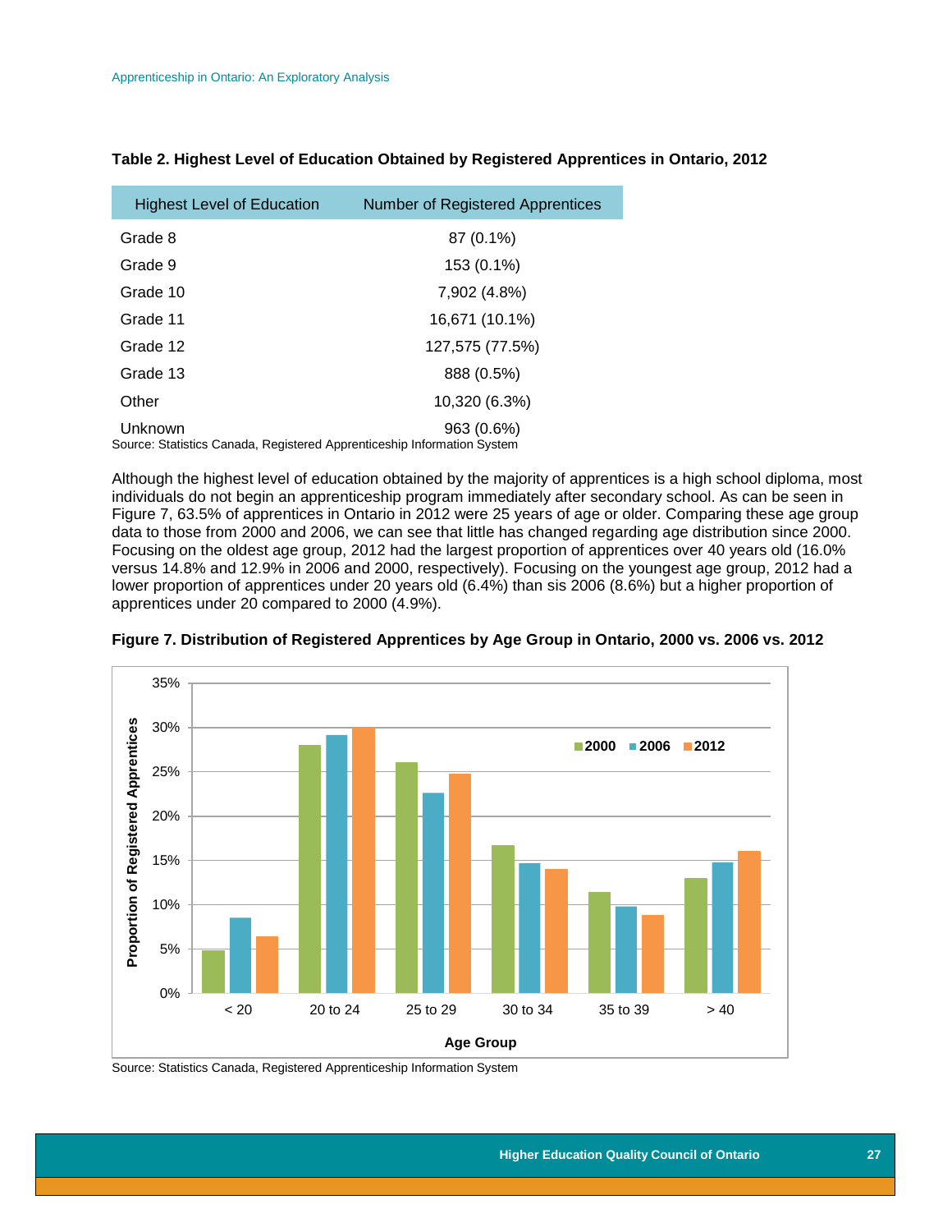**Table 2. Highest Level of Education Obtained by Registered Apprentices in Ontario, 2012**

| Highest Level of Education | Number of Registered Apprentices |
|---|---|
| Grade 8 | 87 (0.1%) |
| Grade 9 | 153 (0.1%) |
| Grade 10 | 7,902 (4.8%) |
| Grade 11 | 16,671 (10.1%) |
| Grade 12 | 127,575 (77.5%) |
| Grade 13 | 888 (0.5%) |
| Other | 10,320 (6.3%) |
| Unknown | 963 (0.6%) |

Source: Statistics Canada, Registered Apprenticeship Information System

Although the highest level of education obtained by the majority of apprentices is a high school diploma, most individuals do not begin an apprenticeship program immediately after secondary school. As can be seen in Figure 7, 63.5% of apprentices in Ontario in 2012 were 25 years of age or older. Comparing these age group data to those from 2000 and 2006, we can see that little has changed regarding age distribution since 2000. Focusing on the oldest age group, 2012 had the largest proportion of apprentices over 40 years old (16.0% versus 14.8% and 12.9% in 2006 and 2000, respectively). Focusing on the youngest age group, 2012 had a lower proportion of apprentices under 20 years old (6.4%) than sis 2006 (8.6%) but a higher proportion of apprentices under 20 compared to 2000 (4.9%).

**Figure 7. Distribution of Registered Apprentices by Age Group in Ontario, 2000 vs. 2006 vs. 2012**

Source: Statistics Canada, Registered Apprenticeship Information System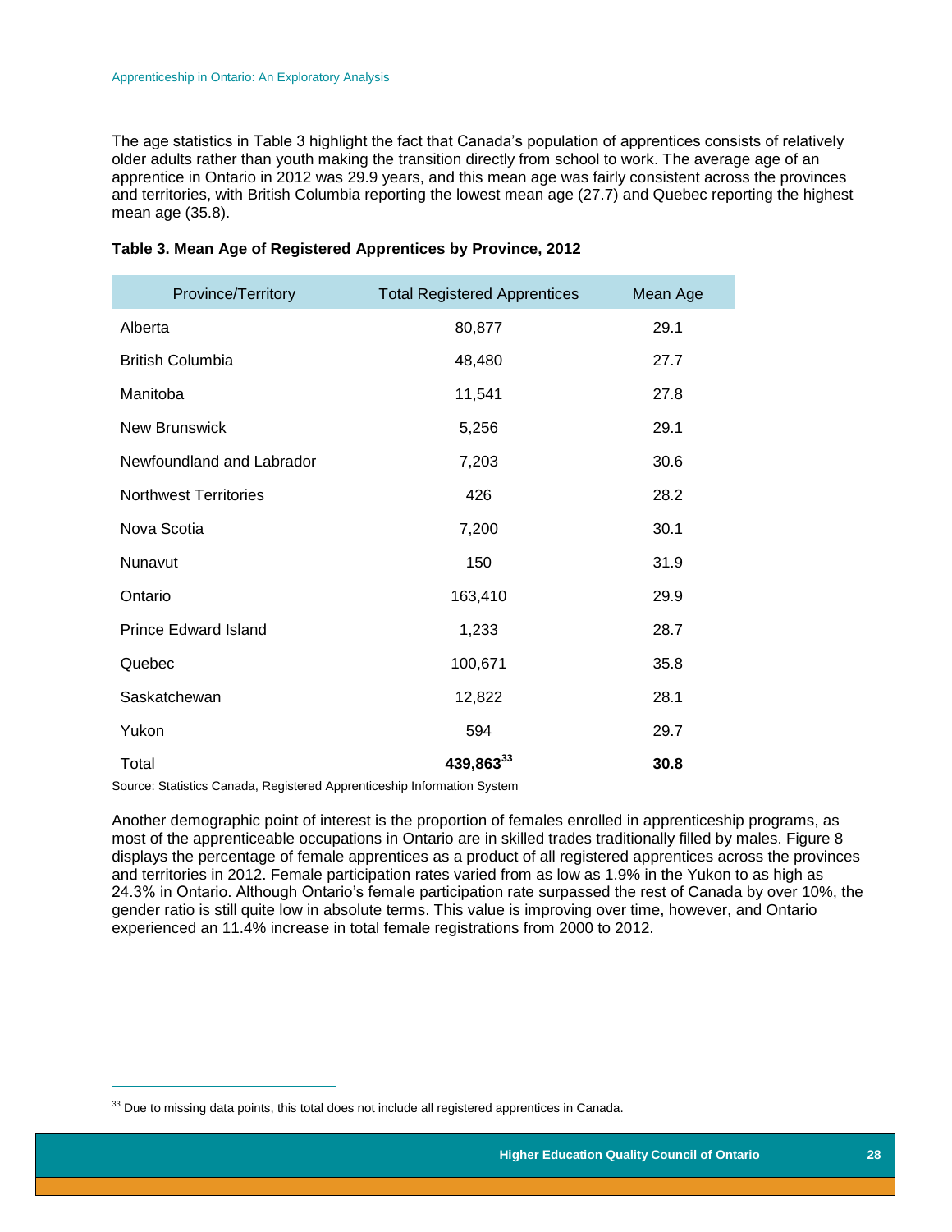The age statistics in Table 3 highlight the fact that Canada's population of apprentices consists of relatively older adults rather than youth making the transition directly from school to work. The average age of an apprentice in Ontario in 2012 was 29.9 years, and this mean age was fairly consistent across the provinces and territories, with British Columbia reporting the lowest mean age (27.7) and Quebec reporting the highest mean age (35.8).

**Table 3. Mean Age of Registered Apprentices by Province, 2012**

| Province/Territory | Total Registered Apprentices | Mean Age |
|---|---|---|
| Alberta | 80,877 | 29.1 |
| British Columbia | 48,480 | 27.7 |
| Manitoba | 11,541 | 27.8 |
| New Brunswick | 5,256 | 29.1 |
| Newfoundland and Labrador | 7,203 | 30.6 |
| Northwest Territories | 426 | 28.2 |
| Nova Scotia | 7,200 | 30.1 |
| Nunavut | 150 | 31.9 |
| Ontario | 163,410 | 29.9 |
| Prince Edward Island | 1,233 | 28.7 |
| Quebec | 100,671 | 35.8 |
| Saskatchewan | 12,822 | 28.1 |
| Yukon | 594 | 29.7 |
| Total | **439,863**[33] | **30.8** |

Source: Statistics Canada, Registered Apprenticeship Information System

Another demographic point of interest is the proportion of females enrolled in apprenticeship programs, as most of the apprenticeable occupations in Ontario are in skilled trades traditionally filled by males. Figure 8 displays the percentage of female apprentices as a product of all registered apprentices across the provinces and territories in 2012. Female participation rates varied from as low as 1.9% in the Yukon to as high as 24.3% in Ontario. Although Ontario's female participation rate surpassed the rest of Canada by over 10%, the gender ratio is still quite low in absolute terms. This value is improving over time, however, and Ontario experienced an 11.4% increase in total female registrations from 2000 to 2012.

[33] Due to missing data points, this total does not include all registered apprentices in Canada.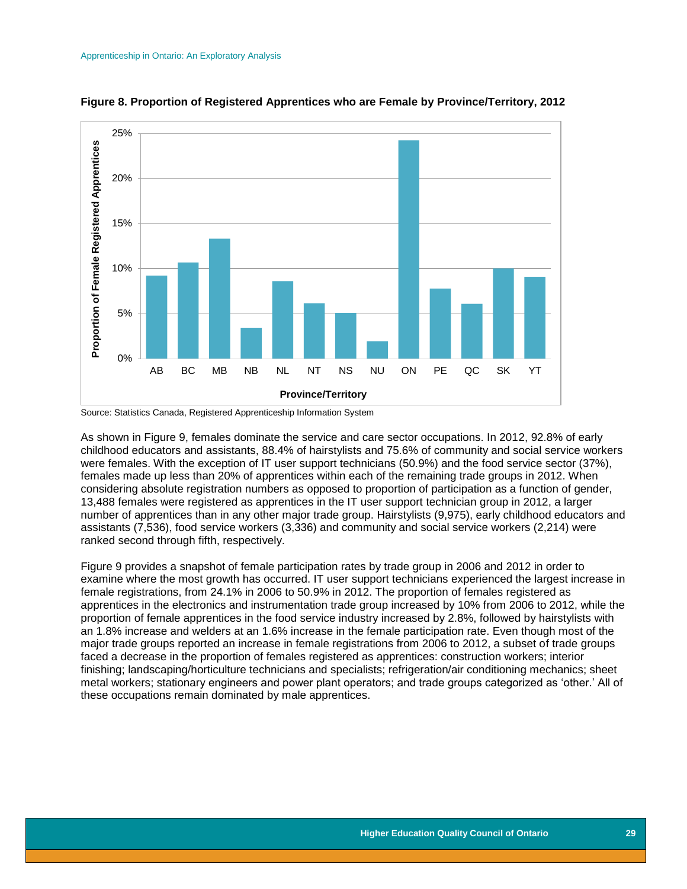**Figure 8. Proportion of Registered Apprentices who are Female by Province/Territory, 2012**

Source: Statistics Canada, Registered Apprenticeship Information System

As shown in Figure 9, females dominate the service and care sector occupations. In 2012, 92.8% of early childhood educators and assistants, 88.4% of hairstylists and 75.6% of community and social service workers were females. With the exception of IT user support technicians (50.9%) and the food service sector (37%), females made up less than 20% of apprentices within each of the remaining trade groups in 2012. When considering absolute registration numbers as opposed to proportion of participation as a function of gender, 13,488 females were registered as apprentices in the IT user support technician group in 2012, a larger number of apprentices than in any other major trade group. Hairstylists (9,975), early childhood educators and assistants (7,536), food service workers (3,336) and community and social service workers (2,214) were ranked second through fifth, respectively.

Figure 9 provides a snapshot of female participation rates by trade group in 2006 and 2012 in order to examine where the most growth has occurred. IT user support technicians experienced the largest increase in female registrations, from 24.1% in 2006 to 50.9% in 2012. The proportion of females registered as apprentices in the electronics and instrumentation trade group increased by 10% from 2006 to 2012, while the proportion of female apprentices in the food service industry increased by 2.8%, followed by hairstylists with an 1.8% increase and welders at an 1.6% increase in the female participation rate. Even though most of the major trade groups reported an increase in female registrations from 2006 to 2012, a subset of trade groups faced a decrease in the proportion of females registered as apprentices: construction workers; interior finishing; landscaping/horticulture technicians and specialists; refrigeration/air conditioning mechanics; sheet metal workers; stationary engineers and power plant operators; and trade groups categorized as 'other.' All of these occupations remain dominated by male apprentices.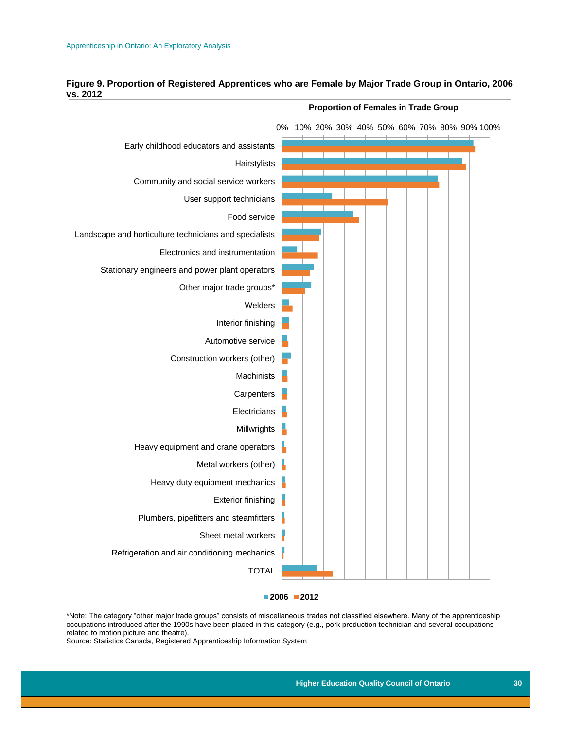**Figure 9. Proportion of Registered Apprentices who are Female by Major Trade Group in Ontario, 2006 vs. 2012**

Proportion of Females in Trade Group

0% 10% 20% 30% 40% 50% 60% 70% 80% 90% 100%

Early childhood educators and assistants

Hairstylists

Community and social service workers

User support technicians

Food service

Landscape and horticulture technicians and specialists

Electronics and instrumentation

Stationary engineers and power plant operators

Other major trade groups*

Welders

Interior finishing

Automotive service

Construction workers (other)

Machinists

Carpenters

Electricians

Millwrights

Heavy equipment and crane operators

Metal workers (other)

Heavy duty equipment mechanics

Exterior finishing

Plumbers, pipefitters and steamfitters

Sheet metal workers

Refrigeration and air conditioning mechanics

TOTAL

2006 2012

*Note: The category "other major trade groups" consists of miscellaneous trades not classified elsewhere. Many of the apprenticeship occupations introduced after the 1990s have been placed in this category (e.g., pork production technician and several occupations related to motion picture and theatre).
Source: Statistics Canada, Registered Apprenticeship Information System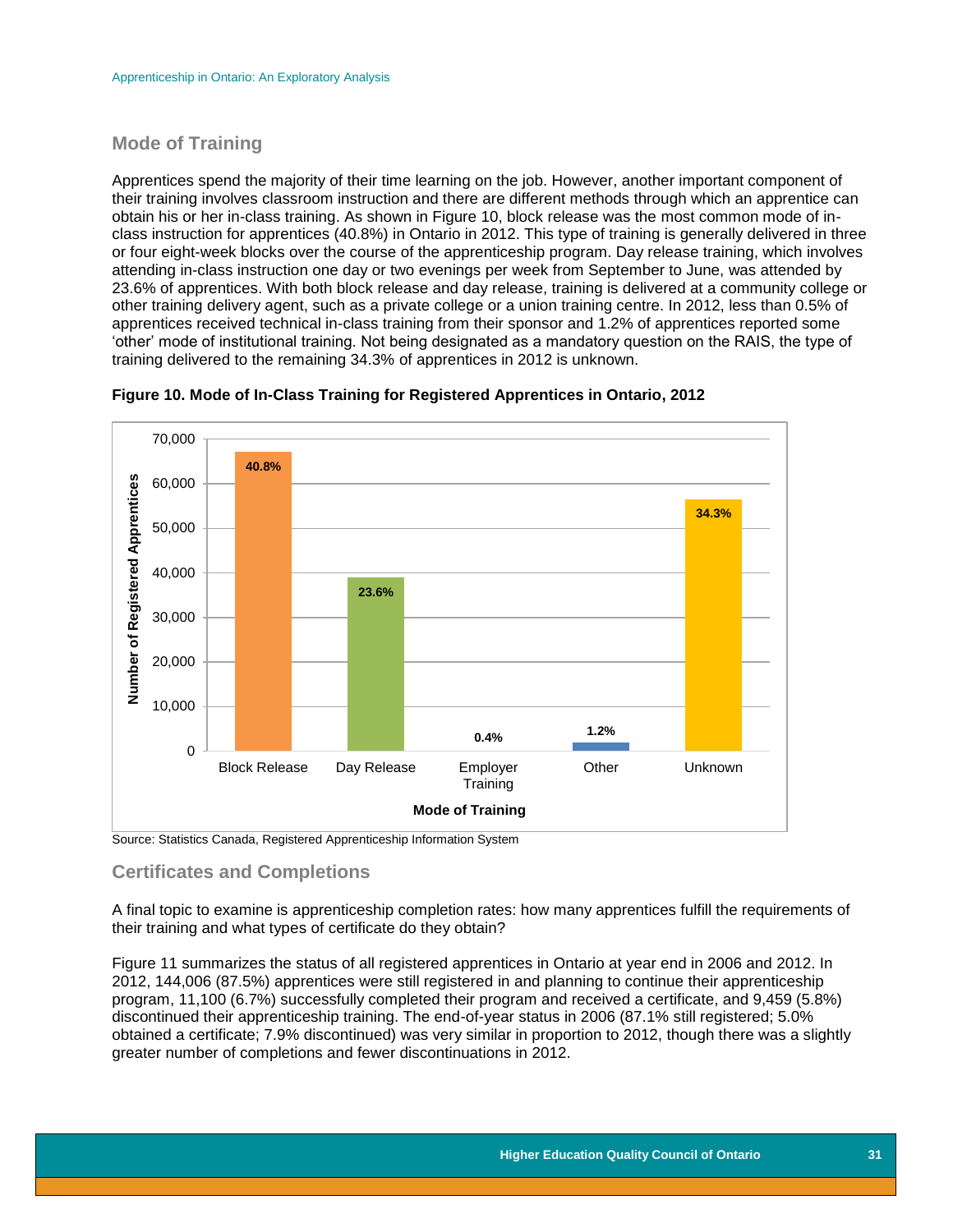## Mode of Training

Apprentices spend the majority of their time learning on the job. However, another important component of their training involves classroom instruction and there are different methods through which an apprentice can obtain his or her in-class training. As shown in Figure 10, block release was the most common mode of in-class instruction for apprentices (40.8%) in Ontario in 2012. This type of training is generally delivered in three or four eight-week blocks over the course of the apprenticeship program. Day release training, which involves attending in-class instruction one day or two evenings per week from September to June, was attended by 23.6% of apprentices. With both block release and day release, training is delivered at a community college or other training delivery agent, such as a private college or a union training centre. In 2012, less than 0.5% of apprentices received technical in-class training from their sponsor and 1.2% of apprentices reported some 'other' mode of institutional training. Not being designated as a mandatory question on the RAIS, the type of training delivered to the remaining 34.3% of apprentices in 2012 is unknown.

**Figure 10. Mode of In-Class Training for Registered Apprentices in Ontario, 2012**

| Mode of Training | Percentage |
|---|---|
| Block Release | 40.8% |
| Day Release | 23.6% |
| Employer Training | 0.4% |
| Other | 1.2% |
| Unknown | 34.3% |

Source: Statistics Canada, Registered Apprenticeship Information System

## Certificates and Completions

A final topic to examine is apprenticeship completion rates: how many apprentices fulfill the requirements of their training and what types of certificate do they obtain?

Figure 11 summarizes the status of all registered apprentices in Ontario at year end in 2006 and 2012. In 2012, 144,006 (87.5%) apprentices were still registered in and planning to continue their apprenticeship program, 11,100 (6.7%) successfully completed their program and received a certificate, and 9,459 (5.8%) discontinued their apprenticeship training. The end-of-year status in 2006 (87.1% still registered; 5.0% obtained a certificate; 7.9% discontinued) was very similar in proportion to 2012, though there was a slightly greater number of completions and fewer discontinuations in 2012.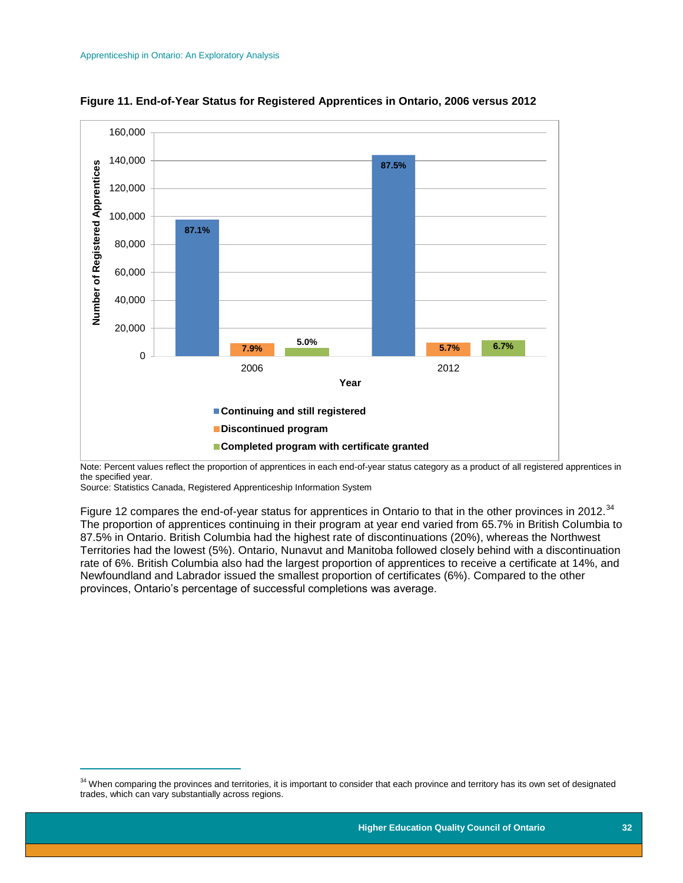**Figure 11. End-of-Year Status for Registered Apprentices in Ontario, 2006 versus 2012**

Note: Percent values reflect the proportion of apprentices in each end-of-year status category as a product of all registered apprentices in the specified year.
Source: Statistics Canada, Registered Apprenticeship Information System

Figure 12 compares the end-of-year status for apprentices in Ontario to that in the other provinces in 2012.[34] The proportion of apprentices continuing in their program at year end varied from 65.7% in British Columbia to 87.5% in Ontario. British Columbia had the highest rate of discontinuations (20%), whereas the Northwest Territories had the lowest (5%). Ontario, Nunavut and Manitoba followed closely behind with a discontinuation rate of 6%. British Columbia also had the largest proportion of apprentices to receive a certificate at 14%, and Newfoundland and Labrador issued the smallest proportion of certificates (6%). Compared to the other provinces, Ontario's percentage of successful completions was average.

[34] When comparing the provinces and territories, it is important to consider that each province and territory has its own set of designated trades, which can vary substantially across regions.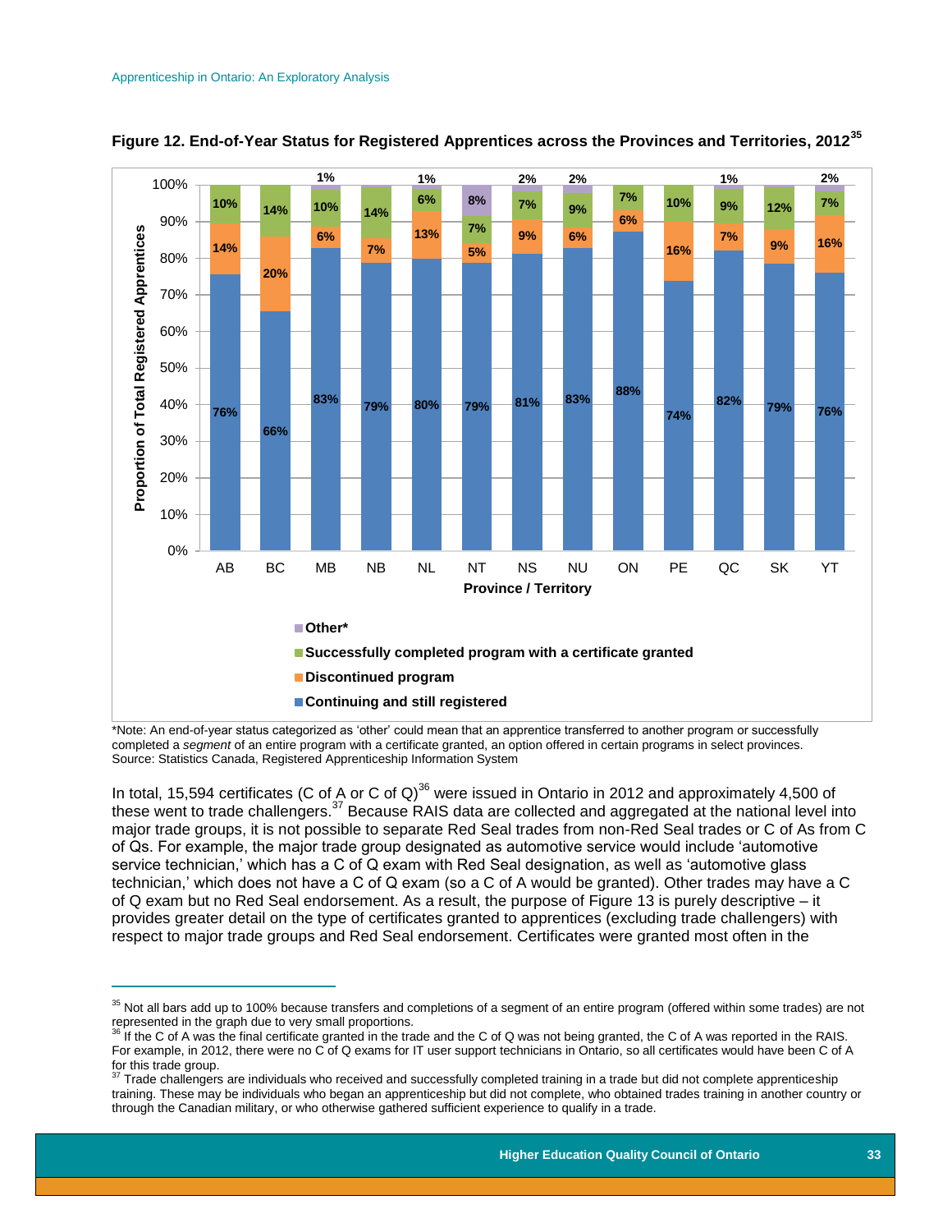**Figure 12. End-of-Year Status for Registered Apprentices across the Provinces and Territories, 2012**[35]

| Province / Territory | Continuing and still registered | Discontinued program | Successfully completed program with a certificate granted | Other* |
|---|---|---|---|---|
| AB | 76% | 14% | 10% | |
| BC | 66% | 20% | 14% | |
| MB | 83% | 6% | 10% | 1% |
| NB | 79% | 7% | 14% | |
| NL | 80% | 13% | 6% | 1% |
| NT | 79% | 5% | 7% | 8% |
| NS | 81% | 9% | 7% | 2% |
| NU | 83% | 6% | 9% | 2% |
| ON | 88% | 6% | 7% | |
| PE | 74% | 16% | 10% | |
| QC | 82% | 7% | 9% | 1% |
| SK | 79% | 9% | 12% | |
| YT | 76% | 16% | 7% | 2% |

*Note: An end-of-year status categorized as 'other' could mean that an apprentice transferred to another program or successfully completed a *segment* of an entire program with a certificate granted, an option offered in certain programs in select provinces.
Source: Statistics Canada, Registered Apprenticeship Information System

In total, 15,594 certificates (C of A or C of Q)[36] were issued in Ontario in 2012 and approximately 4,500 of these went to trade challengers.[37] Because RAIS data are collected and aggregated at the national level into major trade groups, it is not possible to separate Red Seal trades from non-Red Seal trades or C of As from C of Qs. For example, the major trade group designated as automotive service would include 'automotive service technician,' which has a C of Q exam with Red Seal designation, as well as 'automotive glass technician,' which does not have a C of Q exam (so a C of A would be granted). Other trades may have a C of Q exam but no Red Seal endorsement. As a result, the purpose of Figure 13 is purely descriptive – it provides greater detail on the type of certificates granted to apprentices (excluding trade challengers) with respect to major trade groups and Red Seal endorsement. Certificates were granted most often in the

---

[35] Not all bars add up to 100% because transfers and completions of a segment of an entire program (offered within some trades) are not represented in the graph due to very small proportions.

[36] If the C of A was the final certificate granted in the trade and the C of Q was not being granted, the C of A was reported in the RAIS. For example, in 2012, there were no C of Q exams for IT user support technicians in Ontario, so all certificates would have been C of A for this trade group.

[37] Trade challengers are individuals who received and successfully completed training in a trade but did not complete apprenticeship training. These may be individuals who began an apprenticeship but did not complete, who obtained trades training in another country or through the Canadian military, or who otherwise gathered sufficient experience to qualify in a trade.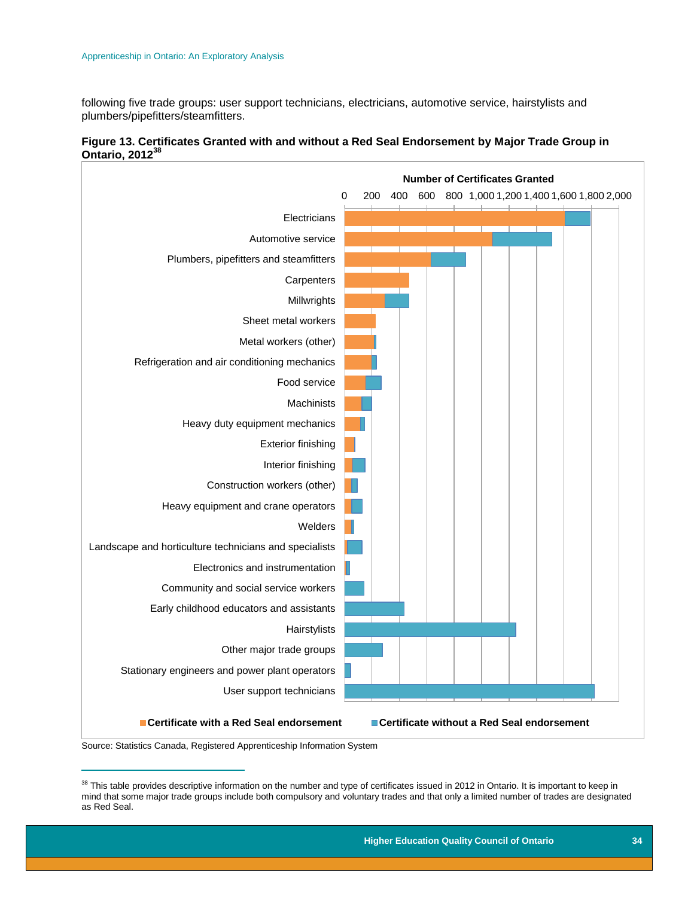following five trade groups: user support technicians, electricians, automotive service, hairstylists and plumbers/pipefitters/steamfitters.

**Figure 13. Certificates Granted with and without a Red Seal Endorsement by Major Trade Group in Ontario, 2012**[38]

Source: Statistics Canada, Registered Apprenticeship Information System

[38] This table provides descriptive information on the number and type of certificates issued in 2012 in Ontario. It is important to keep in mind that some major trade groups include both compulsory and voluntary trades and that only a limited number of trades are designated as Red Seal.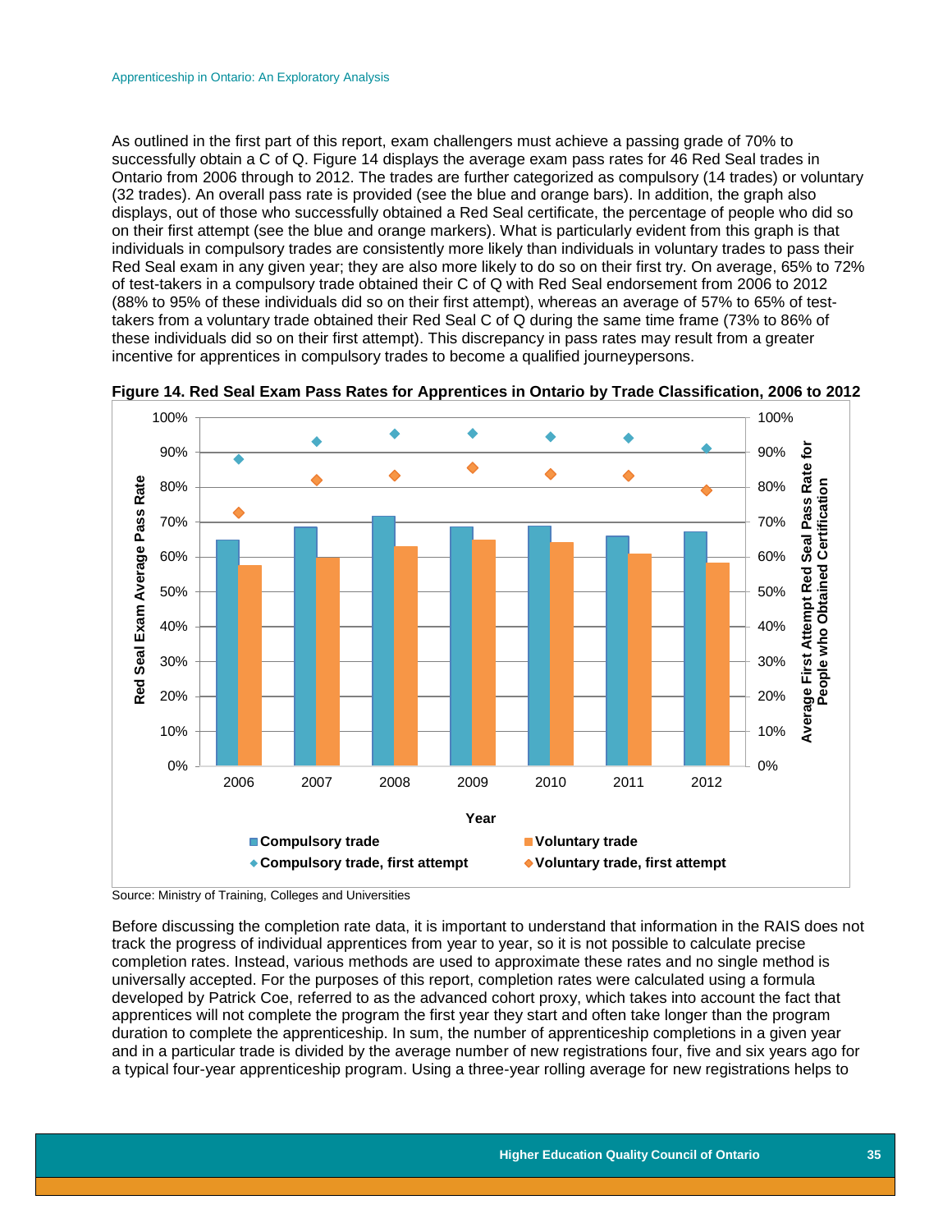As outlined in the first part of this report, exam challengers must achieve a passing grade of 70% to successfully obtain a C of Q. Figure 14 displays the average exam pass rates for 46 Red Seal trades in Ontario from 2006 through to 2012. The trades are further categorized as compulsory (14 trades) or voluntary (32 trades). An overall pass rate is provided (see the blue and orange bars). In addition, the graph also displays, out of those who successfully obtained a Red Seal certificate, the percentage of people who did so on their first attempt (see the blue and orange markers). What is particularly evident from this graph is that individuals in compulsory trades are consistently more likely than individuals in voluntary trades to pass their Red Seal exam in any given year; they are also more likely to do so on their first try. On average, 65% to 72% of test-takers in a compulsory trade obtained their C of Q with Red Seal endorsement from 2006 to 2012 (88% to 95% of these individuals did so on their first attempt), whereas an average of 57% to 65% of test-takers from a voluntary trade obtained their Red Seal C of Q during the same time frame (73% to 86% of these individuals did so on their first attempt). This discrepancy in pass rates may result from a greater incentive for apprentices in compulsory trades to become a qualified journeypersons.

**Figure 14. Red Seal Exam Pass Rates for Apprentices in Ontario by Trade Classification, 2006 to 2012**

Source: Ministry of Training, Colleges and Universities

Before discussing the completion rate data, it is important to understand that information in the RAIS does not track the progress of individual apprentices from year to year, so it is not possible to calculate precise completion rates. Instead, various methods are used to approximate these rates and no single method is universally accepted. For the purposes of this report, completion rates were calculated using a formula developed by Patrick Coe, referred to as the advanced cohort proxy, which takes into account the fact that apprentices will not complete the program the first year they start and often take longer than the program duration to complete the apprenticeship. In sum, the number of apprenticeship completions in a given year and in a particular trade is divided by the average number of new registrations four, five and six years ago for a typical four-year apprenticeship program. Using a three-year rolling average for new registrations helps to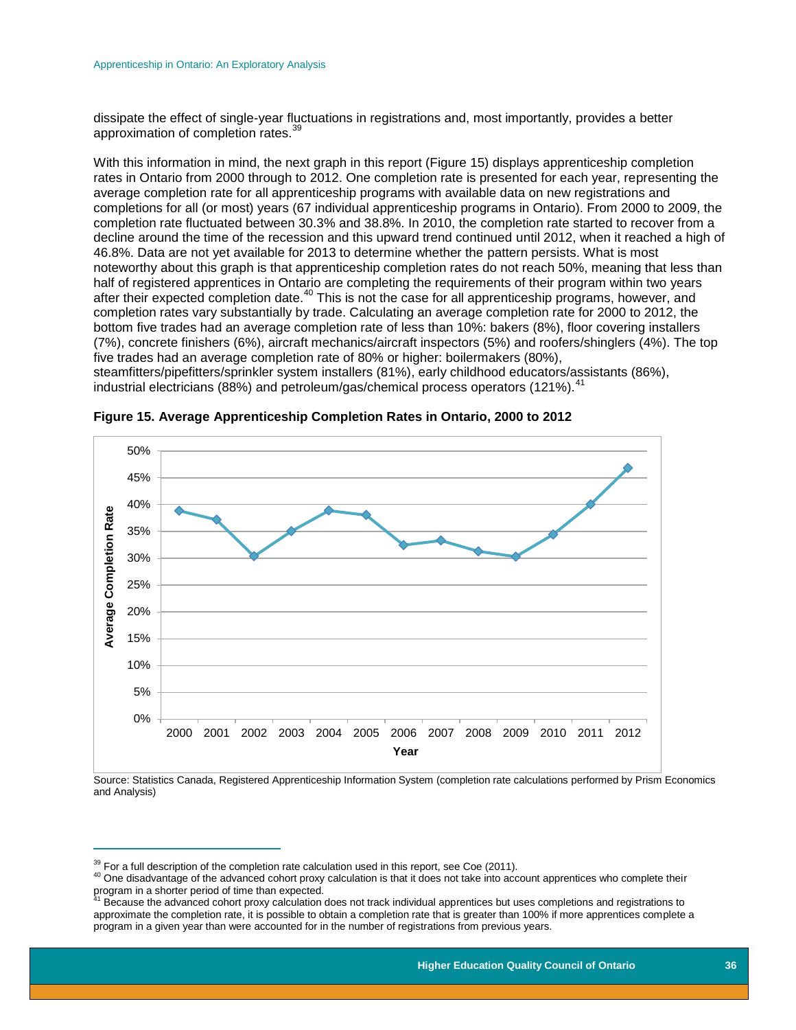dissipate the effect of single-year fluctuations in registrations and, most importantly, provides a better approximation of completion rates.[39]

With this information in mind, the next graph in this report (Figure 15) displays apprenticeship completion rates in Ontario from 2000 through to 2012. One completion rate is presented for each year, representing the average completion rate for all apprenticeship programs with available data on new registrations and completions for all (or most) years (67 individual apprenticeship programs in Ontario). From 2000 to 2009, the completion rate fluctuated between 30.3% and 38.8%. In 2010, the completion rate started to recover from a decline around the time of the recession and this upward trend continued until 2012, when it reached a high of 46.8%. Data are not yet available for 2013 to determine whether the pattern persists. What is most noteworthy about this graph is that apprenticeship completion rates do not reach 50%, meaning that less than half of registered apprentices in Ontario are completing the requirements of their program within two years after their expected completion date.[40] This is not the case for all apprenticeship programs, however, and completion rates vary substantially by trade. Calculating an average completion rate for 2000 to 2012, the bottom five trades had an average completion rate of less than 10%: bakers (8%), floor covering installers (7%), concrete finishers (6%), aircraft mechanics/aircraft inspectors (5%) and roofers/shinglers (4%). The top five trades had an average completion rate of 80% or higher: boilermakers (80%), steamfitters/pipefitters/sprinkler system installers (81%), early childhood educators/assistants (86%), industrial electricians (88%) and petroleum/gas/chemical process operators (121%).[41]

**Figure 15. Average Apprenticeship Completion Rates in Ontario, 2000 to 2012**

Source: Statistics Canada, Registered Apprenticeship Information System (completion rate calculations performed by Prism Economics and Analysis)

---

[39] For a full description of the completion rate calculation used in this report, see Coe (2011).

[40] One disadvantage of the advanced cohort proxy calculation is that it does not take into account apprentices who complete their program in a shorter period of time than expected.

[41] Because the advanced cohort proxy calculation does not track individual apprentices but uses completions and registrations to approximate the completion rate, it is possible to obtain a completion rate that is greater than 100% if more apprentices complete a program in a given year than were accounted for in the number of registrations from previous years.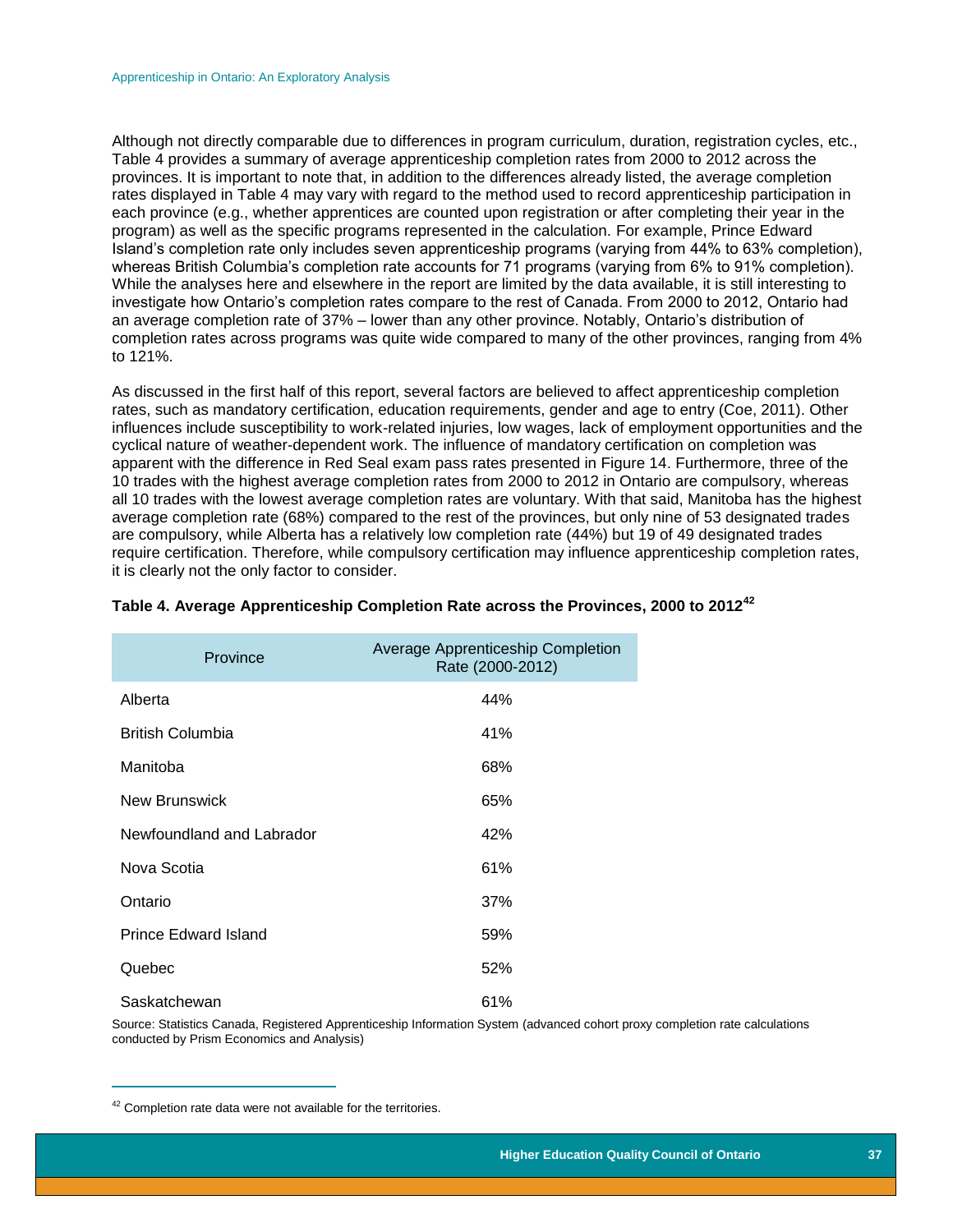Although not directly comparable due to differences in program curriculum, duration, registration cycles, etc., Table 4 provides a summary of average apprenticeship completion rates from 2000 to 2012 across the provinces. It is important to note that, in addition to the differences already listed, the average completion rates displayed in Table 4 may vary with regard to the method used to record apprenticeship participation in each province (e.g., whether apprentices are counted upon registration or after completing their year in the program) as well as the specific programs represented in the calculation. For example, Prince Edward Island's completion rate only includes seven apprenticeship programs (varying from 44% to 63% completion), whereas British Columbia's completion rate accounts for 71 programs (varying from 6% to 91% completion). While the analyses here and elsewhere in the report are limited by the data available, it is still interesting to investigate how Ontario's completion rates compare to the rest of Canada. From 2000 to 2012, Ontario had an average completion rate of 37% – lower than any other province. Notably, Ontario's distribution of completion rates across programs was quite wide compared to many of the other provinces, ranging from 4% to 121%.

As discussed in the first half of this report, several factors are believed to affect apprenticeship completion rates, such as mandatory certification, education requirements, gender and age to entry (Coe, 2011). Other influences include susceptibility to work-related injuries, low wages, lack of employment opportunities and the cyclical nature of weather-dependent work. The influence of mandatory certification on completion was apparent with the difference in Red Seal exam pass rates presented in Figure 14. Furthermore, three of the 10 trades with the highest average completion rates from 2000 to 2012 in Ontario are compulsory, whereas all 10 trades with the lowest average completion rates are voluntary. With that said, Manitoba has the highest average completion rate (68%) compared to the rest of the provinces, but only nine of 53 designated trades are compulsory, while Alberta has a relatively low completion rate (44%) but 19 of 49 designated trades require certification. Therefore, while compulsory certification may influence apprenticeship completion rates, it is clearly not the only factor to consider.

**Table 4. Average Apprenticeship Completion Rate across the Provinces, 2000 to 2012[42]**

| Province | Average Apprenticeship Completion Rate (2000-2012) |
|---|---|
| Alberta | 44% |
| British Columbia | 41% |
| Manitoba | 68% |
| New Brunswick | 65% |
| Newfoundland and Labrador | 42% |
| Nova Scotia | 61% |
| Ontario | 37% |
| Prince Edward Island | 59% |
| Quebec | 52% |
| Saskatchewan | 61% |

Source: Statistics Canada, Registered Apprenticeship Information System (advanced cohort proxy completion rate calculations conducted by Prism Economics and Analysis)

[42] Completion rate data were not available for the territories.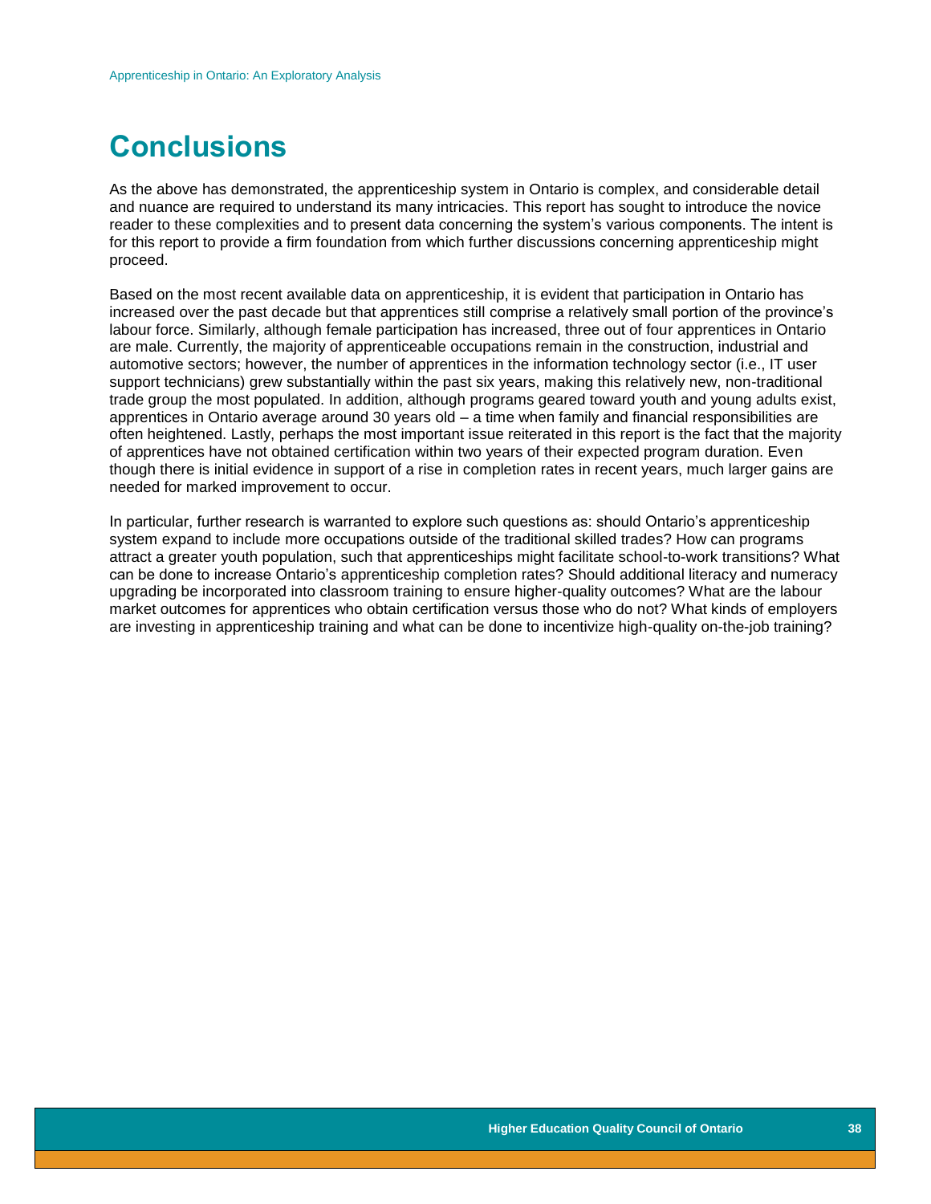# Conclusions

As the above has demonstrated, the apprenticeship system in Ontario is complex, and considerable detail and nuance are required to understand its many intricacies. This report has sought to introduce the novice reader to these complexities and to present data concerning the system's various components. The intent is for this report to provide a firm foundation from which further discussions concerning apprenticeship might proceed.

Based on the most recent available data on apprenticeship, it is evident that participation in Ontario has increased over the past decade but that apprentices still comprise a relatively small portion of the province's labour force. Similarly, although female participation has increased, three out of four apprentices in Ontario are male. Currently, the majority of apprenticeable occupations remain in the construction, industrial and automotive sectors; however, the number of apprentices in the information technology sector (i.e., IT user support technicians) grew substantially within the past six years, making this relatively new, non-traditional trade group the most populated. In addition, although programs geared toward youth and young adults exist, apprentices in Ontario average around 30 years old – a time when family and financial responsibilities are often heightened. Lastly, perhaps the most important issue reiterated in this report is the fact that the majority of apprentices have not obtained certification within two years of their expected program duration. Even though there is initial evidence in support of a rise in completion rates in recent years, much larger gains are needed for marked improvement to occur.

In particular, further research is warranted to explore such questions as: should Ontario's apprenticeship system expand to include more occupations outside of the traditional skilled trades? How can programs attract a greater youth population, such that apprenticeships might facilitate school-to-work transitions? What can be done to increase Ontario's apprenticeship completion rates? Should additional literacy and numeracy upgrading be incorporated into classroom training to ensure higher-quality outcomes? What are the labour market outcomes for apprentices who obtain certification versus those who do not? What kinds of employers are investing in apprenticeship training and what can be done to incentivize high-quality on-the-job training?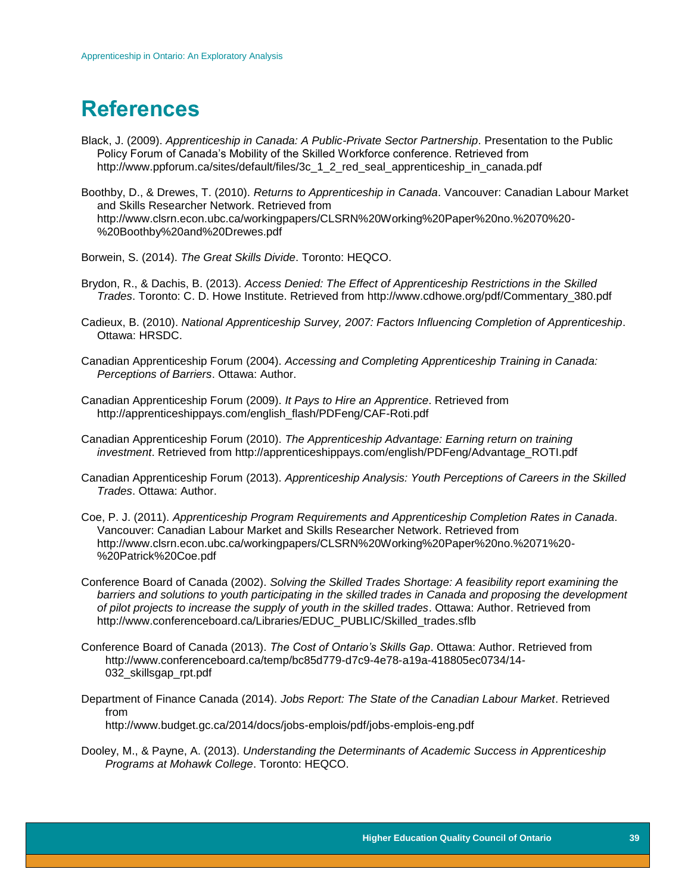# References

Black, J. (2009). *Apprenticeship in Canada: A Public-Private Sector Partnership*. Presentation to the Public Policy Forum of Canada's Mobility of the Skilled Workforce conference. Retrieved from http://www.ppforum.ca/sites/default/files/3c_1_2_red_seal_apprenticeship_in_canada.pdf

Boothby, D., & Drewes, T. (2010). *Returns to Apprenticeship in Canada*. Vancouver: Canadian Labour Market and Skills Researcher Network. Retrieved from http://www.clsrn.econ.ubc.ca/workingpapers/CLSRN%20Working%20Paper%20no.%2070%20-%20Boothby%20and%20Drewes.pdf

Borwein, S. (2014). *The Great Skills Divide*. Toronto: HEQCO.

Brydon, R., & Dachis, B. (2013). *Access Denied: The Effect of Apprenticeship Restrictions in the Skilled Trades*. Toronto: C. D. Howe Institute. Retrieved from http://www.cdhowe.org/pdf/Commentary_380.pdf

Cadieux, B. (2010). *National Apprenticeship Survey, 2007: Factors Influencing Completion of Apprenticeship*. Ottawa: HRSDC.

Canadian Apprenticeship Forum (2004). *Accessing and Completing Apprenticeship Training in Canada: Perceptions of Barriers*. Ottawa: Author.

Canadian Apprenticeship Forum (2009). *It Pays to Hire an Apprentice*. Retrieved from http://apprenticeshippays.com/english_flash/PDFeng/CAF-Roti.pdf

Canadian Apprenticeship Forum (2010). *The Apprenticeship Advantage: Earning return on training investment*. Retrieved from http://apprenticeshippays.com/english/PDFeng/Advantage_ROTI.pdf

Canadian Apprenticeship Forum (2013). *Apprenticeship Analysis: Youth Perceptions of Careers in the Skilled Trades*. Ottawa: Author.

Coe, P. J. (2011). *Apprenticeship Program Requirements and Apprenticeship Completion Rates in Canada*. Vancouver: Canadian Labour Market and Skills Researcher Network. Retrieved from http://www.clsrn.econ.ubc.ca/workingpapers/CLSRN%20Working%20Paper%20no.%2071%20-%20Patrick%20Coe.pdf

Conference Board of Canada (2002). *Solving the Skilled Trades Shortage: A feasibility report examining the barriers and solutions to youth participating in the skilled trades in Canada and proposing the development of pilot projects to increase the supply of youth in the skilled trades*. Ottawa: Author. Retrieved from http://www.conferenceboard.ca/Libraries/EDUC_PUBLIC/Skilled_trades.sflb

Conference Board of Canada (2013). *The Cost of Ontario's Skills Gap*. Ottawa: Author. Retrieved from http://www.conferenceboard.ca/temp/bc85d779-d7c9-4e78-a19a-418805ec0734/14-032_skillsgap_rpt.pdf

Department of Finance Canada (2014). *Jobs Report: The State of the Canadian Labour Market*. Retrieved from http://www.budget.gc.ca/2014/docs/jobs-emplois/pdf/jobs-emplois-eng.pdf

Dooley, M., & Payne, A. (2013). *Understanding the Determinants of Academic Success in Apprenticeship Programs at Mohawk College*. Toronto: HEQCO.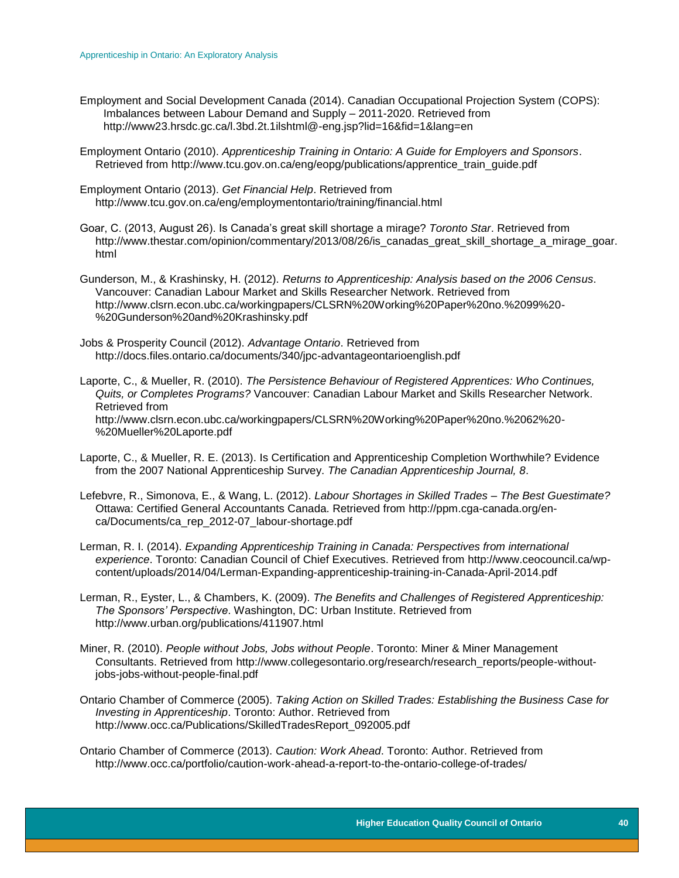Employment and Social Development Canada (2014). Canadian Occupational Projection System (COPS): Imbalances between Labour Demand and Supply – 2011-2020. Retrieved from http://www23.hrsdc.gc.ca/l.3bd.2t.1ilshtml@-eng.jsp?lid=16&fid=1&lang=en

Employment Ontario (2010). *Apprenticeship Training in Ontario: A Guide for Employers and Sponsors*. Retrieved from http://www.tcu.gov.on.ca/eng/eopg/publications/apprentice_train_guide.pdf

Employment Ontario (2013). *Get Financial Help*. Retrieved from http://www.tcu.gov.on.ca/eng/employmentontario/training/financial.html

Goar, C. (2013, August 26). Is Canada's great skill shortage a mirage? *Toronto Star*. Retrieved from http://www.thestar.com/opinion/commentary/2013/08/26/is_canadas_great_skill_shortage_a_mirage_goar.html

Gunderson, M., & Krashinsky, H. (2012). *Returns to Apprenticeship: Analysis based on the 2006 Census*. Vancouver: Canadian Labour Market and Skills Researcher Network. Retrieved from http://www.clsrn.econ.ubc.ca/workingpapers/CLSRN%20Working%20Paper%20no.%2099%20-%20Gunderson%20and%20Krashinsky.pdf

Jobs & Prosperity Council (2012). *Advantage Ontario*. Retrieved from http://docs.files.ontario.ca/documents/340/jpc-advantageontarioenglish.pdf

Laporte, C., & Mueller, R. (2010). *The Persistence Behaviour of Registered Apprentices: Who Continues, Quits, or Completes Programs?* Vancouver: Canadian Labour Market and Skills Researcher Network. Retrieved from http://www.clsrn.econ.ubc.ca/workingpapers/CLSRN%20Working%20Paper%20no.%2062%20-%20Mueller%20Laporte.pdf

Laporte, C., & Mueller, R. E. (2013). Is Certification and Apprenticeship Completion Worthwhile? Evidence from the 2007 National Apprenticeship Survey. *The Canadian Apprenticeship Journal, 8*.

Lefebvre, R., Simonova, E., & Wang, L. (2012). *Labour Shortages in Skilled Trades – The Best Guestimate?* Ottawa: Certified General Accountants Canada. Retrieved from http://ppm.cga-canada.org/en-ca/Documents/ca_rep_2012-07_labour-shortage.pdf

Lerman, R. I. (2014). *Expanding Apprenticeship Training in Canada: Perspectives from international experience*. Toronto: Canadian Council of Chief Executives. Retrieved from http://www.ceocouncil.ca/wp-content/uploads/2014/04/Lerman-Expanding-apprenticeship-training-in-Canada-April-2014.pdf

Lerman, R., Eyster, L., & Chambers, K. (2009). *The Benefits and Challenges of Registered Apprenticeship: The Sponsors' Perspective*. Washington, DC: Urban Institute. Retrieved from http://www.urban.org/publications/411907.html

Miner, R. (2010). *People without Jobs, Jobs without People*. Toronto: Miner & Miner Management Consultants. Retrieved from http://www.collegesontario.org/research/research_reports/people-without-jobs-jobs-without-people-final.pdf

Ontario Chamber of Commerce (2005). *Taking Action on Skilled Trades: Establishing the Business Case for Investing in Apprenticeship*. Toronto: Author. Retrieved from http://www.occ.ca/Publications/SkilledTradesReport_092005.pdf

Ontario Chamber of Commerce (2013). *Caution: Work Ahead*. Toronto: Author. Retrieved from http://www.occ.ca/portfolio/caution-work-ahead-a-report-to-the-ontario-college-of-trades/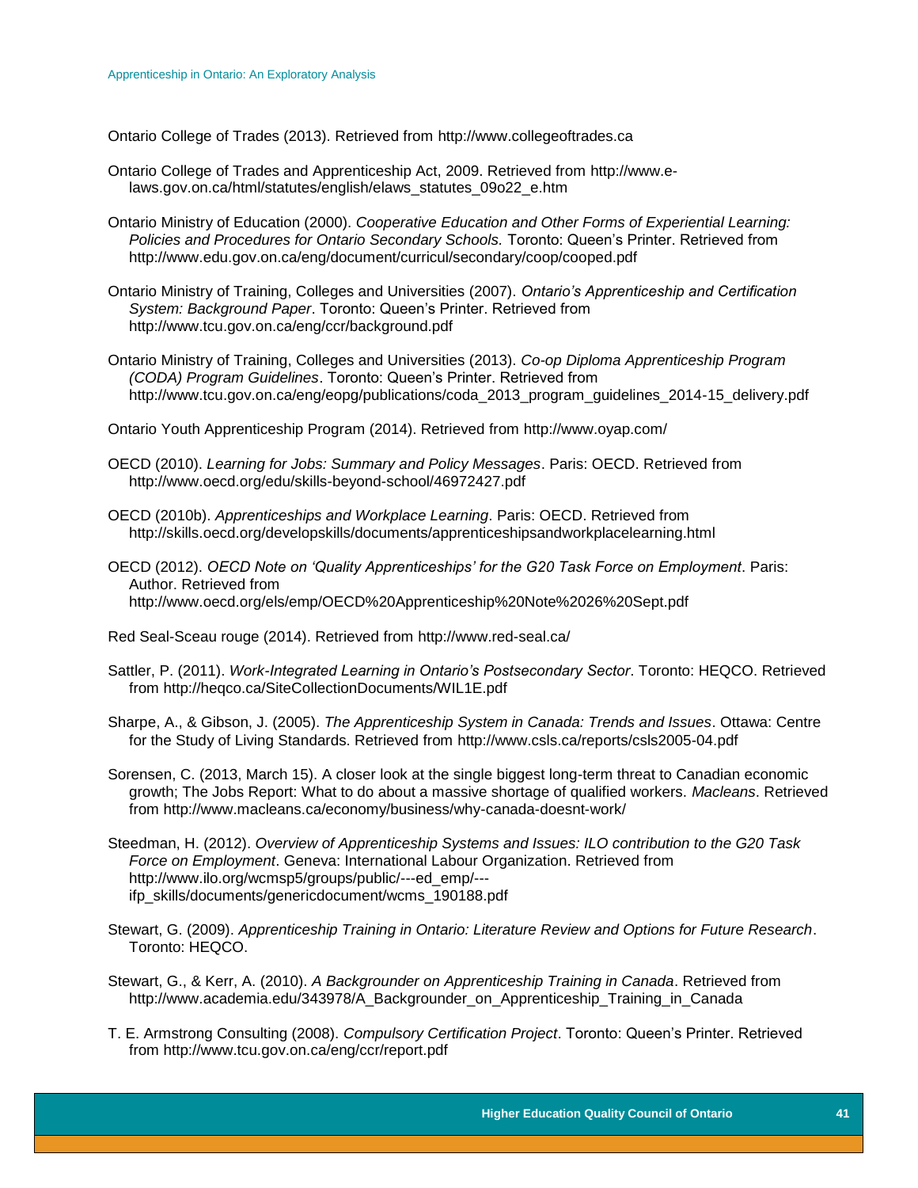Ontario College of Trades (2013). Retrieved from http://www.collegeoftrades.ca

Ontario College of Trades and Apprenticeship Act, 2009. Retrieved from http://www.e-laws.gov.on.ca/html/statutes/english/elaws_statutes_09o22_e.htm

Ontario Ministry of Education (2000). *Cooperative Education and Other Forms of Experiential Learning: Policies and Procedures for Ontario Secondary Schools.* Toronto: Queen's Printer. Retrieved from http://www.edu.gov.on.ca/eng/document/curricul/secondary/coop/cooped.pdf

Ontario Ministry of Training, Colleges and Universities (2007). *Ontario's Apprenticeship and Certification System: Background Paper*. Toronto: Queen's Printer. Retrieved from http://www.tcu.gov.on.ca/eng/ccr/background.pdf

Ontario Ministry of Training, Colleges and Universities (2013). *Co-op Diploma Apprenticeship Program (CODA) Program Guidelines*. Toronto: Queen's Printer. Retrieved from http://www.tcu.gov.on.ca/eng/eopg/publications/coda_2013_program_guidelines_2014-15_delivery.pdf

Ontario Youth Apprenticeship Program (2014). Retrieved from http://www.oyap.com/

OECD (2010). *Learning for Jobs: Summary and Policy Messages*. Paris: OECD. Retrieved from http://www.oecd.org/edu/skills-beyond-school/46972427.pdf

OECD (2010b). *Apprenticeships and Workplace Learning*. Paris: OECD. Retrieved from http://skills.oecd.org/developskills/documents/apprenticeshipsandworkplacelearning.html

OECD (2012). *OECD Note on 'Quality Apprenticeships' for the G20 Task Force on Employment*. Paris: Author. Retrieved from http://www.oecd.org/els/emp/OECD%20Apprenticeship%20Note%2026%20Sept.pdf

Red Seal-Sceau rouge (2014). Retrieved from http://www.red-seal.ca/

Sattler, P. (2011). *Work-Integrated Learning in Ontario's Postsecondary Sector*. Toronto: HEQCO. Retrieved from http://heqco.ca/SiteCollectionDocuments/WIL1E.pdf

Sharpe, A., & Gibson, J. (2005). *The Apprenticeship System in Canada: Trends and Issues*. Ottawa: Centre for the Study of Living Standards. Retrieved from http://www.csls.ca/reports/csls2005-04.pdf

Sorensen, C. (2013, March 15). A closer look at the single biggest long-term threat to Canadian economic growth; The Jobs Report: What to do about a massive shortage of qualified workers. *Macleans*. Retrieved from http://www.macleans.ca/economy/business/why-canada-doesnt-work/

Steedman, H. (2012). *Overview of Apprenticeship Systems and Issues: ILO contribution to the G20 Task Force on Employment*. Geneva: International Labour Organization. Retrieved from http://www.ilo.org/wcmsp5/groups/public/---ed_emp/---ifp_skills/documents/genericdocument/wcms_190188.pdf

Stewart, G. (2009). *Apprenticeship Training in Ontario: Literature Review and Options for Future Research*. Toronto: HEQCO.

Stewart, G., & Kerr, A. (2010). *A Backgrounder on Apprenticeship Training in Canada*. Retrieved from http://www.academia.edu/343978/A_Backgrounder_on_Apprenticeship_Training_in_Canada

T. E. Armstrong Consulting (2008). *Compulsory Certification Project*. Toronto: Queen's Printer. Retrieved from http://www.tcu.gov.on.ca/eng/ccr/report.pdf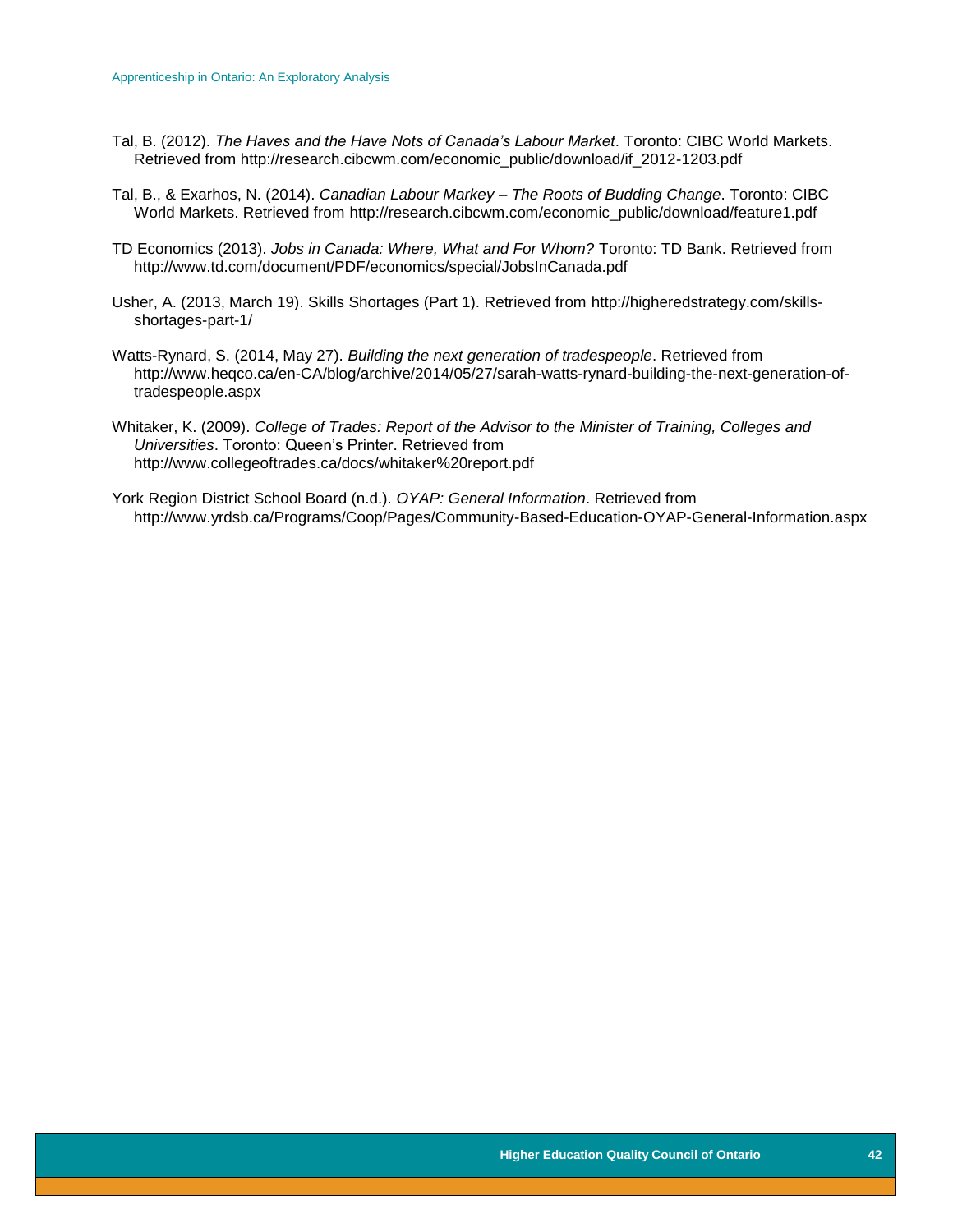Tal, B. (2012). *The Haves and the Have Nots of Canada's Labour Market*. Toronto: CIBC World Markets. Retrieved from http://research.cibcwm.com/economic_public/download/if_2012-1203.pdf

Tal, B., & Exarhos, N. (2014). *Canadian Labour Markey – The Roots of Budding Change*. Toronto: CIBC World Markets. Retrieved from http://research.cibcwm.com/economic_public/download/feature1.pdf

TD Economics (2013). *Jobs in Canada: Where, What and For Whom?* Toronto: TD Bank. Retrieved from http://www.td.com/document/PDF/economics/special/JobsInCanada.pdf

Usher, A. (2013, March 19). Skills Shortages (Part 1). Retrieved from http://higheredstrategy.com/skills-shortages-part-1/

Watts-Rynard, S. (2014, May 27). *Building the next generation of tradespeople*. Retrieved from http://www.heqco.ca/en-CA/blog/archive/2014/05/27/sarah-watts-rynard-building-the-next-generation-of-tradespeople.aspx

Whitaker, K. (2009). *College of Trades: Report of the Advisor to the Minister of Training, Colleges and Universities*. Toronto: Queen's Printer. Retrieved from http://www.collegeoftrades.ca/docs/whitaker%20report.pdf

York Region District School Board (n.d.). *OYAP: General Information*. Retrieved from http://www.yrdsb.ca/Programs/Coop/Pages/Community-Based-Education-OYAP-General-Information.aspx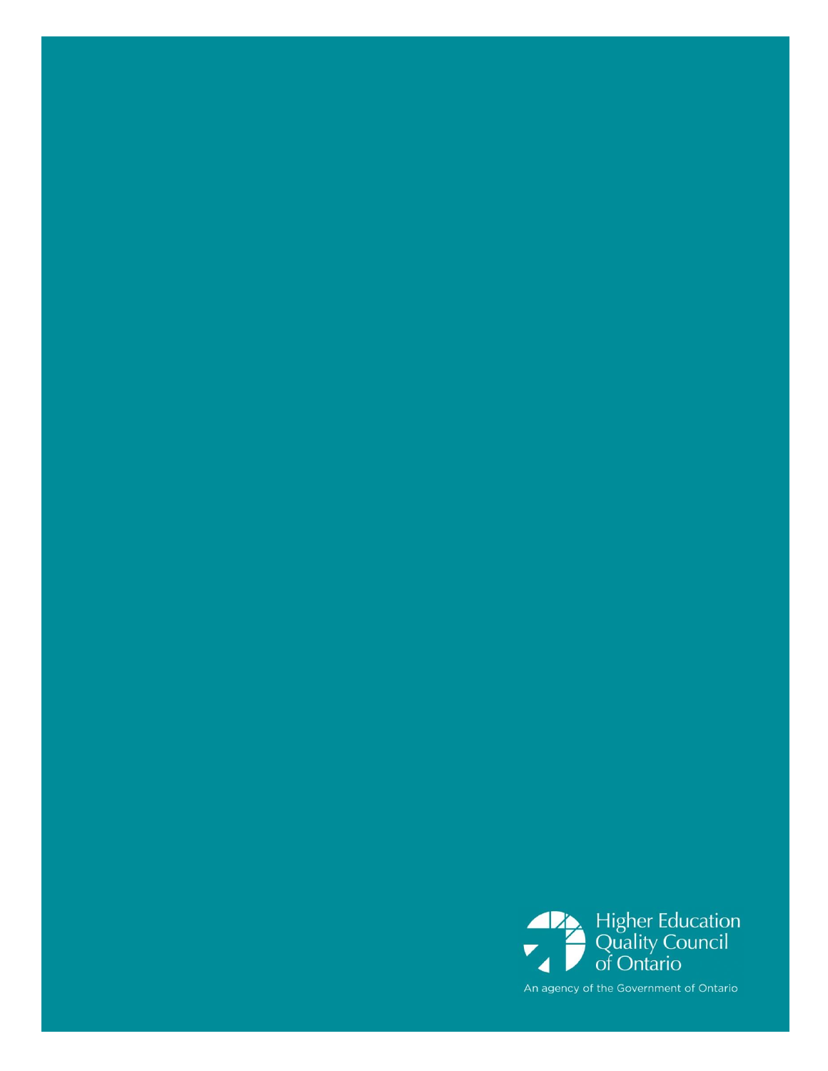Higher Education Quality Council of Ontario

An agency of the Government of Ontario